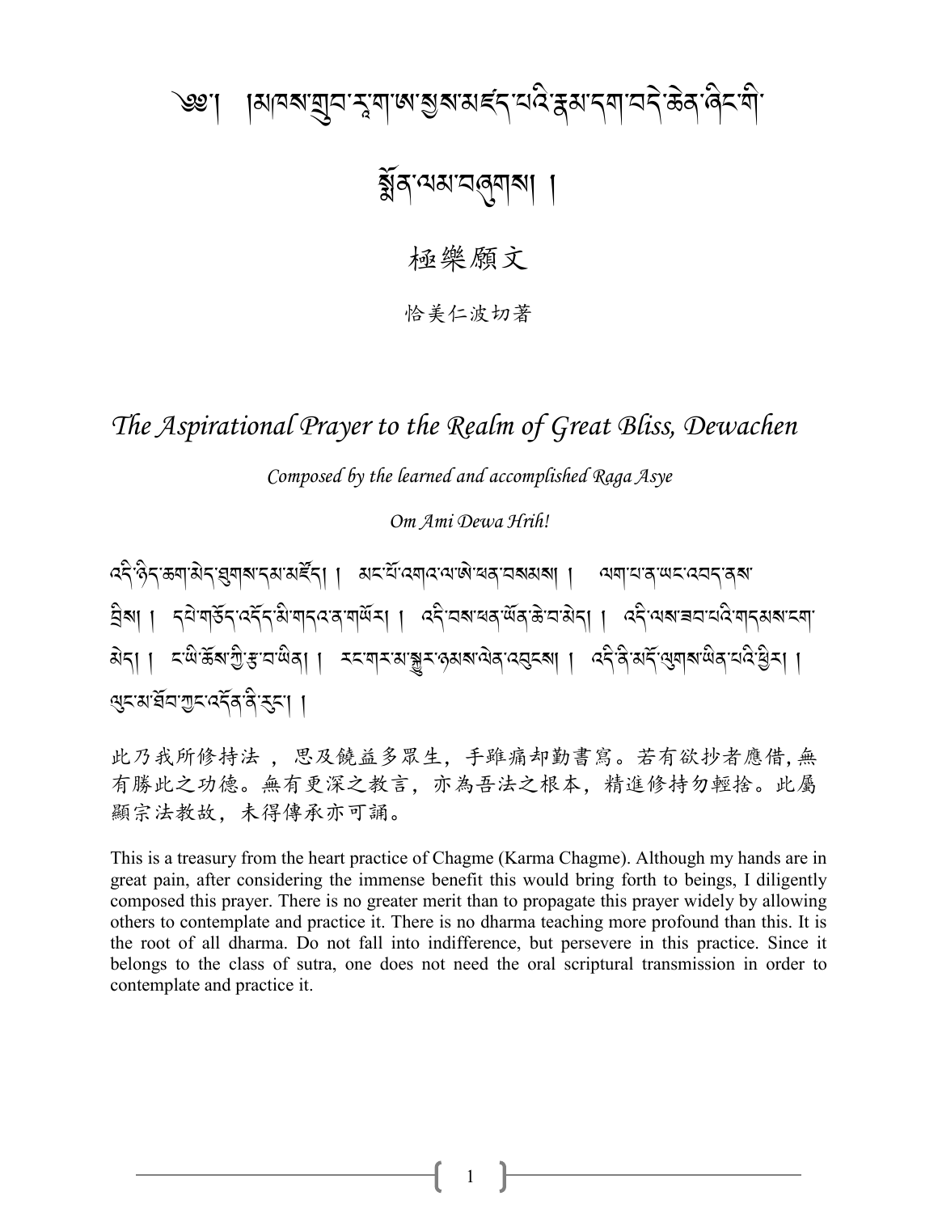# ༄༅། །མཁས་གྲུབ་རཱ་ག་ཨ་སྱས་མཛད་པའི་རྣམ་དག་བདེ་ཆེན་ཞིང་གི་སྨོན་ལམ་བཞུགས། །

## 極樂願文

恰美仁波切著

## *The Aspirational Prayer to the Realm of Great Bliss, Dewachen*

*Composed by the learned and accomplished Raga Asye*

*Om Ami Dewa Hrih!*

འདི་ཉིད་ཆག་མེད་ཐུགས་དམ་མཛོད། །  མང་པོ་འགའ་ལ་ཕན་པ་བསམས། །  ལག་པ་ན་ཡང་འབད་ནས་བྲིས། །  དཔེ་གཅོད་འདོད་མི་གདའ་ན་གཡོར། །  འདི་བས་ཕན་ཡོན་ཆེ་བ་མེད། །  འདི་ལས་ཟབ་པའི་གདམས་ངག་མེད། །  ང་ཡི་ཆོས་ཀྱི་རྩ་བ་ཡིན། །  རང་གར་མ་སྐྱུར་ཉམས་ལེན་འབུངས། །  འདི་ནི་མདོ་ལུགས་ཡིན་པའི་ཕྱིར། །  ལུང་མ་ཐོབ་ཀྱང་འདོན་ནི་རུང་། །

此乃我所修持法，思及饒益多眾生，手雖痛却勤書寫。若有欲抄者應借，無有勝此之功德。無有更深之教言，亦為吾法之根本，精進修持勿輕捨。此屬顯宗法教故，未得傳承亦可誦。

This is a treasury from the heart practice of Chagme (Karma Chagme). Although my hands are in great pain, after considering the immense benefit this would bring forth to beings, I diligently composed this prayer. There is no greater merit than to propagate this prayer widely by allowing others to contemplate and practice it. There is no dharma teaching more profound than this. It is the root of all dharma. Do not fall into indifference, but persevere in this practice. Since it belongs to the class of sutra, one does not need the oral scriptural transmission in order to contemplate and practice it.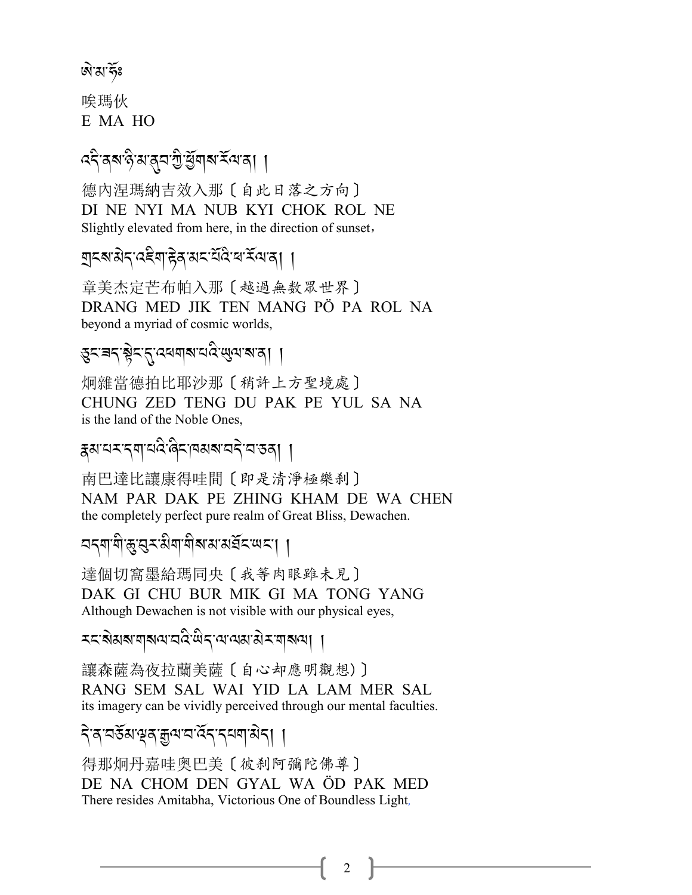ཨེ་མ་ཧོཿ

唉瑪伙
E MA HO

འདི་ནས་ཉི་མ་ནུབ་ཀྱི་ཕྱོགས་རོལ་ན། །

德內涅瑪納吉效入那〔自此日落之方向〕
DI NE NYI MA NUB KYI CHOK ROL NE
Slightly elevated from here, in the direction of sunset,

གྲངས་མེད་འཇིག་རྟེན་མང་པོའི་ཕ་རོལ་ན། །

章美杰定芒布帕入那〔越過無数眾世界〕
DRANG MED JIK TEN MANG PÖ PA ROL NA
beyond a myriad of cosmic worlds,

ཅུང་ཟད་སྟེང་དུ་འཕགས་པའི་ཡུལ་ས་ན། །

炯雜當德拍比耶沙那〔稍許上方聖境處〕
CHUNG ZED TENG DU PAK PE YUL SA NA
is the land of the Noble Ones,

རྣམ་པར་དག་པའི་ཞིང་ཁམས་བདེ་བ་ཅན། །

南巴達比讓康得哇間〔即是清淨極樂剎〕
NAM PAR DAK PE ZHING KHAM DE WA CHEN
the completely perfect pure realm of Great Bliss, Dewachen.

བདག་གི་ཆུ་བུར་མིག་གིས་མ་མཐོང་ཡང་། །

達個切窩墨給瑪同央〔我等肉眼雖未見〕
DAK GI CHU BUR MIK GI MA TONG YANG
Although Dewachen is not visible with our physical eyes,

རང་སེམས་གསལ་བའི་ཡིད་ལ་ལམ་མེར་གསལ། །

讓森薩為夜拉蘭美薩〔自心却應明觀想)〕
RANG SEM SAL WAI YID LA LAM MER SAL
its imagery can be vividly perceived through our mental faculties.

དེ་ན་བཅོམ་ལྡན་རྒྱལ་བ་འོད་དཔག་མེད། །

得那炯丹嘉哇奧巴美〔彼剎阿彌陀佛尊〕
DE NA CHOM DEN GYAL WA ÖD PAK MED
There resides Amitabha, Victorious One of Boundless Light,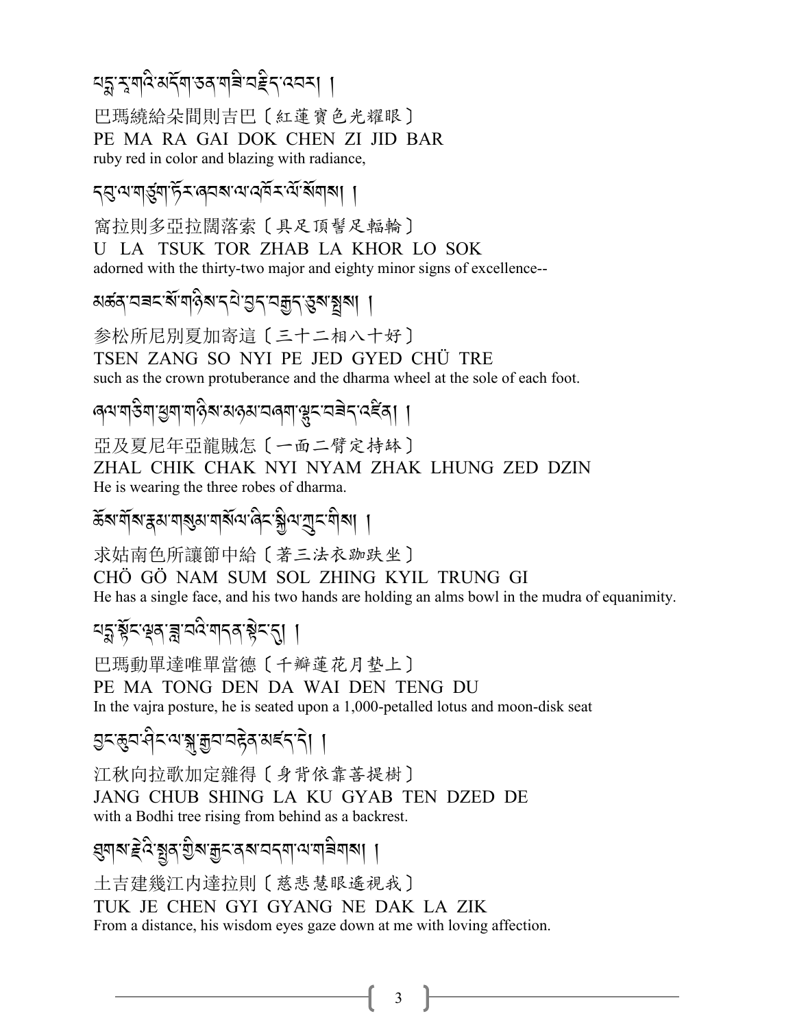པདྨ་རཱ་གའི་མདོག་ཅན་གཟི་བརྗིད་འབར། །

巴瑪繞給朵間則吉巴〔紅蓮寶色光耀眼〕

PE MA RA GAI DOK CHEN ZI JID BAR

ruby red in color and blazing with radiance,

དབུ་ལ་གཙུག་ཏོར་ཞབས་ལ་འཁོར་ལོ་སོགས། །

窩拉則多亞拉闊落索〔具足頂髻足輻輪〕

U LA TSUK TOR ZHAB LA KHOR LO SOK

adorned with the thirty-two major and eighty minor signs of excellence--

མཚན་བཟང་སོ་གཉིས་དཔེ་བྱད་བརྒྱད་ཅུས་སྤྲས། །

参松所尼別夏加寄這〔三十二相八十好〕

TSEN ZANG SO NYI PE JED GYED CHÜ TRE

such as the crown protuberance and the dharma wheel at the sole of each foot.

ཞལ་གཅིག་ཕྱག་གཉིས་མཉམ་བཞག་ལྷུང་བཟེད་འཛིན། །

亞及夏尼年亞龍賊怎〔一面二臂定持缽〕

ZHAL CHIK CHAK NYI NYAM ZHAK LHUNG ZED DZIN

He is wearing the three robes of dharma.

ཆོས་གོས་རྣམ་གསུམ་གསོལ་ཞིང་སྐྱིལ་ཀྲུང་གིས། །

求姑南色所讓節中給〔著三法衣跏趺坐〕

CHÖ GÖ NAM SUM SOL ZHING KYIL TRUNG GI

He has a single face, and his two hands are holding an alms bowl in the mudra of equanimity.

པདྨ་སྟོང་ལྡན་ཟླ་བའི་གདན་སྟེང་དུ། །

巴瑪動單達唯單當德〔千瓣蓮花月墊上〕

PE MA TONG DEN DA WAI DEN TENG DU

In the vajra posture, he is seated upon a 1,000-petalled lotus and moon-disk seat

བྱང་ཆུབ་ཤིང་ལ་སྐུ་རྒྱབ་བརྟེན་མཛད་དེ། །

江秋向拉歌加定雜得〔身背依靠菩提樹〕

JANG CHUB SHING LA KU GYAB TEN DZED DE

with a Bodhi tree rising from behind as a backrest.

ཐུགས་རྗེའི་སྤྱན་གྱིས་རྒྱང་ནས་བདག་ལ་གཟིགས། །

土吉建幾江內達拉則〔慈悲慧眼遙視我〕

TUK JE CHEN GYI GYANG NE DAK LA ZIK

From a distance, his wisdom eyes gaze down at me with loving affection.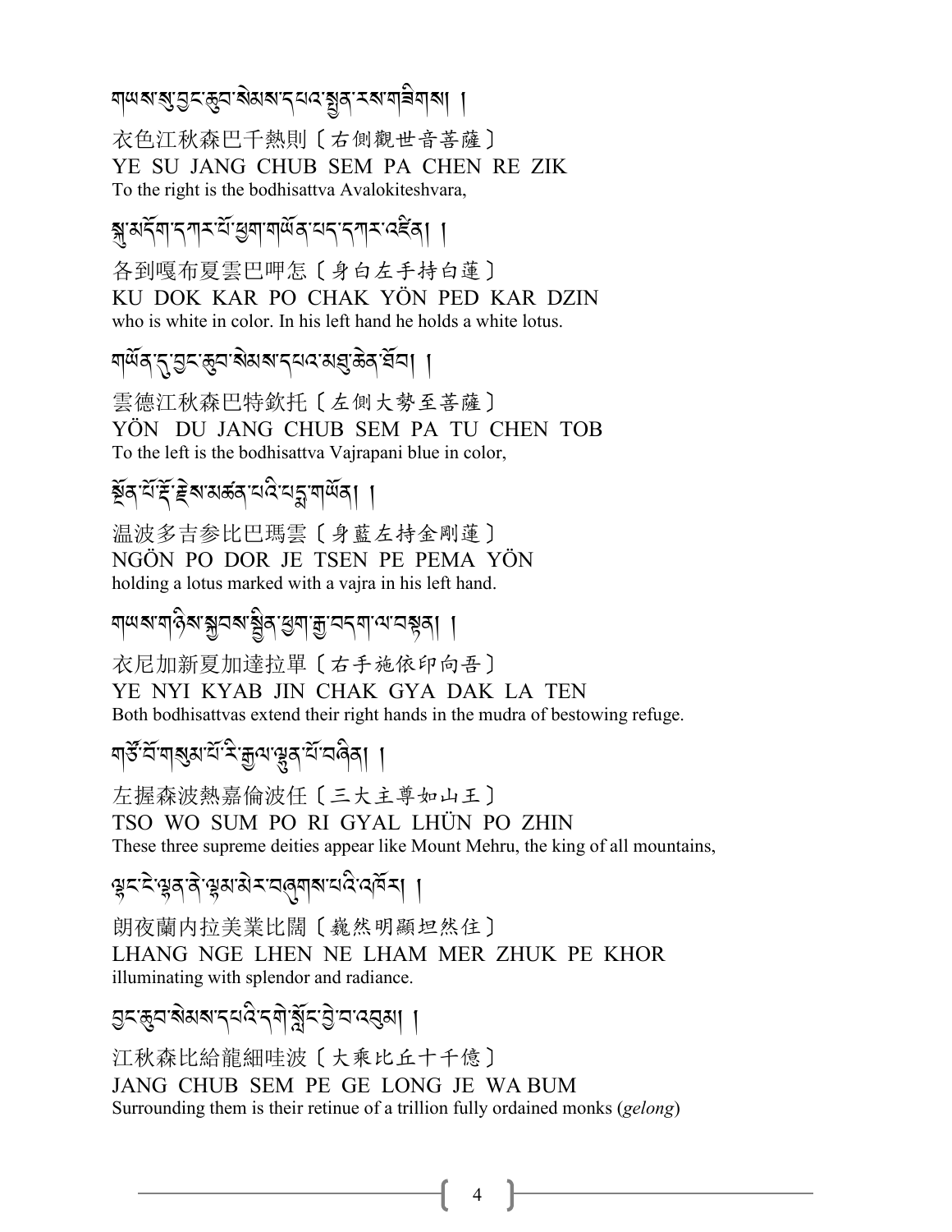གཡས་སུ་བྱང་ཆུབ་སེམས་དཔའ་སྤྱན་རས་གཟིགས། །

衣色江秋森巴千熱則〔右側觀世音菩薩〕
YE SU JANG CHUB SEM PA CHEN RE ZIK
To the right is the bodhisattva Avalokiteshvara,

སྐུ་མདོག་དཀར་པོ་ཕྱག་གཡོན་པད་དཀར་འཛིན། །

各到嘎布夏雲巴呷怎〔身白左手持白蓮〕
KU DOK KAR PO CHAK YÖN PED KAR DZIN
who is white in color. In his left hand he holds a white lotus.

གཡོན་དུ་བྱང་ཆུབ་སེམས་དཔའ་མཐུ་ཆེན་ཐོབ། །

雲德江秋森巴特欽托〔左側大勢至菩薩〕
YÖN DU JANG CHUB SEM PA TU CHEN TOB
To the left is the bodhisattva Vajrapani blue in color,

སྔོན་པོ་རྡོ་རྗེ་རྗེས་མཚན་པའི་པདྨ་གཡོན། །

溫波多吉參比巴瑪雲〔身藍左持金剛蓮〕
NGÖN PO DOR JE TSEN PE PEMA YÖN
holding a lotus marked with a vajra in his left hand.

གཡས་གཉིས་སྐྱབས་སྦྱིན་ཕྱག་རྒྱ་བདག་ལ་བསྟན། །

衣尼加新夏加達拉單〔右手施依印向吾〕
YE NYI KYAB JIN CHAK GYA DAK LA TEN
Both bodhisattvas extend their right hands in the mudra of bestowing refuge.

གཙོ་བོ་གསུམ་པོ་རི་རྒྱལ་ལྷུན་པོ་བཞིན། །

左握森波熱嘉倫波任〔三大主尊如山王〕
TSO WO SUM PO RI GYAL LHÜN PO ZHIN
These three supreme deities appear like Mount Mehru, the king of all mountains,

ལྷང་ངེ་ལྷན་ནེ་ལྷམ་མེར་བཞུགས་པའི་འཁོར། །

朗夜蘭內拉美業比闊〔巍然明顯坦然住〕
LHANG NGE LHEN NE LHAM MER ZHUK PE KHOR
illuminating with splendor and radiance.

བྱང་ཆུབ་སེམས་དཔའི་དགེ་སློང་བྱེ་བ་འབུམ། །

江秋森比給龍細哇波〔大乘比丘十千億〕
JANG CHUB SEM PE GE LONG JE WA BUM
Surrounding them is their retinue of a trillion fully ordained monks (*gelong*)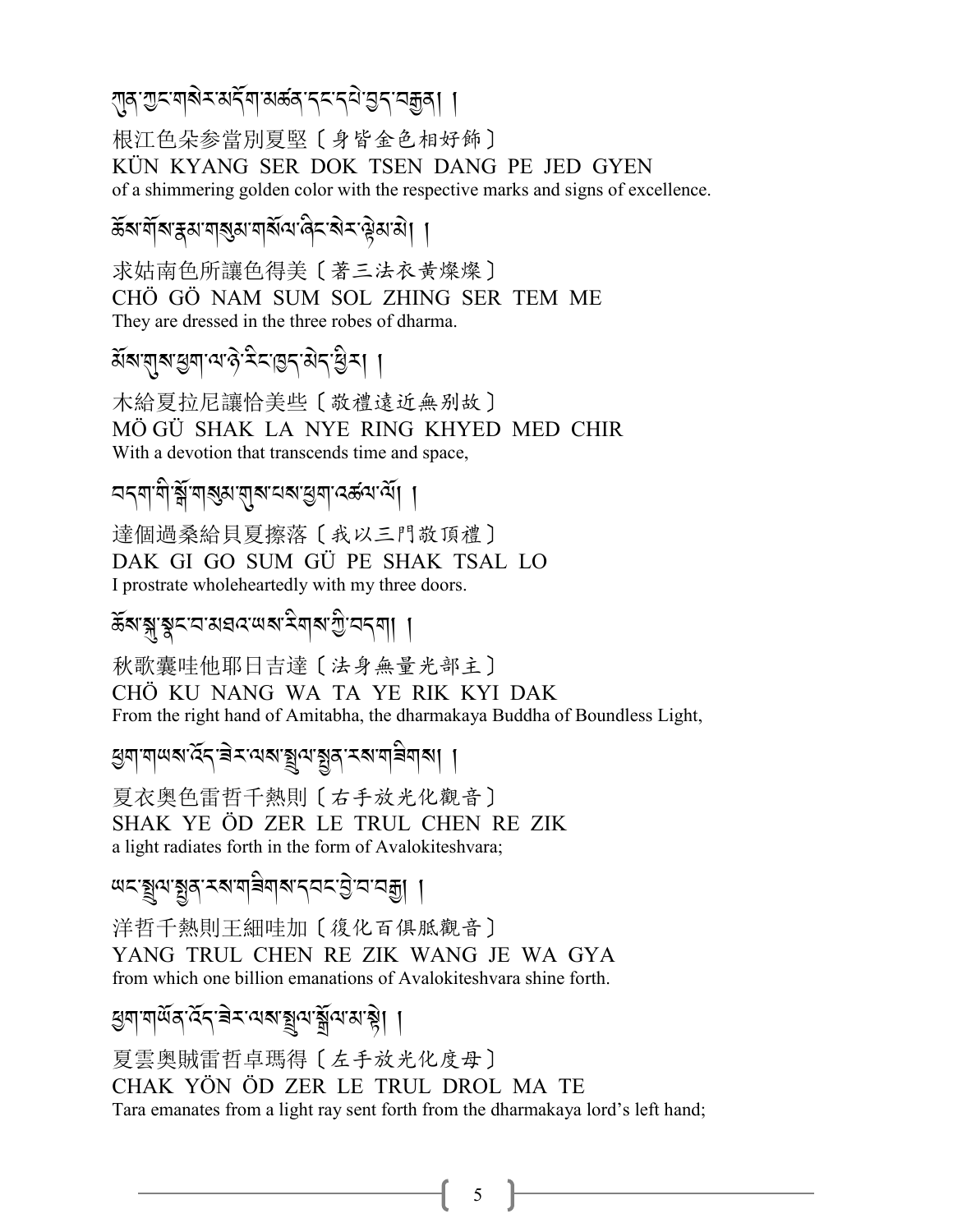ཀུན་ཀྱང་གསེར་མདོག་མཚན་དང་དཔེ་བྱད་བརྒྱན། །

根江色朵參當別夏堅〔身皆金色相好飾〕
KÜN KYANG SER DOK TSEN DANG PE JED GYEN
of a shimmering golden color with the respective marks and signs of excellence.

ཆོས་གོས་རྣམ་གསུམ་གསོལ་ཞིང་སེར་ལྷེམ་མེ། །

求姑南色所讓色得美〔著三法衣黃燦燦〕
CHÖ GÖ NAM SUM SOL ZHING SER TEM ME
They are dressed in the three robes of dharma.

མོས་གུས་ཕྱག་ལ་ཉེ་རིང་ཁྱད་མེད་ཕྱིར། །

木給夏拉尼讓恰美些〔敬禮遠近無別故〕
MÖ GÜ SHAK LA NYE RING KHYED MED CHIR
With a devotion that transcends time and space,

བདག་གི་སྒོ་གསུམ་གུས་པས་ཕྱག་འཚལ་ལོ། །

達個過桑給貝夏擦落〔我以三門敬頂禮〕
DAK GI GO SUM GÜ PE SHAK TSAL LO
I prostrate wholeheartedly with my three doors.

ཆོས་སྐུ་སྣང་བ་མཐའ་ཡས་རིགས་ཀྱི་བདག། །

秋歌囊哇他耶日吉達〔法身無量光部主〕
CHÖ KU NANG WA TA YE RIK KYI DAK
From the right hand of Amitabha, the dharmakaya Buddha of Boundless Light,

ཕྱག་གཡས་འོད་ཟེར་ལས་སྤྲུལ་སྤྱན་རས་གཟིགས། །

夏衣奧色雷哲千熱則〔右手放光化觀音〕
SHAK YE ÖD ZER LE TRUL CHEN RE ZIK
a light radiates forth in the form of Avalokiteshvara;

ཡང་སྤྲུལ་སྤྱན་རས་གཟིགས་དབང་བྱེ་བ་བརྒྱ། །

洋哲千熱則王細哇加〔復化百俱胝觀音〕
YANG TRUL CHEN RE ZIK WANG JE WA GYA
from which one billion emanations of Avalokiteshvara shine forth.

ཕྱག་གཡོན་འོད་ཟེར་ལས་སྤྲུལ་སྒྲོལ་མ་སྟེ། །

夏雲奧賊雷哲卓瑪得〔左手放光化度母〕
CHAK YÖN ÖD ZER LE TRUL DROL MA TE
Tara emanates from a light ray sent forth from the dharmakaya lord's left hand;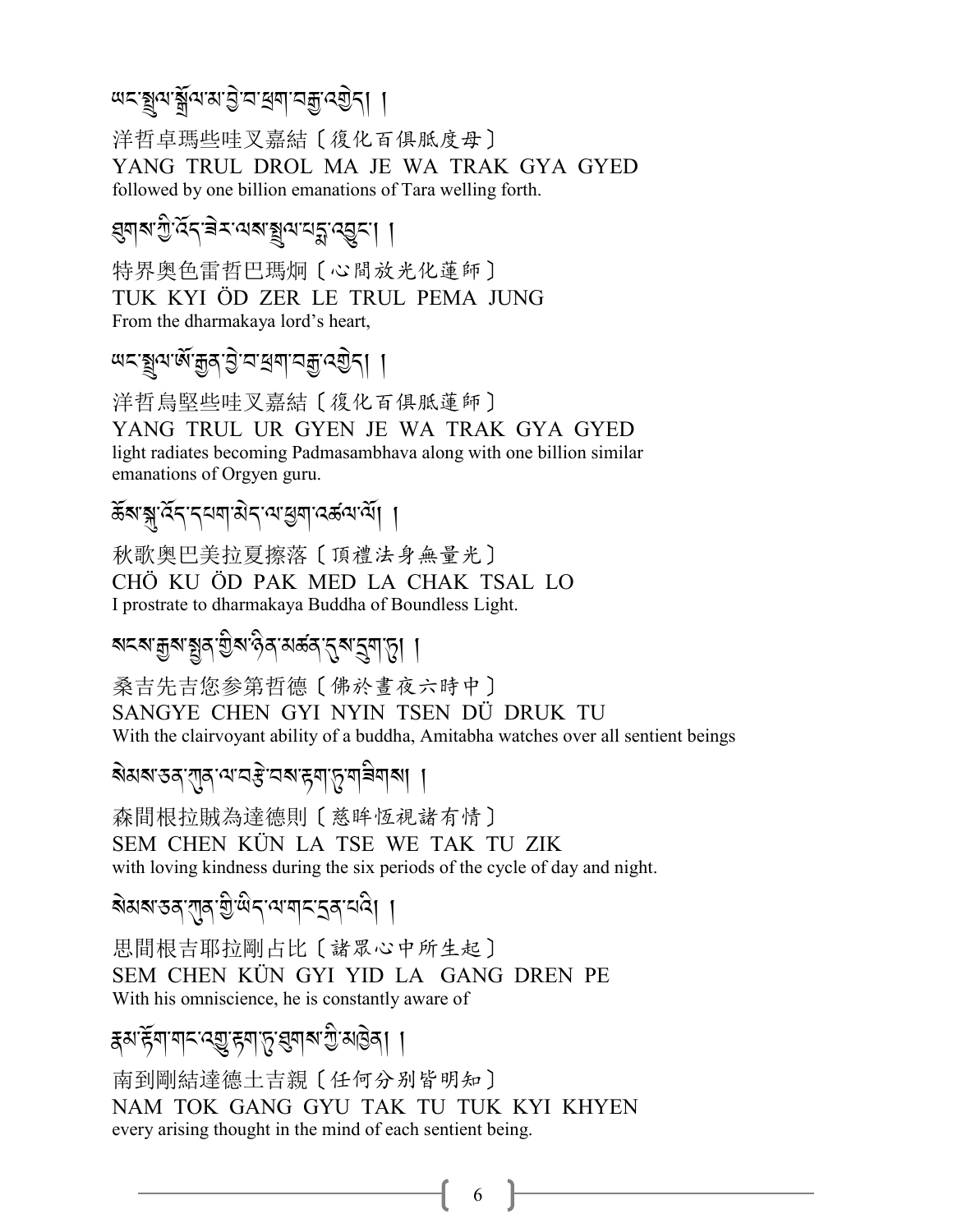ཡང་སྤྲུལ་སྒྲོལ་མ་བྱེ་བ་ཕྲག་བརྒྱ་འགྱེད། །

洋哲卓瑪些哇叉嘉結〔復化百俱胝度母〕
YANG TRUL DROL MA JE WA TRAK GYA GYED
followed by one billion emanations of Tara welling forth.

ཐུགས་ཀྱི་འོད་ཟེར་ལས་སྤྲུལ་པདྨ་འབྱུང་། །

特界奧色雷哲巴瑪炯〔心間放光化蓮師〕
TUK KYI ÖD ZER LE TRUL PEMA JUNG
From the dharmakaya lord's heart,

ཡང་སྤྲུལ་ཨོ་རྒྱན་བྱེ་བ་ཕྲག་བརྒྱ་འགྱེད། །

洋哲烏堅些哇叉嘉結〔復化百俱胝蓮師〕
YANG TRUL UR GYEN JE WA TRAK GYA GYED
light radiates becoming Padmasambhava along with one billion similar emanations of Orgyen guru.

ཆོས་སྐུ་འོད་དཔག་མེད་ལ་ཕྱག་འཚལ་ལོ། །

秋歌奧巴美拉夏擦落〔頂禮法身無量光〕
CHÖ KU ÖD PAK MED LA CHAK TSAL LO
I prostrate to dharmakaya Buddha of Boundless Light.

སངས་རྒྱས་སྤྱན་གྱིས་ཉིན་མཚན་དུས་དྲུག་ཏུ། །

桑吉先吉您參第哲德〔佛於晝夜六時中〕
SANGYE CHEN GYI NYIN TSEN DÜ DRUK TU
With the clairvoyant ability of a buddha, Amitabha watches over all sentient beings

སེམས་ཅན་ཀུན་ལ་བརྩེ་བས་རྟག་ཏུ་གཟིགས། །

森間根拉賊為達德則〔慈眸恆視諸有情〕
SEM CHEN KÜN LA TSE WE TAK TU ZIK
with loving kindness during the six periods of the cycle of day and night.

སེམས་ཅན་ཀུན་གྱི་ཡིད་ལ་གང་དྲན་པའི། །

思間根吉耶拉剛占比〔諸眾心中所生起〕
SEM CHEN KÜN GYI YID LA GANG DREN PE
With his omniscience, he is constantly aware of

རྣམ་རྟོག་གང་འགྱུ་རྟག་ཏུ་ཐུགས་ཀྱི་མཁྱེན། །

南到剛結達德土吉親〔任何分別皆明知〕
NAM TOK GANG GYU TAK TU TUK KYI KHYEN
every arising thought in the mind of each sentient being.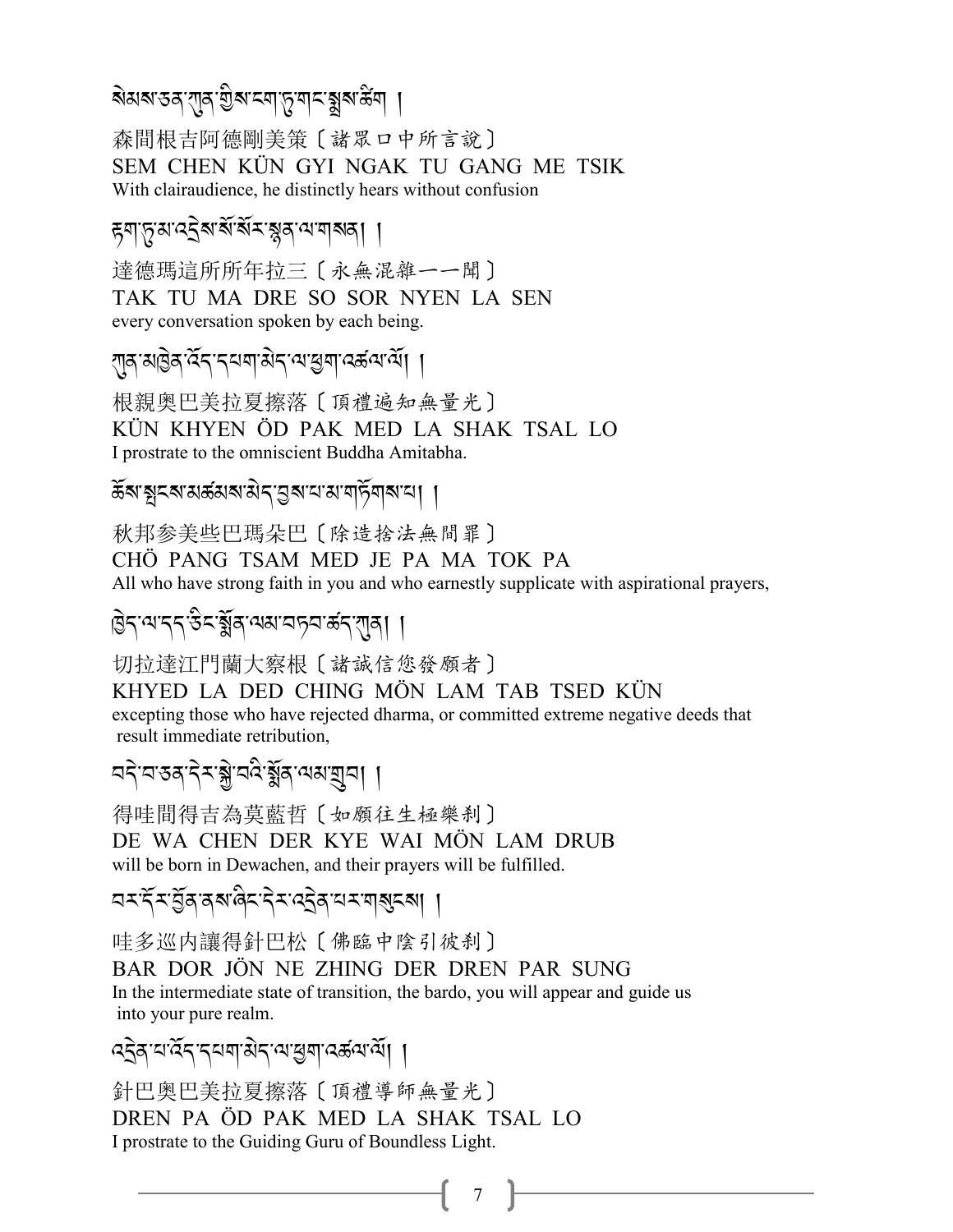སེམས་ཅན་ཀུན་གྱིས་ངག་ཏུ་གང་སྨྲས་ཚིག །

森間根吉阿德剛美策〔諸眾口中所言說〕

SEM CHEN KÜN GYI NGAK TU GANG ME TSIK

With clairaudience, he distinctly hears without confusion

རྟག་ཏུ་མ་འདྲེས་སོ་སོར་སྙན་ལ་གསན། །

達德瑪這所所年拉三〔永無混雜一一聞〕

TAK TU MA DRE SO SOR NYEN LA SEN

every conversation spoken by each being.

ཀུན་མཁྱེན་འོད་དཔག་མེད་ལ་ཕྱག་འཚལ་ལོ། །

根親奧巴美拉夏擦落〔頂禮遍知無量光〕

KÜN KHYEN ÖD PAK MED LA SHAK TSAL LO

I prostrate to the omniscient Buddha Amitabha.

ཆོས་སྤངས་མཚམས་མེད་བྱས་པ་མ་གཏོགས་པ། །

秋邦參美些巴瑪朵巴〔除造捨法無間罪〕

CHÖ PANG TSAM MED JE PA MA TOK PA

All who have strong faith in you and who earnestly supplicate with aspirational prayers,

ཁྱེད་ལ་དད་ཅིང་སྨོན་ལམ་བཏབ་ཚད་ཀུན། །

切拉達江門蘭大察根〔諸誠信您發願者〕

KHYED LA DED CHING MÖN LAM TAB TSED KÜN

excepting those who have rejected dharma, or committed extreme negative deeds that result immediate retribution,

བདེ་བ་ཅན་དེར་སྐྱེ་བའི་སྨོན་ལམ་གྲུབ། །

得哇間得吉為莫藍哲〔如願往生極樂剎〕

DE WA CHEN DER KYE WAI MÖN LAM DRUB

will be born in Dewachen, and their prayers will be fulfilled.

བར་དོར་བྱོན་ནས་ཞིང་དེར་འདྲེན་པར་གསུངས། །

哇多巡內讓得針巴松〔佛臨中陰引彼剎〕

BAR DOR JÖN NE ZHING DER DREN PAR SUNG

In the intermediate state of transition, the bardo, you will appear and guide us into your pure realm.

འདྲེན་པ་འོད་དཔག་མེད་ལ་ཕྱག་འཚལ་ལོ། །

針巴奧巴美拉夏擦落〔頂禮導師無量光〕

DREN PA ÖD PAK MED LA SHAK TSAL LO

I prostrate to the Guiding Guru of Boundless Light.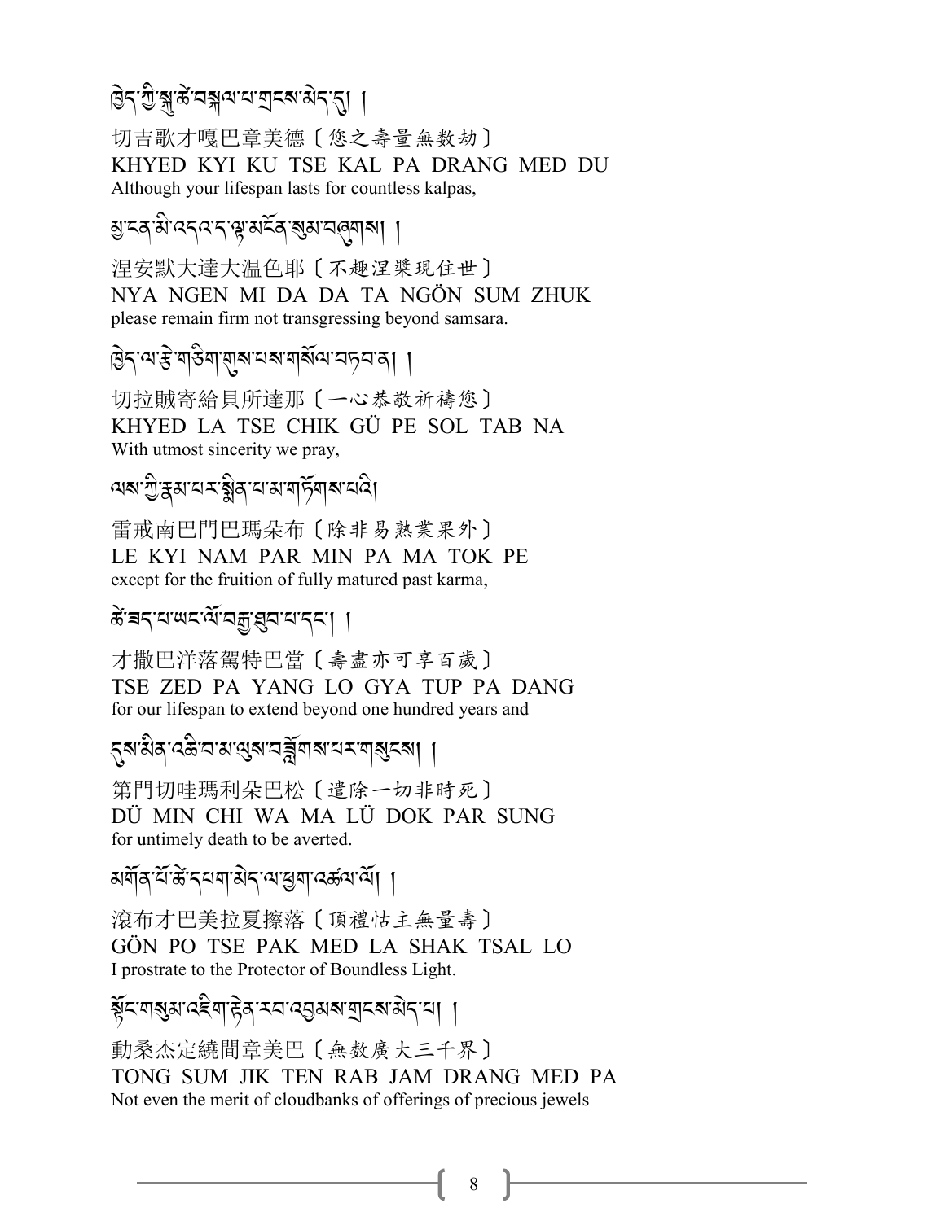ཁྱེད་ཀྱི་སྐུ་ཚེ་བསྐལ་པ་གྲངས་མེད་དུ། །

切吉歌才嘎巴章美德〔您之壽量無数劫〕
KHYED KYI KU TSE KAL PA DRANG MED DU
Although your lifespan lasts for countless kalpas,

མྱ་ངན་མི་འདའ་ད་ལྟ་མངོན་སུམ་བཞུགས། །

涅安默大達大温色耶〔不趣涅槃現住世〕
NYA NGEN MI DA DA TA NGÖN SUM ZHUK
please remain firm not transgressing beyond samsara.

ཁྱེད་ལ་རྩེ་གཅིག་གུས་པས་གསོལ་བཏབ་ན། །

切拉賊寄給貝所達那〔一心恭敬祈禱您〕
KHYED LA TSE CHIK GÜ PE SOL TAB NA
With utmost sincerity we pray,

ལས་ཀྱི་རྣམ་པར་སྨིན་པ་མ་གཏོགས་པའི།

雷戒南巴門巴瑪朵布〔除非易熟業果外〕
LE KYI NAM PAR MIN PA MA TOK PE
except for the fruition of fully matured past karma,

ཚེ་ཟད་པ་ཡང་ལོ་བརྒྱ་ཐུབ་པ་དང་། །

才撒巴洋落駕特巴當〔壽盡亦可享百歲〕
TSE ZED PA YANG LO GYA TUP PA DANG
for our lifespan to extend beyond one hundred years and

དུས་མིན་འཆི་བ་མ་ལུས་བཟློག་པར་གསུངས། །

第門切哇瑪利朵巴松〔遣除一切非時死〕
DÜ MIN CHI WA MA LÜ DOK PAR SUNG
for untimely death to be averted.

མགོན་པོ་ཚེ་དཔག་མེད་ལ་ཕྱག་འཚལ་ལོ། །

滾布才巴美拉夏擦落〔頂禮怙主無量壽〕
GÖN PO TSE PAK MED LA SHAK TSAL LO
I prostrate to the Protector of Boundless Light.

སྟོང་གསུམ་འཇིག་རྟེན་རབ་འབྱམས་གྲངས་མེད་པ། །

動桑杰定繞間章美巴〔無数廣大三千界〕
TONG SUM JIK TEN RAB JAM DRANG MED PA
Not even the merit of cloudbanks of offerings of precious jewels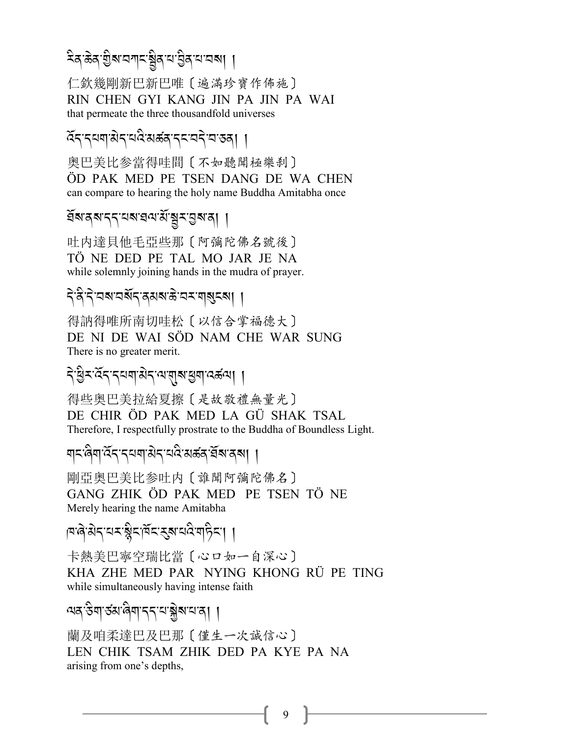རིན་ཆེན་གྱིས་བཀང་སྦྱིན་པ་བྱིན་པ་བས། །

仁欽幾剛新巴新巴唯〔遍滿珍寶作佈施〕
RIN CHEN GYI KANG JIN PA JIN PA WAI
that permeate the three thousandfold universes

འོད་དཔག་མེད་པའི་མཚན་དང་བདེ་བ་ཅན། །

奧巴美比參當得哇間〔不如聽聞極樂剎〕
ÖD PAK MED PE TSEN DANG DE WA CHEN
can compare to hearing the holy name Buddha Amitabha once

ཐོས་ནས་དད་པས་ཐལ་མོ་སྦྱར་བྱས་ན། །

吐內達貝他毛亞些那〔阿彌陀佛名號後〕
TÖ NE DED PE TAL MO JAR JE NA
while solemnly joining hands in the mudra of prayer.

དེ་ནི་དེ་བས་བསོད་ནམས་ཆེ་བར་གསུངས། །

得訥得唯所南切哇松〔以信合掌福德大〕
DE NI DE WAI SÖD NAM CHE WAR SUNG
There is no greater merit.

དེ་ཕྱིར་འོད་དཔག་མེད་ལ་གུས་ཕྱག་འཚལ། །

得些奧巴美拉給夏擦〔是故敬禮無量光〕
DE CHIR ÖD PAK MED LA GÜ SHAK TSAL
Therefore, I respectfully prostrate to the Buddha of Boundless Light.

གང་ཞིག་འོད་དཔག་མེད་པའི་མཚན་ཐོས་ནས། །

剛亞奧巴美比參吐內〔誰聞阿彌陀佛名〕
GANG ZHIK ÖD PAK MED PE TSEN TÖ NE
Merely hearing the name Amitabha

ཁ་ཞེ་མེད་པར་སྙིང་ཁོང་རུས་པའི་གཏིང་། །

卡熱美巴寧空瑞比當〔心口如一自深心〕
KHA ZHE MED PAR NYING KHONG RÜ PE TING
while simultaneously having intense faith

ལན་ཅིག་ཙམ་ཞིག་དད་པ་སྐྱེས་པ་ན། །

蘭及咱柔達巴及巴那〔僅生一次誠信心〕
LEN CHIK TSAM ZHIK DED PA KYE PA NA
arising from one's depths,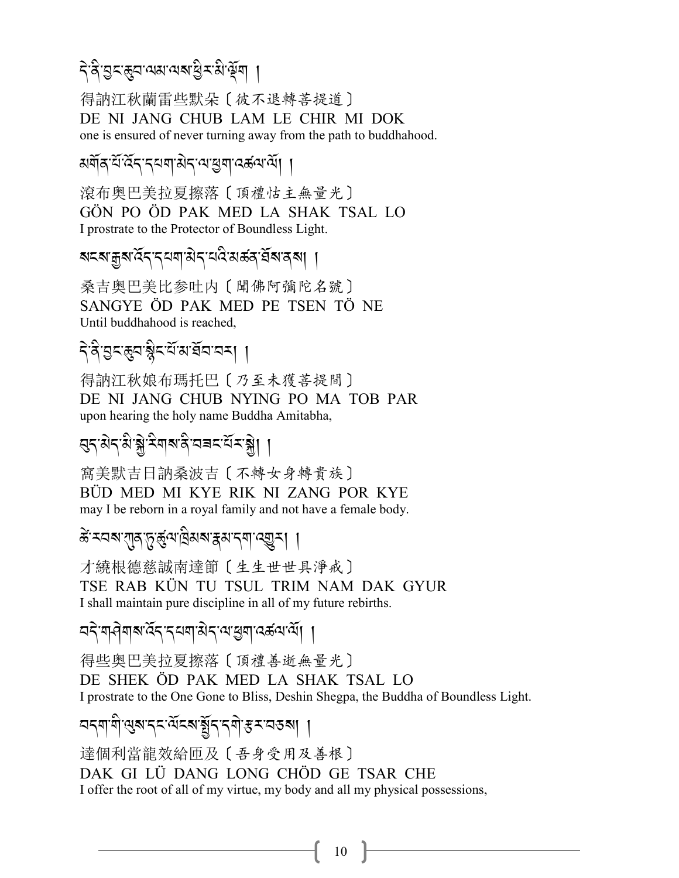དེ་ནི་བྱང་ཆུབ་ལམ་ལས་ཕྱིར་མི་ལྡོག །

得訥江秋蘭雷些默朵〔彼不退轉菩提道〕
DE NI JANG CHUB LAM LE CHIR MI DOK
one is ensured of never turning away from the path to buddhahood.

མགོན་པོ་འོད་དཔག་མེད་ལ་ཕྱག་འཚལ་ལོ། །

滾布奧巴美拉夏擦落〔頂禮怙主無量光〕
GÖN PO ÖD PAK MED LA SHAK TSAL LO
I prostrate to the Protector of Boundless Light.

སངས་རྒྱས་འོད་དཔག་མེད་པའི་མཚན་ཐོས་ནས། །

桑吉奧巴美比參吐內〔聞佛阿彌陀名號〕
SANGYE ÖD PAK MED PE TSEN TÖ NE
Until buddhahood is reached,

དེ་ནི་བྱང་ཆུབ་སྙིང་པོ་མ་ཐོབ་བར། །

得訥江秋娘布瑪托巴〔乃至未獲菩提間〕
DE NI JANG CHUB NYING PO MA TOB PAR
upon hearing the holy name Buddha Amitabha,

བུད་མེད་མི་སྐྱེ་རིགས་ནི་བཟང་པོར་སྐྱེ། །

窩美默吉日訥桑波吉〔不轉女身轉貴族〕
BÜD MED MI KYE RIK NI ZANG POR KYE
may I be reborn in a royal family and not have a female body.

ཚེ་རབས་ཀུན་ཏུ་ཚུལ་ཁྲིམས་རྣམ་དག་འགྱུར། །

才繞根德慈誠南達節〔生生世世具淨戒〕
TSE RAB KÜN TU TSUL TRIM NAM DAK GYUR
I shall maintain pure discipline in all of my future rebirths.

བདེ་གཤེགས་འོད་དཔག་མེད་ལ་ཕྱག་འཚལ་ལོ། །

得些奧巴美拉夏擦落〔頂禮善逝無量光〕
DE SHEK ÖD PAK MED LA SHAK TSAL LO
I prostrate to the One Gone to Bliss, Deshin Shegpa, the Buddha of Boundless Light.

བདག་གི་ལུས་དང་ལོངས་སྤྱོད་དགེ་རྩ་བཅས། །

達個利當龍效給匝及〔吾身受用及善根〕
DAK GI LÜ DANG LONG CHÖD GE TSAR CHE
I offer the root of all of my virtue, my body and all my physical possessions,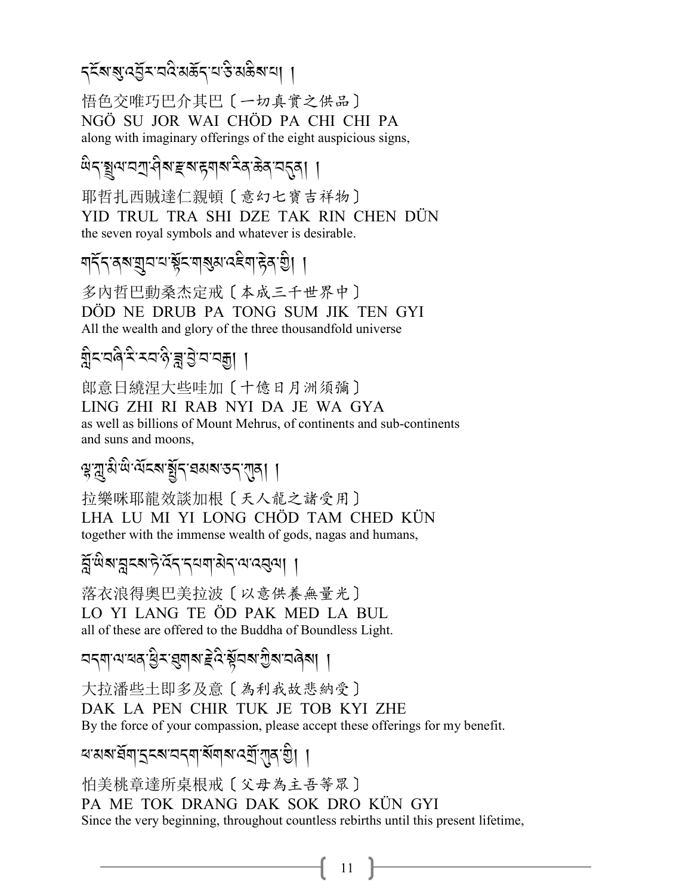དངོས་སུ་འབྱོར་བའི་མཆོད་པ་ཅི་མཆིས་པ། །

悟色交唯巧巴介其巴〔一切真實之供品〕
NGÖ SU JOR WAI CHÖD PA CHI CHI PA
along with imaginary offerings of the eight auspicious signs,

ཡིད་སྤྲུལ་བཀྲ་ཤིས་རྫས་རྟགས་རིན་ཆེན་བདུན། །

耶哲扎西賊達仁親頓〔意幻七寶吉祥物〕
YID TRUL TRA SHI DZE TAK RIN CHEN DÜN
the seven royal symbols and whatever is desirable.

གདོད་ནས་གྲུབ་པ་སྟོང་གསུམ་འཇིག་རྟེན་གྱི། །

多內哲巴動桑杰定戒〔本成三千世界中〕
DÖD NE DRUB PA TONG SUM JIK TEN GYI
All the wealth and glory of the three thousandfold universe

གླིང་བཞི་རི་རབ་ཉི་ཟླ་བྱེ་བ་བརྒྱ། །

郎意日繞涅大些哇加〔十億日月洲須彌〕
LING ZHI RI RAB NYI DA JE WA GYA
as well as billions of Mount Mehrus, of continents and sub-continents and suns and moons,

ལྷ་ཀླུ་མི་ཡི་ལོངས་སྤྱོད་ཐམས་ཅད་ཀུན། །

拉樂咪耶龍效談加根〔天人龍之諸受用〕
LHA LU MI YI LONG CHÖD TAM CHED KÜN
together with the immense wealth of gods, nagas and humans,

བློ་ཡིས་བླངས་ཏེ་འོད་དཔག་མེད་ལ་འབུལ། །

落衣浪得奧巴美拉波〔以意供養無量光〕
LO YI LANG TE ÖD PAK MED LA BUL
all of these are offered to the Buddha of Boundless Light.

བདག་ལ་ཕན་ཕྱིར་ཐུགས་རྗེའི་སྟོབས་ཀྱིས་བཞེས། །

大拉潘些土即多及意〔為利我故悲納受〕
DAK LA PEN CHIR TUK JE TOB KYI ZHE
By the force of your compassion, please accept these offerings for my benefit.

ཕ་མས་ཐོག་དྲངས་བདག་སོགས་འགྲོ་ཀུན་གྱི། །

怕美桃章達所桌根戒〔父母為主吾等眾〕
PA ME TOK DRANG DAK SOK DRO KÜN GYI
Since the very beginning, throughout countless rebirths until this present lifetime,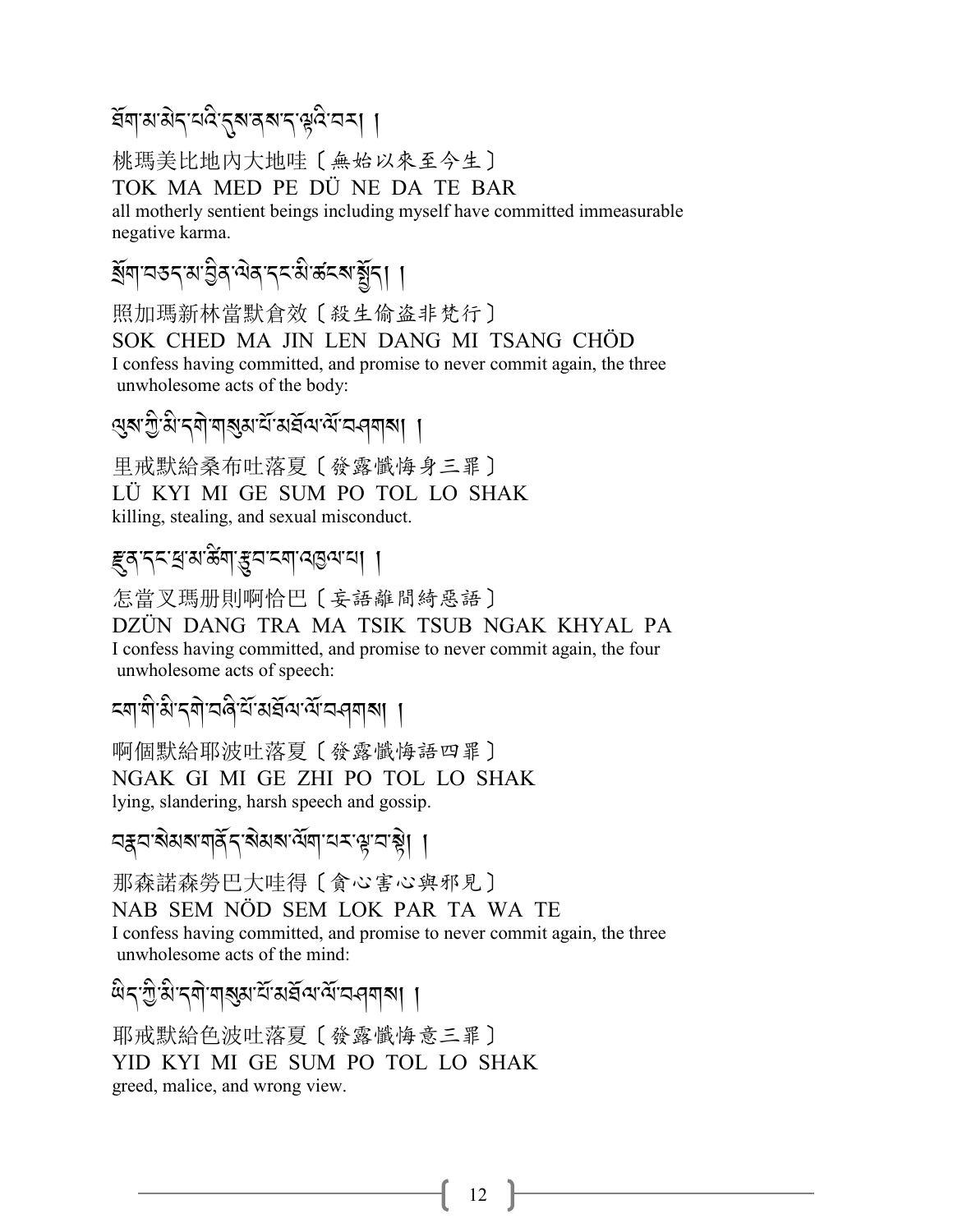ཐོག་མ་མེད་པའི་དུས་ནས་ད་ལྟའི་བར། །

桃瑪美比地內大地哇〔無始以來至今生〕
TOK MA MED PE DÜ NE DA TE BAR
all motherly sentient beings including myself have committed immeasurable negative karma.

སྲོག་བཅད་མ་བྱིན་ལེན་དང་མི་ཚངས་སྤྱོད། །

照加瑪新林當默倉效〔殺生偷盜非梵行〕
SOK CHED MA JIN LEN DANG MI TSANG CHÖD
I confess having committed, and promise to never commit again, the three unwholesome acts of the body:

ལུས་ཀྱི་མི་དགེ་གསུམ་པོ་མཐོལ་ལོ་བཤགས། །

里戒默給桑布吐落夏〔發露懺悔身三罪〕
LÜ KYI MI GE SUM PO TOL LO SHAK
killing, stealing, and sexual misconduct.

རྫུན་དང་ཕྲ་མ་ཚིག་རྩུབ་ངག་འཁྱལ་པ། །

怎當叉瑪册則啊恰巴〔妄語離間綺惡語〕
DZÜN DANG TRA MA TSIK TSUB NGAK KHYAL PA
I confess having committed, and promise to never commit again, the four unwholesome acts of speech:

ངག་གི་མི་དགེ་བཞི་པོ་མཐོལ་ལོ་བཤགས། །

啊個默給耶波吐落夏〔發露懺悔語四罪〕
NGAK GI MI GE ZHI PO TOL LO SHAK
lying, slandering, harsh speech and gossip.

བརྣབ་སེམས་གནོད་སེམས་ལོག་པར་ལྟ་བ་སྟེ། །

那森諾森勞巴大哇得〔貪心害心與邪見〕
NAB SEM NÖD SEM LOK PAR TA WA TE
I confess having committed, and promise to never commit again, the three unwholesome acts of the mind:

ཡིད་ཀྱི་མི་དགེ་གསུམ་པོ་མཐོལ་ལོ་བཤགས། །

耶戒默給色波吐落夏〔發露懺悔意三罪〕
YID KYI MI GE SUM PO TOL LO SHAK
greed, malice, and wrong view.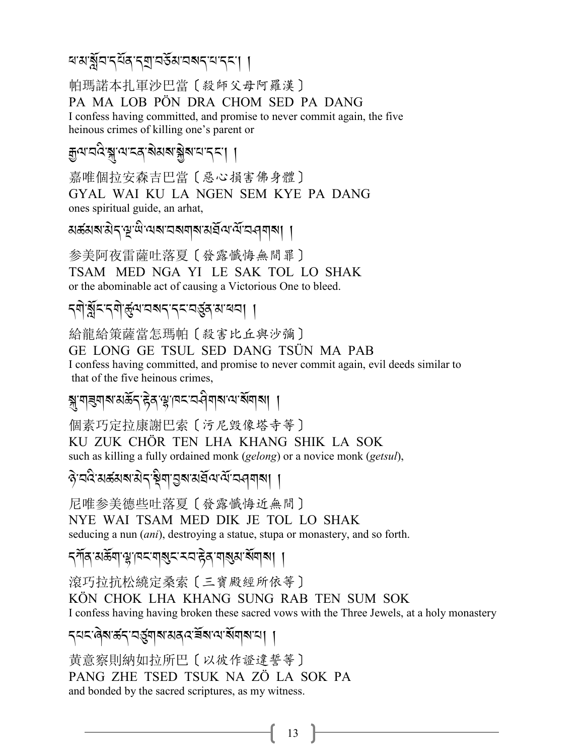ཕ་མ་སློབ་དཔོན་དགྲ་བཅོམ་བསད་པ་དང་། །

帕瑪諾本扎軍沙巴當〔殺師父母阿羅漢〕

PA MA LOB PÖN DRA CHOM SED PA DANG

I confess having committed, and promise to never commit again, the five heinous crimes of killing one's parent or

རྒྱལ་བའི་སྐུ་ལ་ངན་སེམས་སྐྱེས་པ་དང་། །

嘉唯個拉安森吉巴當〔惡心損害佛身體〕

GYAL WAI KU LA NGEN SEM KYE PA DANG

ones spiritual guide, an arhat,

མཚམས་མེད་ལྔ་ཡི་ལས་བསགས་མཐོལ་ལོ་བཤགས། །

参美阿夜雷薩吐落夏〔發露懺悔無間罪〕

TSAM MED NGA YI LE SAK TOL LO SHAK

or the abominable act of causing a Victorious One to bleed.

དགེ་སློང་དགེ་ཚུལ་བསད་དང་བཙུན་མ་ཕབ། །

給龍給策薩當怎瑪帕〔殺害比丘與沙彌〕

GE LONG GE TSUL SED DANG TSÜN MA PAB

I confess having committed, and promise to never commit again, evil deeds similar to that of the five heinous crimes,

སྐུ་གཟུགས་མཆོད་རྟེན་ལྷ་ཁང་བཤིགས་ལ་སོགས། །

個素巧定拉康謝巴索〔污尼毀像塔寺等〕

KU ZUK CHÖR TEN LHA KHANG SHIK LA SOK

such as killing a fully ordained monk (*gelong*) or a novice monk (*getsul*),

ཉེ་བའི་མཚམས་མེད་སྡིག་བྱས་མཐོལ་ལོ་བཤགས། །

尼唯参美德些吐落夏〔發露懺悔近無間〕

NYE WAI TSAM MED DIK JE TOL LO SHAK

seducing a nun (*ani*), destroying a statue, stupa or monastery, and so forth.

དཀོན་མཆོག་ལྷ་ཁང་གསུང་རབ་རྟེན་གསུམ་སོགས། །

滾巧拉抗松繞定桑索〔三寶殿經所依等〕

KÖN CHOK LHA KHANG SUNG RAB TEN SUM SOK

I confess having having broken these sacred vows with the Three Jewels, at a holy monastery

དཔང་ཞེས་ཚད་བཙུགས་མནའ་ཟློས་ལ་སོགས་པ། །

黄意察則納如拉所巴〔以彼作證違誓等〕

PANG ZHE TSED TSUK NA ZÖ LA SOK PA

and bonded by the sacred scriptures, as my witness.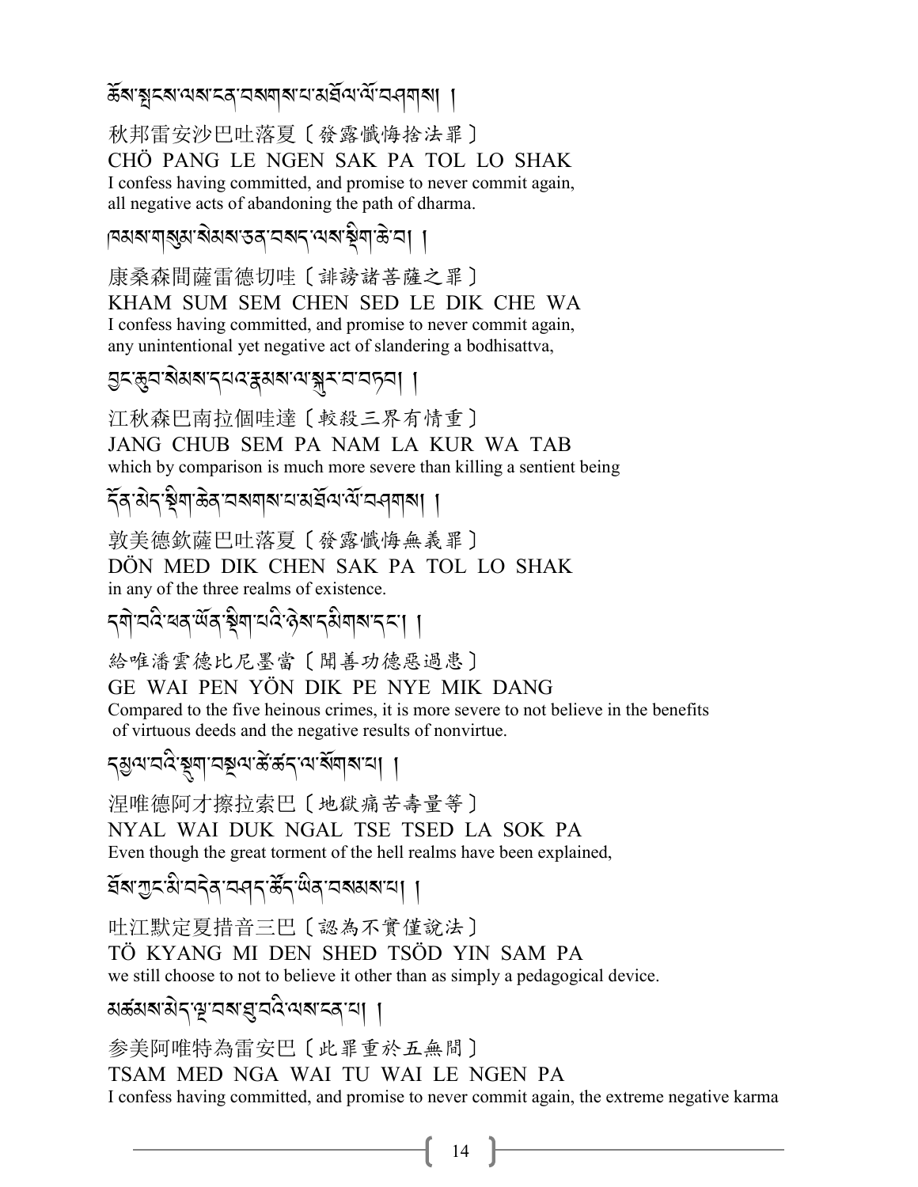ཆོས་སྤངས་ལས་ངན་བཤགས་པ་མཐོལ་ལོ་བཤགས། །

秋邦雷安沙巴吐落夏〔發露懺悔捨法罪〕

CHÖ PANG LE NGEN SAK PA TOL LO SHAK

I confess having committed, and promise to never commit again, all negative acts of abandoning the path of dharma.

ཁམས་གསུམ་སེམས་ཅན་བསད་ལས་སྡིག་ཆེ་བ། །

康桑森間薩雷德切哇〔誹謗諸菩薩之罪〕

KHAM SUM SEM CHEN SED LE DIK CHE WA

I confess having committed, and promise to never commit again, any unintentional yet negative act of slandering a bodhisattva,

བྱང་ཆུབ་སེམས་དཔའ་རྣམས་ལ་སྐུར་བ་བཏབ། །

江秋森巴南拉個哇達〔較殺三界有情重〕

JANG CHUB SEM PA NAM LA KUR WA TAB

which by comparison is much more severe than killing a sentient being

དོན་མེད་སྡིག་ཆེན་བཤགས་པ་མཐོལ་ལོ་བཤགས། །

敦美德欽薩巴吐落夏〔發露懺悔無義罪〕

DÖN MED DIK CHEN SAK PA TOL LO SHAK

in any of the three realms of existence.

དགེ་བའི་ཕན་ཡོན་སྡིག་པའི་ཉེས་དམིགས་དང་། །

給唯潘雲德比尼墨當〔聞善功德惡過患〕

GE WAI PEN YÖN DIK PE NYE MIK DANG

Compared to the five heinous crimes, it is more severe to not believe in the benefits of virtuous deeds and the negative results of nonvirtue.

དམྱལ་བའི་སྡུག་བསྔལ་ཚེ་ཚད་ལ་སོགས་པ། །

涅唯德阿才擦拉索巴〔地獄痛苦壽量等〕

NYAL WAI DUK NGAL TSE TSED LA SOK PA

Even though the great torment of the hell realms have been explained,

ཐོས་ཀྱང་མི་བདེན་བཤད་ཚོད་ཡིན་བསམས་པ། །

吐江默定夏措音三巴〔認為不實僅說法〕

TÖ KYANG MI DEN SHED TSÖD YIN SAM PA

we still choose to not to believe it other than as simply a pedagogical device.

མཚམས་མེད་ལྔ་བས་ལྷ་བའི་ལས་ངན་པ། །

參美阿唯特為雷安巴〔此罪重於五無間〕

TSAM MED NGA WAI TU WAI LE NGEN PA

I confess having committed, and promise to never commit again, the extreme negative karma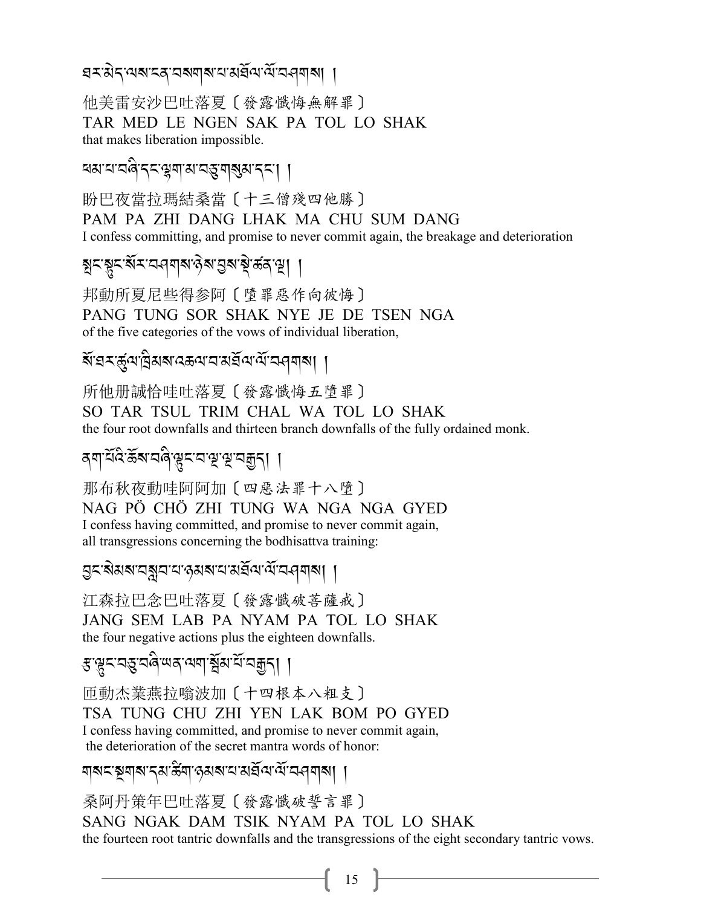ཐར་མེད་ལས་ངན་བསགས་པ་མཐོལ་ལོ་བཤགས། །

他美雷安沙巴吐落夏〔發露懺悔無解罪〕
TAR MED LE NGEN SAK PA TOL LO SHAK
that makes liberation impossible.

ཕམ་པ་བཞི་དང་ལྷག་མ་བཅུ་གསུམ་དང་། །

盼巴夜當拉瑪結桑當〔十三僧殘四他勝〕
PAM PA ZHI DANG LHAK MA CHU SUM DANG
I confess committing, and promise to never commit again, the breakage and deterioration

སྤང་ལྟུང་སོར་བཤགས་ཉེས་བྱས་སྡེ་ཚན་ལྔ། །

邦動所夏尼些得參阿〔墮罪惡作向彼悔〕
PANG TUNG SOR SHAK NYE JE DE TSEN NGA
of the five categories of the vows of individual liberation,

སོ་ཐར་ཚུལ་ཁྲིམས་འཆལ་བ་མཐོལ་ལོ་བཤགས། །

所他册誠恰哇吐落夏〔發露懺悔五墮罪〕
SO TAR TSUL TRIM CHAL WA TOL LO SHAK
the four root downfalls and thirteen branch downfalls of the fully ordained monk.

ནག་པོའི་ཆོས་བཞི་ལྟུང་བ་ལྔ་ལྔ་བརྒྱད། །

那布秋夜動哇阿阿加〔四惡法罪十八墮〕
NAG PÖ CHÖ ZHI TUNG WA NGA NGA GYED
I confess having committed, and promise to never commit again,
all transgressions concerning the bodhisattva training:

བྱང་སེམས་བསླབ་པ་ཉམས་པ་མཐོལ་ལོ་བཤགས། །

江森拉巴念巴吐落夏〔發露懺破菩薩戒〕
JANG SEM LAB PA NYAM PA TOL LO SHAK
the four negative actions plus the eighteen downfalls.

རྩ་ལྟུང་བཅུ་བཞི་ཡན་ལག་སྦོམ་པོ་བརྒྱད། །

匝動杰業燕拉嗡波加〔十四根本八粗支〕
TSA TUNG CHU ZHI YEN LAK BOM PO GYED
I confess having committed, and promise to never commit again,
the deterioration of the secret mantra words of honor:

གསང་སྔགས་དམ་ཚིག་ཉམས་པ་མཐོལ་ལོ་བཤགས། །

桑阿丹策年巴吐落夏〔發露懺破誓言罪〕
SANG NGAK DAM TSIK NYAM PA TOL LO SHAK
the fourteen root tantric downfalls and the transgressions of the eight secondary tantric vows.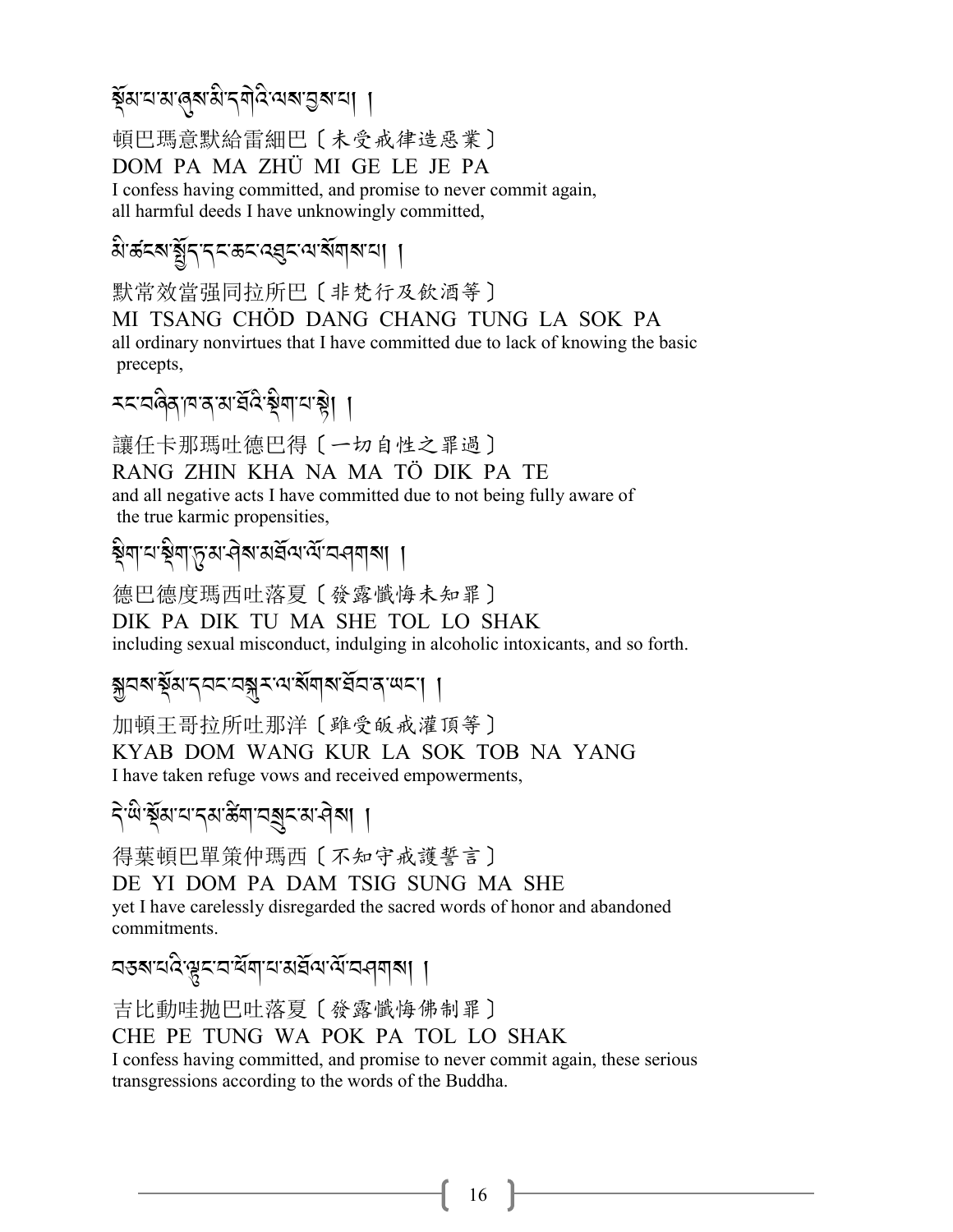སྡོམ་པ་མ་ཞུས་མི་དགེའི་ལས་བྱས་པ། །

頓巴瑪意默給雷細巴〔未受戒律造惡業〕

DOM PA MA ZHÜ MI GE LE JE PA

I confess having committed, and promise to never commit again, all harmful deeds I have unknowingly committed,

མི་ཚངས་སྤྱོད་དང་ཆང་འཐུང་ལ་སོགས་པ། །

默常效當强同拉所巴〔非梵行及飲酒等〕

MI TSANG CHÖD DANG CHANG TUNG LA SOK PA

all ordinary nonvirtues that I have committed due to lack of knowing the basic precepts,

རང་བཞིན་ཁ་ན་མ་ཐོའི་སྡིག་པ་སྟེ། །

讓任卡那瑪吐德巴得〔一切自性之罪過〕

RANG ZHIN KHA NA MA TÖ DIK PA TE

and all negative acts I have committed due to not being fully aware of the true karmic propensities,

སྡིག་པ་སྡིག་ཏུ་མ་ཤེས་མཐོལ་ལོ་བཤགས། །

德巴德度瑪西吐落夏〔發露懺悔未知罪〕

DIK PA DIK TU MA SHE TOL LO SHAK

including sexual misconduct, indulging in alcoholic intoxicants, and so forth.

སྐྱབས་སྡོམ་དབང་བསྐུར་ལ་སོགས་ཐོབ་ན་ཡང་། །

加頓王哥拉所吐那洋〔雖受皈戒灌頂等〕

KYAB DOM WANG KUR LA SOK TOB NA YANG

I have taken refuge vows and received empowerments,

དེ་ཡི་སྡོམ་པ་དམ་ཚིག་བསྲུང་མ་ཤེས། །

得葉頓巴單策仲瑪西〔不知守戒護誓言〕

DE YI DOM PA DAM TSIG SUNG MA SHE

yet I have carelessly disregarded the sacred words of honor and abandoned commitments.

བཅས་པའི་ལྟུང་བ་ཕོག་པ་མཐོལ་ལོ་བཤགས། །

吉比動哇拋巴吐落夏〔發露懺悔佛制罪〕

CHE PE TUNG WA POK PA TOL LO SHAK

I confess having committed, and promise to never commit again, these serious transgressions according to the words of the Buddha.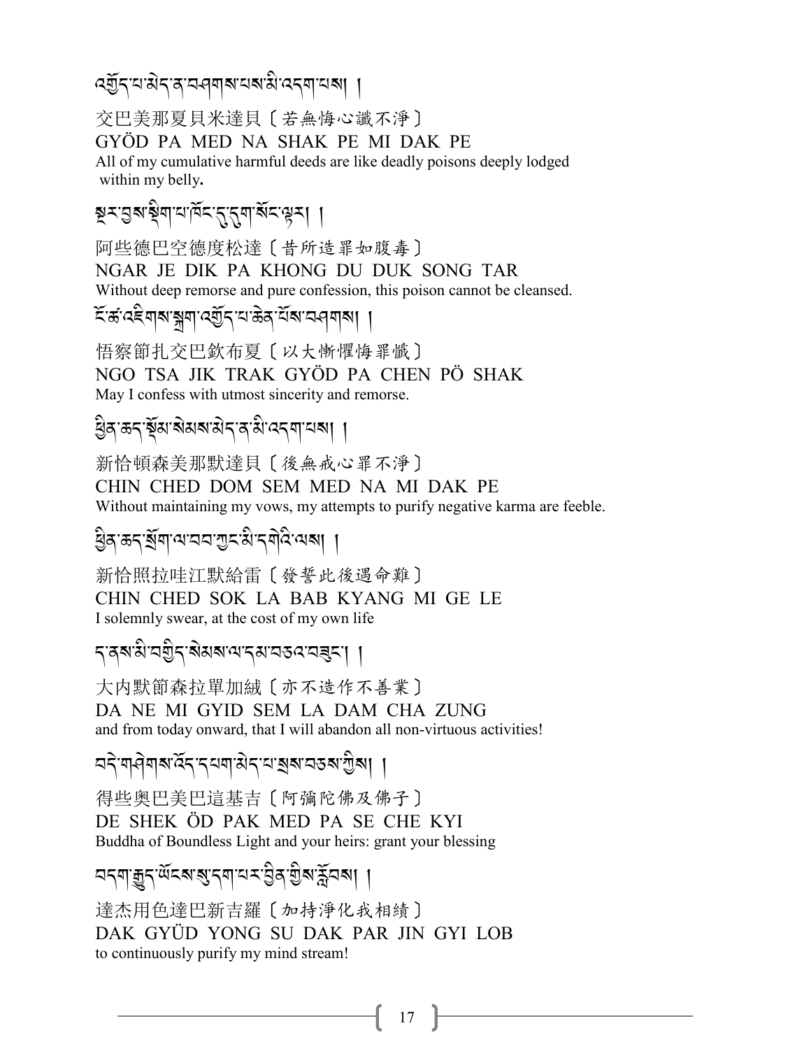འགྱོད་པ་མེད་ན་བཤགས་པས་མི་འདག་པས། །

交巴美那夏貝米達貝〔若無悔心識不淨〕
GYÖD PA MED NA SHAK PE MI DAK PE
All of my cumulative harmful deeds are like deadly poisons deeply lodged within my belly**.**

སྔར་བྱས་སྡིག་པ་ཁོང་དུ་དུག་སོང་ལྟར། །

阿些德巴空德度松達〔昔所造罪如腹毒〕
NGAR JE DIK PA KHONG DU DUK SONG TAR
Without deep remorse and pure confession, this poison cannot be cleansed.

ངོ་ཚ་འཇིགས་སྐྲག་འགྱོད་པ་ཆེན་པོས་བཤགས། །

悟察節扎交巴欽布夏〔以大慚懼悔罪懺〕
NGO TSA JIK TRAK GYÖD PA CHEN PÖ SHAK
May I confess with utmost sincerity and remorse.

ཕྱིན་ཆད་སྡོམ་སེམས་མེད་ན་མི་འདག་པས། །

新恰頓森美那默達貝〔後無戒心罪不淨〕
CHIN CHED DOM SEM MED NA MI DAK PE
Without maintaining my vows, my attempts to purify negative karma are feeble.

ཕྱིན་ཆད་སྲོག་ལ་བབ་ཀྱང་མི་དགེའི་ལས། །

新恰照拉哇江默給雷〔發誓此後遇命難〕
CHIN CHED SOK LA BAB KYANG MI GE LE
I solemnly swear, at the cost of my own life

ད་ནས་མི་བགྱིད་སེམས་ལ་དམ་བཅའ་བཟུང་། །

大內默節森拉單加絨〔亦不造作不善業〕
DA NE MI GYID SEM LA DAM CHA ZUNG
and from today onward, that I will abandon all non-virtuous activities!

བདེ་གཤེགས་འོད་དཔག་མེད་པ་སྲས་བཅས་ཀྱིས། །

得些奧巴美巴這基吉〔阿彌陀佛及佛子〕
DE SHEK ÖD PAK MED PA SE CHE KYI
Buddha of Boundless Light and your heirs: grant your blessing

བདག་རྒྱུད་ཡོངས་སུ་དག་པར་བྱིན་གྱིས་རློབས། །

達杰用色達巴新吉羅〔加持淨化我相續〕
DAK GYÜD YONG SU DAK PAR JIN GYI LOB
to continuously purify my mind stream!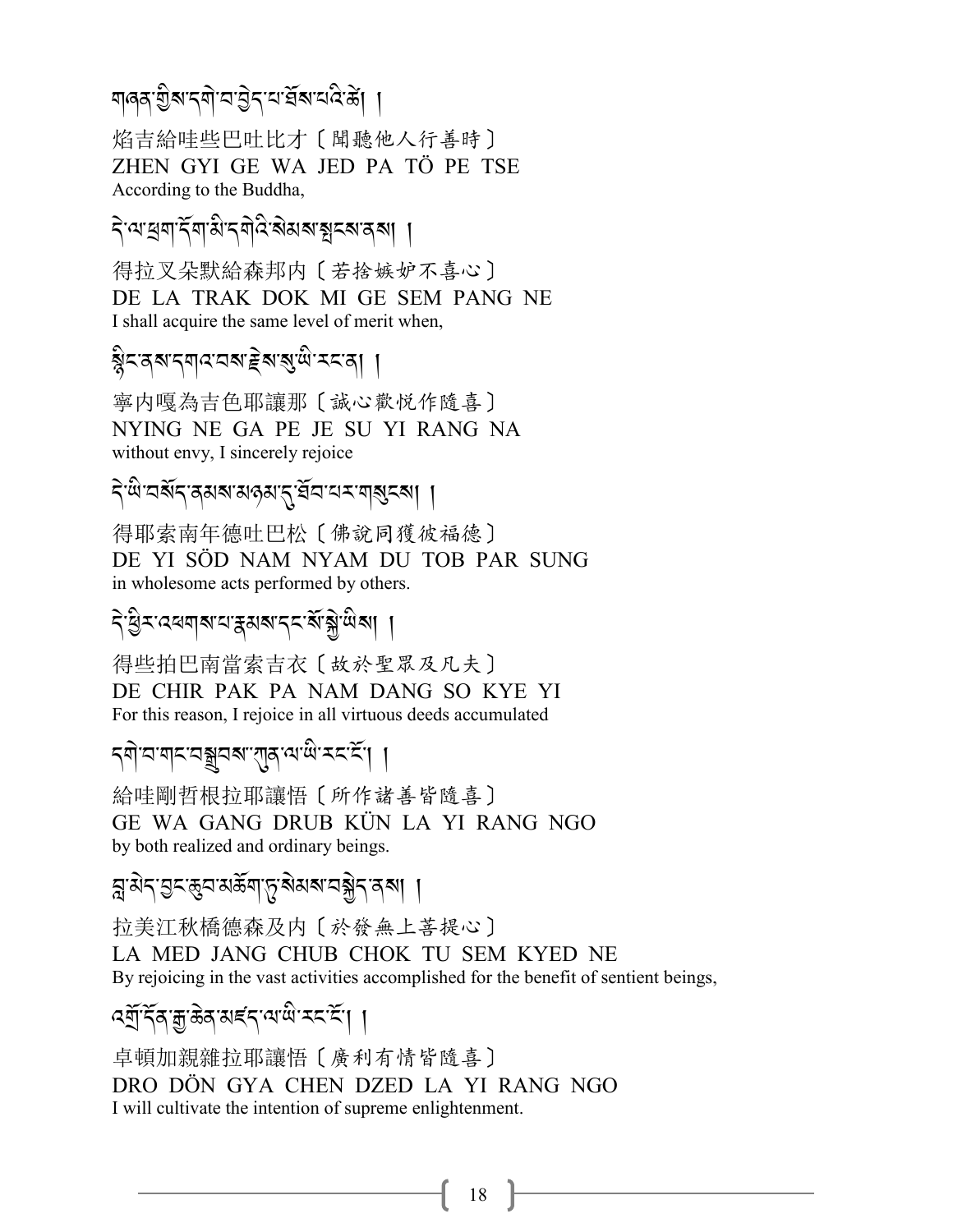གཞན་གྱིས་དགེ་བ་བྱེད་པ་ཐོས་པའི་ཚེ། །

焰吉給哇些巴吐比才〔聞聽他人行善時〕
ZHEN GYI GE WA JED PA TÖ PE TSE
According to the Buddha,

དེ་ལ་ཕྲག་དོག་མི་དགེའི་སེམས་སྤངས་ནས། །

得拉叉朵默給森邦內〔若捨嫉妒不喜心〕
DE LA TRAK DOK MI GE SEM PANG NE
I shall acquire the same level of merit when,

སྙིང་ནས་དགའ་བས་རྗེས་སུ་ཡི་རང་ན། །

寧內嘎為吉色耶讓那〔誠心歡悅作隨喜〕
NYING NE GA PE JE SU YI RANG NA
without envy, I sincerely rejoice

དེ་ཡི་བསོད་ནམས་མཉམ་དུ་ཐོབ་པར་གསུངས། །

得耶索南年德吐巴松〔佛說同獲彼福德〕
DE YI SÖD NAM NYAM DU TOB PAR SUNG
in wholesome acts performed by others.

དེ་ཕྱིར་འཕགས་པ་རྣམས་དང་སོ་སྐྱེ་ཡིས། །

得些拍巴南當索吉衣〔故於聖眾及凡夫〕
DE CHIR PAK PA NAM DANG SO KYE YI
For this reason, I rejoice in all virtuous deeds accumulated

དགེ་བ་གང་བསྒྲུབས་ཀུན་ལ་ཡི་རང་ངོ་། །

給哇剛哲根拉耶讓悟〔所作諸善皆隨喜〕
GE WA GANG DRUB KÜN LA YI RANG NGO
by both realized and ordinary beings.

བླ་མེད་བྱང་ཆུབ་མཆོག་ཏུ་སེམས་བསྐྱེད་ནས། །

拉美江秋橋德森及內〔於發無上菩提心〕
LA MED JANG CHUB CHOK TU SEM KYED NE
By rejoicing in the vast activities accomplished for the benefit of sentient beings,

འགྲོ་དོན་རྒྱ་ཆེན་མཛད་ལ་ཡི་རང་ངོ་། །

卓頓加親雜拉耶讓悟〔廣利有情皆隨喜〕
DRO DÖN GYA CHEN DZED LA YI RANG NGO
I will cultivate the intention of supreme enlightenment.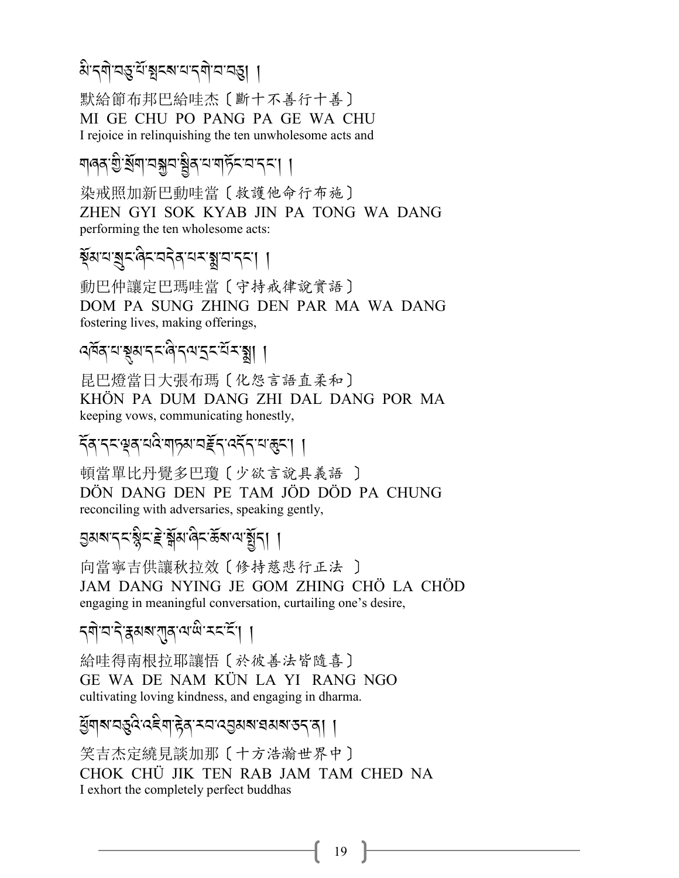མི་དགེ་བཅུ་པོ་སྤངས་པ་དགེ་བ་བཅུ། །

默給節布邦巴給哇杰〔斷十不善行十善〕

MI GE CHU PO PANG PA GE WA CHU

I rejoice in relinquishing the ten unwholesome acts and

གཞན་གྱི་སྲོག་བསྐྱབ་སྦྱིན་པ་གཏོང་བ་དང་། །

染戒照加新巴動哇當〔救護他命行布施〕

ZHEN GYI SOK KYAB JIN PA TONG WA DANG

performing the ten wholesome acts:

སྡོམ་པ་སྲུང་ཞིང་བདེན་པར་སྨྲ་བ་དང་། །

動巴仲讓定巴瑪哇當〔守持戒律說實語〕

DOM PA SUNG ZHING DEN PAR MA WA DANG

fostering lives, making offerings,

འཁོན་པ་སྡུམ་དང་ཞི་དལ་དྲང་པོར་སྨྲ། །

昆巴燈當日大張布瑪〔化怨言語直柔和〕

KHÖN PA DUM DANG ZHI DAL DANG POR MA

keeping vows, communicating honestly,

དོན་དང་ལྡན་པའི་གཏམ་བརྗོད་འདོད་པ་ཆུང་། །

頓當單比丹覺多巴瓊〔少欲言說具義語　〕

DÖN DANG DEN PE TAM JÖD DÖD PA CHUNG

reconciling with adversaries, speaking gently,

བྱམས་དང་སྙིང་རྗེ་སྒོམ་ཞིང་ཆོས་ལ་སྤྱོད། །

向當寧吉供讓秋拉效〔修持慈悲行正法　〕

JAM DANG NYING JE GOM ZHING CHÖ LA CHÖD

engaging in meaningful conversation, curtailing one's desire,

དགེ་བ་དེ་རྣམས་ཀུན་ལ་ཡི་རང་ངོ་། །

給哇得南根拉耶讓悟〔於彼善法皆隨喜〕

GE WA DE NAM KÜN LA YI  RANG NGO

cultivating loving kindness, and engaging in dharma.

ཕྱོགས་བཅུའི་འཇིག་རྟེན་རབ་འབྱམས་ཐམས་ཅད་ན། །

笑吉杰定繞見談加那〔十方浩瀚世界中〕

CHOK CHÜ JIK TEN RAB JAM TAM CHED NA

I exhort the completely perfect buddhas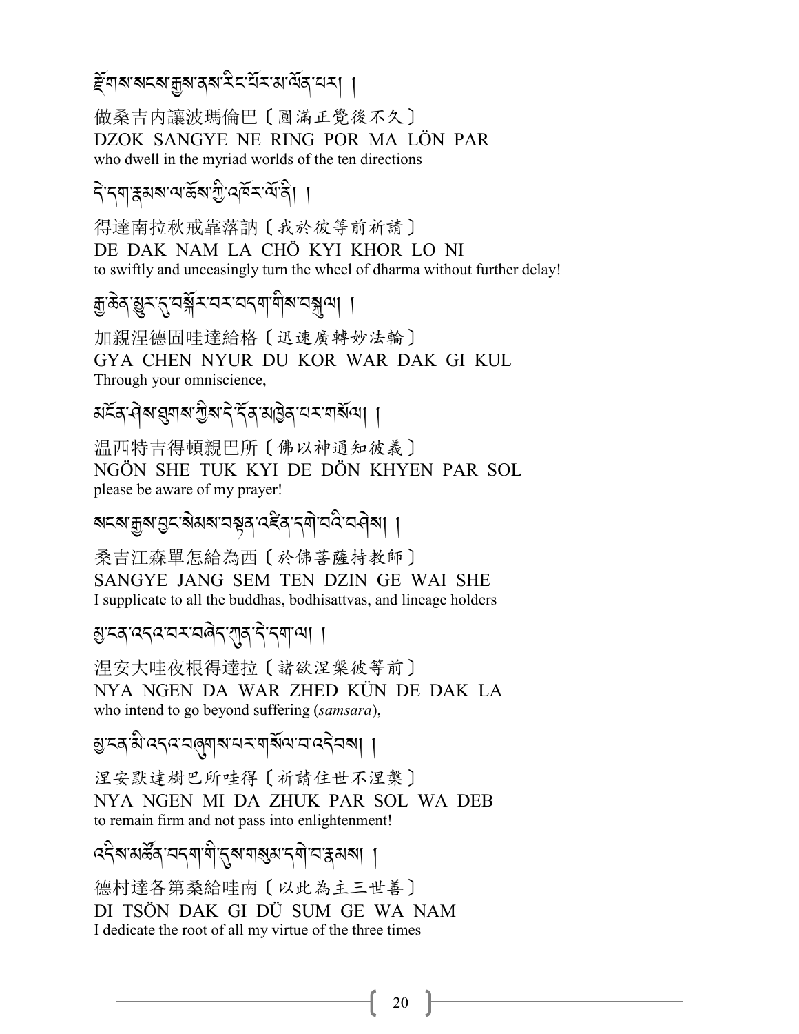རྫོགས་སངས་རྒྱས་ནས་རིང་པོར་མ་ལོན་པར། །

做桑吉内讓波瑪倫巴〔圓滿正覺後不久〕
DZOK SANGYE NE RING POR MA LÖN PAR
who dwell in the myriad worlds of the ten directions

དེ་དག་རྣམས་ལ་ཆོས་ཀྱི་འཁོར་ལོ་ནི། །

得達南拉秋戒靠落訥〔我於彼等前祈請〕
DE DAK NAM LA CHÖ KYI KHOR LO NI
to swiftly and unceasingly turn the wheel of dharma without further delay!

རྒྱ་ཆེན་མྱུར་དུ་བསྐོར་བར་བདག་གིས་བསྐུལ། །

加親涅德固哇達給格〔迅速廣轉妙法輪〕
GYA CHEN NYUR DU KOR WAR DAK GI KUL
Through your omniscience,

མངོན་ཤེས་ཐུགས་ཀྱིས་དེ་དོན་མཁྱེན་པར་གསོལ། །

溫西特吉得頓親巴所〔佛以神通知彼義〕
NGÖN SHE TUK KYI DE DÖN KHYEN PAR SOL
please be aware of my prayer!

སངས་རྒྱས་བྱང་སེམས་བསྟན་འཛིན་དགེ་བའི་བཤེས། །

桑吉江森單怎給為西〔於佛菩薩持教師〕
SANGYE JANG SEM TEN DZIN GE WAI SHE
I supplicate to all the buddhas, bodhisattvas, and lineage holders

མྱ་ངན་འདའ་བར་བཞེད་ཀུན་དེ་དག་ལ། །

涅安大哇夜根得達拉〔諸欲涅槃彼等前〕
NYA NGEN DA WAR ZHED KÜN DE DAK LA
who intend to go beyond suffering (*samsara*),

མྱ་ངན་མི་འདའ་བཞུགས་པར་གསོལ་བ་འདེབས། །

涅安默達樹巴所哇得〔祈請住世不涅槃〕
NYA NGEN MI DA ZHUK PAR SOL WA DEB
to remain firm and not pass into enlightenment!

འདིས་མཚོན་བདག་གི་དུས་གསུམ་དགེ་བ་རྣམས། །

德村達各第桑給哇南〔以此為主三世善〕
DI TSÖN DAK GI DÜ SUM GE WA NAM
I dedicate the root of all my virtue of the three times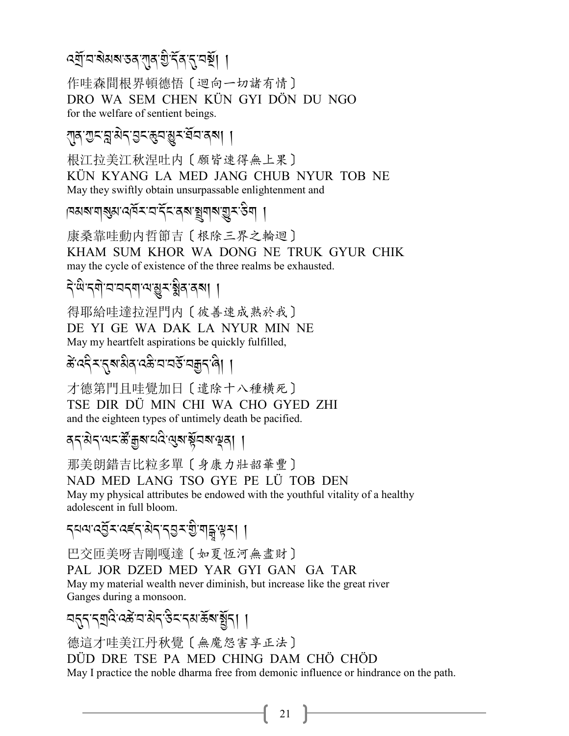འགྲོ་བ་སེམས་ཅན་ཀུན་གྱི་དོན་དུ་བསྔོ། །

作哇森間根界頓德悟〔迴向一切諸有情〕
DRO WA SEM CHEN KÜN GYI DÖN DU NGO
for the welfare of sentient beings.

ཀུན་ཀྱང་བླ་མེད་བྱང་ཆུབ་མྱུར་ཐོབ་ནས། །

根江拉美江秋涅吐內〔願皆速得無上果〕
KÜN KYANG LA MED JANG CHUB NYUR TOB NE
May they swiftly obtain unsurpassable enlightenment and

ཁམས་གསུམ་འཁོར་བ་དོང་ནས་སྤྲུགས་གྱུར་ཅིག །

康桑靠哇動內哲節吉〔根除三界之輪迴〕
KHAM SUM KHOR WA DONG NE TRUK GYUR CHIK
may the cycle of existence of the three realms be exhausted.

དེ་ཡི་དགེ་བ་བདག་ལ་མྱུར་སྨིན་ནས། །

得耶給哇達拉涅門內〔彼善速成熟於我〕
DE YI GE WA DAK LA NYUR MIN NE
May my heartfelt aspirations be quickly fulfilled,

ཚེ་འདིར་དུས་མིན་འཆི་བ་བཅོ་བརྒྱད་ཞི། །

才德第門且哇覺加日〔遣除十八種橫死〕
TSE DIR DÜ MIN CHI WA CHO GYED ZHI
and the eighteen types of untimely death be pacified.

ནད་མེད་ལང་ཚོ་རྒྱས་པའི་ལུས་སྟོབས་ལྡན། །

那美朗錯吉比粒多單〔身康力壯韶華豐〕
NAD MED LANG TSO GYE PE LÜ TOB DEN
May my physical attributes be endowed with the youthful vitality of a healthy adolescent in full bloom.

དཔལ་འབྱོར་འཛད་མེད་དབྱར་གྱི་གང྄་ལྟར། །

巴交匝美呀吉剛嘎達〔如夏恆河無盡財〕
PAL JOR DZED MED YAR GYI GAN GA TAR
May my material wealth never diminish, but increase like the great river Ganges during a monsoon.

བདུད་དགྲའི་འཚེ་བ་མེད་ཅིང་དམ་ཆོས་སྤྱོད། །

德這才哇美江丹秋覺〔無魔怨害享正法〕
DÜD DRE TSE PA MED CHING DAM CHÖ CHÖD
May I practice the noble dharma free from demonic influence or hindrance on the path.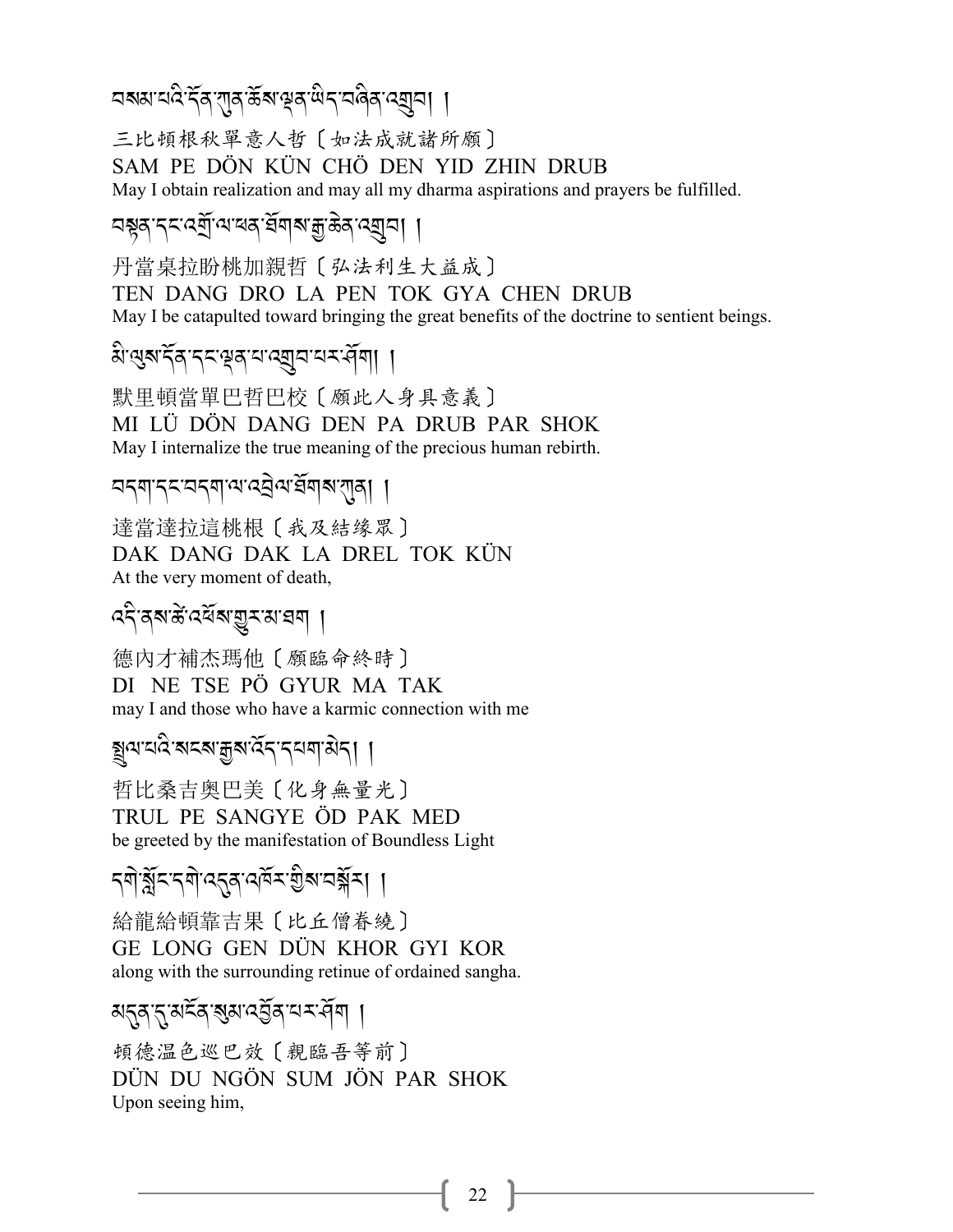བསམ་པའི་དོན་ཀུན་ཆོས་ལྡན་ཡིད་བཞིན་འགྲུབ། །

三比頓根秋單意人哲〔如法成就諸所願〕

SAM PE DÖN KÜN CHÖ DEN YID ZHIN DRUB

May I obtain realization and may all my dharma aspirations and prayers be fulfilled.

བསྟན་དང་འགྲོ་ལ་ཕན་ཐོགས་རྒྱ་ཆེན་འགྲུབ། །

丹當桌拉盼桃加親哲〔弘法利生大益成〕

TEN DANG DRO LA PEN TOK GYA CHEN DRUB

May I be catapulted toward bringing the great benefits of the doctrine to sentient beings.

མི་ལུས་དོན་དང་ལྡན་པ་འགྲུབ་པར་ཤོག། །

默里頓當單巴哲巴校〔願此人身具意義〕

MI LÜ DÖN DANG DEN PA DRUB PAR SHOK

May I internalize the true meaning of the precious human rebirth.

བདག་དང་བདག་ལ་འབྲེལ་ཐོགས་ཀུན། །

達當達拉這桃根〔我及結緣眾〕

DAK DANG DAK LA DREL TOK KÜN

At the very moment of death,

འདི་ནས་ཚེ་འཕོས་གྱུར་མ་ཐག །

德內才補杰瑪他〔願臨命終時〕

DI NE TSE PÖ GYUR MA TAK

may I and those who have a karmic connection with me

སྤྲུལ་པའི་སངས་རྒྱས་འོད་དཔག་མེད། །

哲比桑吉奧巴美〔化身無量光〕

TRUL PE SANGYE ÖD PAK MED

be greeted by the manifestation of Boundless Light

དགེ་སློང་དགེ་འདུན་འཁོར་གྱིས་བསྐོར། །

給龍給頓靠吉果〔比丘僧眷繞〕

GE LONG GEN DÜN KHOR GYI KOR

along with the surrounding retinue of ordained sangha.

མདུན་དུ་མངོན་སུམ་འབྱོན་པར་ཤོག །

頓德溫色巡巴效〔親臨吾等前〕

DÜN DU NGÖN SUM JÖN PAR SHOK

Upon seeing him,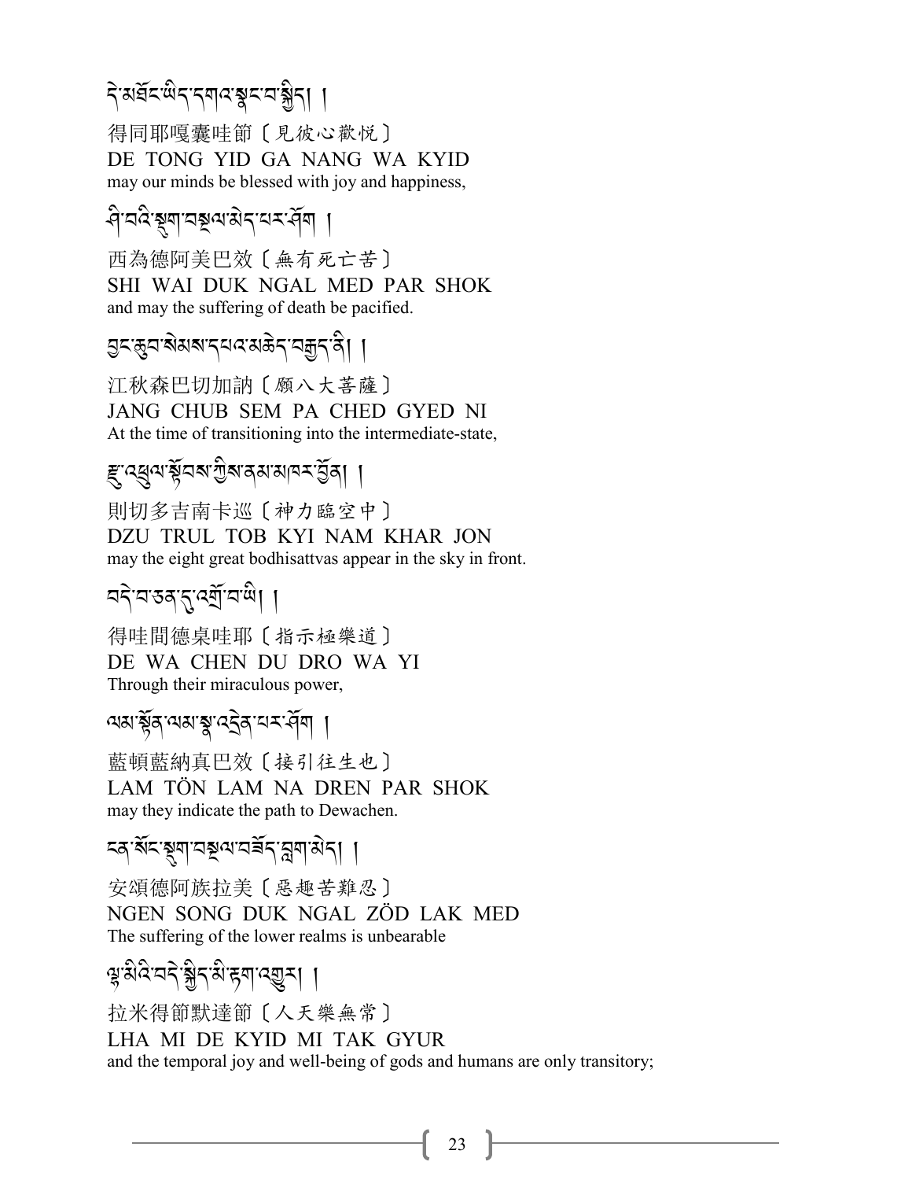དེ་མཐོང་ཡིད་དགའ་སྣང་བ་སྐྱིད། །

得同耶嘎囊哇節〔見彼心歡悅〕

DE TONG YID GA NANG WA KYID

may our minds be blessed with joy and happiness,

ཤི་བའི་སྡུག་བསྔལ་མེད་པར་ཤོག །

西為德阿美巴效〔無有死亡苦〕

SHI WAI DUK NGAL MED PAR SHOK

and may the suffering of death be pacified.

བྱང་ཆུབ་སེམས་དཔའ་མཆེད་བརྒྱད་ནི། །

江秋森巴切加訥〔願八大菩薩〕

JANG CHUB SEM PA CHED GYED NI

At the time of transitioning into the intermediate-state,

རྫུ་འཕྲུལ་སྟོབས་ཀྱིས་ནམ་མཁར་བྱོན། །

則切多吉南卡巡〔神力臨空中〕

DZU TRUL TOB KYI NAM KHAR JON

may the eight great bodhisattvas appear in the sky in front.

བདེ་བ་ཅན་དུ་འགྲོ་བ་ཡི། །

得哇間德桌哇耶〔指示極樂道〕

DE WA CHEN DU DRO WA YI

Through their miraculous power,

ལམ་སྟོན་ལམ་སྣ་འདྲེན་པར་ཤོག །

藍頓藍納真巴效〔接引往生也〕

LAM TÖN LAM NA DREN PAR SHOK

may they indicate the path to Dewachen.

ངན་སོང་སྡུག་བསྔལ་བཟོད་བླག་མེད། །

安頌德阿族拉美〔惡趣苦難忍〕

NGEN SONG DUK NGAL ZÖD LAK MED

The suffering of the lower realms is unbearable

ལྷ་མིའི་བདེ་སྐྱིད་མི་རྟག་འགྱུར། །

拉米得節默達節〔人天樂無常〕

LHA MI DE KYID MI TAK GYUR

and the temporal joy and well-being of gods and humans are only transitory;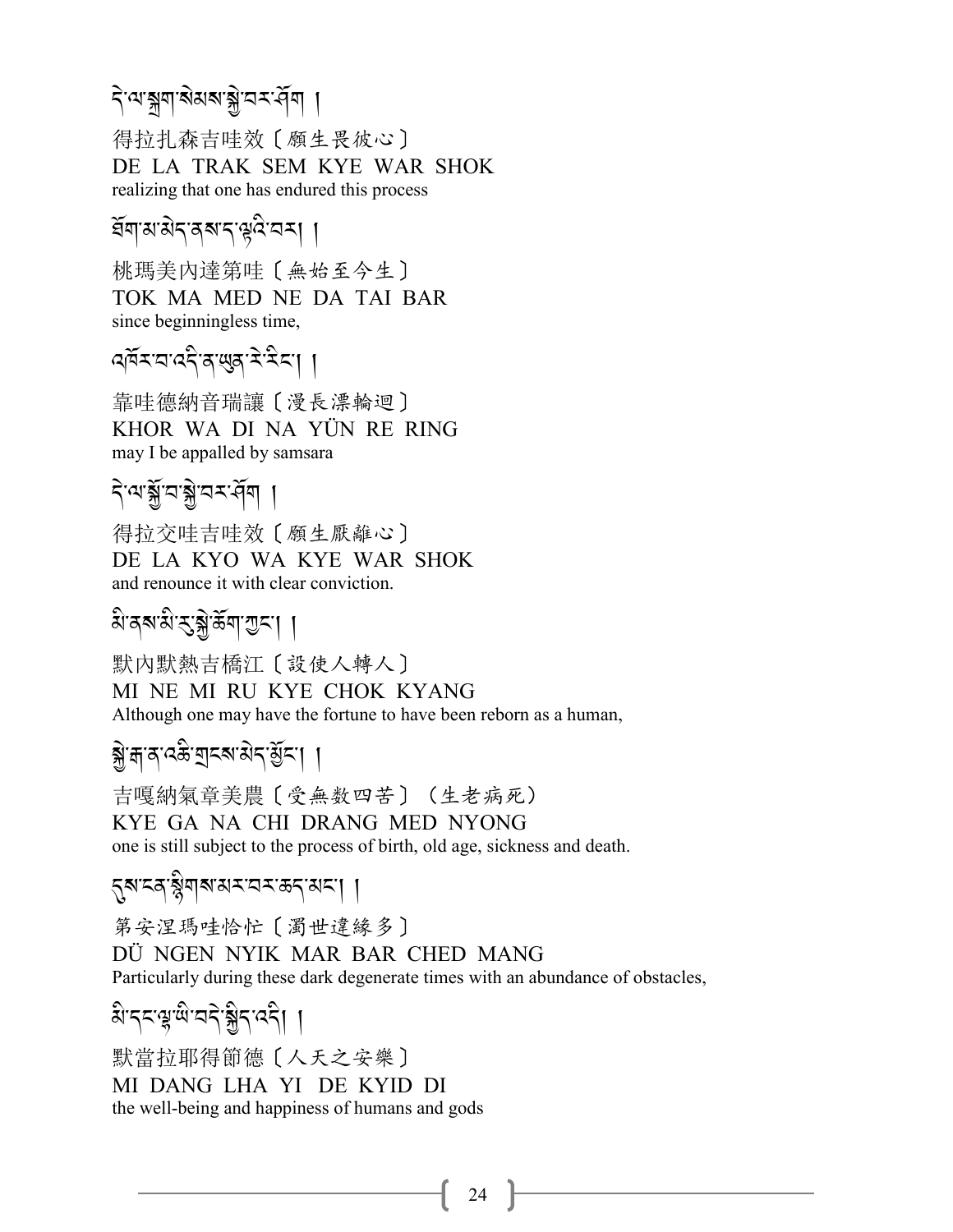དེ་ལ་སྐྲག་སེམས་སྐྱེ་བར་ཤོག །

得拉扎森吉哇效〔願生畏彼心〕
DE LA TRAK SEM KYE WAR SHOK
realizing that one has endured this process

ཐོག་མ་མེད་ནས་ད་ལྟའི་བར། །

桃瑪美內達第哇〔無始至今生〕
TOK MA MED NE DA TAI BAR
since beginningless time,

འཁོར་བ་འདི་ན་ཡུན་རེ་རིང་། །

靠哇德納音瑞讓〔漫長漂輪迴〕
KHOR WA DI NA YÜN RE RING
may I be appalled by samsara

དེ་ལ་སྐྱོ་བ་སྐྱེ་བར་ཤོག །

得拉交哇吉哇效〔願生厭離心〕
DE LA KYO WA KYE WAR SHOK
and renounce it with clear conviction.

མི་ནས་མི་རུ་སྐྱེ་ཆོག་ཀྱང་། །

默內默熱吉橋江〔設使人轉人〕
MI NE MI RU KYE CHOK KYANG
Although one may have the fortune to have been reborn as a human,

སྐྱེ་རྒ་ན་འཆི་གྲངས་མེད་མྱོང་། །

吉嘎納氣章美農〔受無数四苦〕（生老病死）
KYE GA NA CHI DRANG MED NYONG
one is still subject to the process of birth, old age, sickness and death.

དུས་ངན་སྙིགས་མར་བར་ཆད་མང་། །

第安涅瑪哇恰忙〔濁世違緣多〕
DÜ NGEN NYIK MAR BAR CHED MANG
Particularly during these dark degenerate times with an abundance of obstacles,

མི་དང་ལྷ་ཡི་བདེ་སྐྱིད་འདི། །

默當拉耶得節德〔人天之安樂〕
MI DANG LHA YI DE KYID DI
the well-being and happiness of humans and gods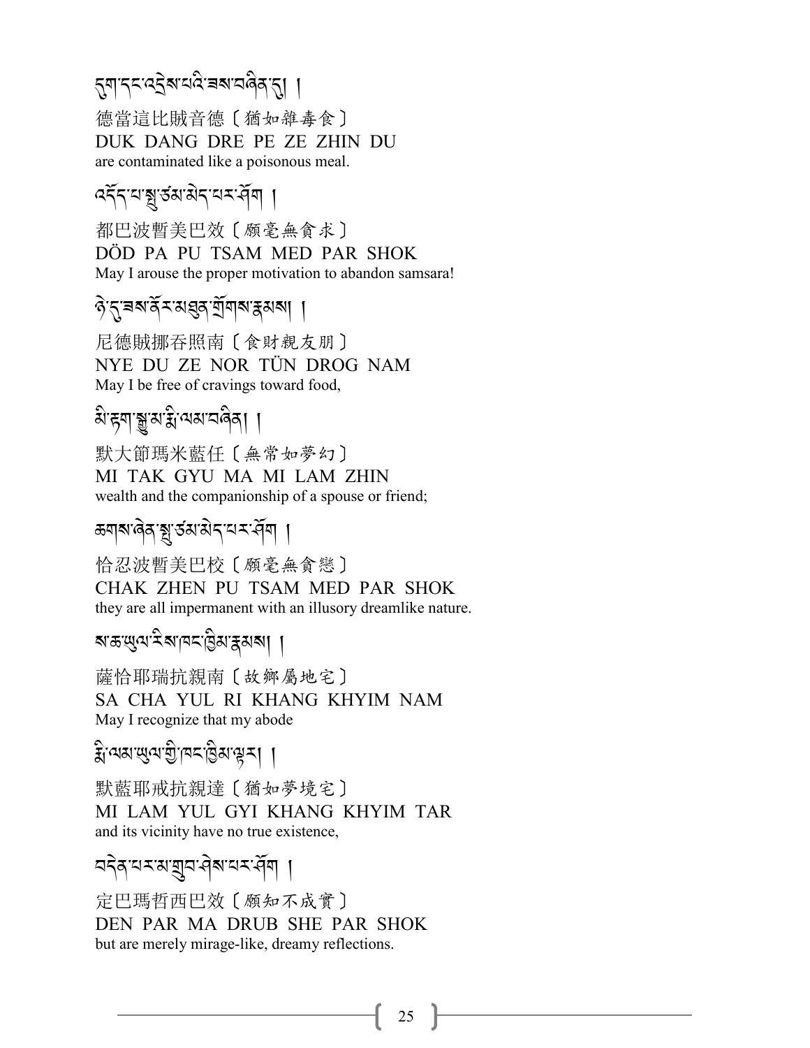དུག་དང་འདྲེས་པའི་ཟས་བཞིན་དུ། །

德當這比賊音德〔猶如雜毒食〕
DUK DANG DRE PE ZE ZHIN DU
are contaminated like a poisonous meal.

འདོད་པ་སྤུ་ཙམ་མེད་པར་ཤོག །

都巴波暫美巴效〔願毫無貪求〕
DÖD PA PU TSAM MED PAR SHOK
May I arouse the proper motivation to abandon samsara!

ཉེ་དུ་ཟས་ནོར་མཐུན་གྲོགས་རྣམས། །

尼德賊挪吞照南〔食財親友朋〕
NYE DU ZE NOR TÜN DROG NAM
May I be free of cravings toward food,

མི་རྟག་སྒྱུ་མ་རྨི་ལམ་བཞིན། །

默大節瑪米藍任〔無常如夢幻〕
MI TAK GYU MA MI LAM ZHIN
wealth and the companionship of a spouse or friend;

ཆགས་ཞེན་སྤུ་ཙམ་མེད་པར་ཤོག །

恰忍波暫美巴校〔願毫無貪戀〕
CHAK ZHEN PU TSAM MED PAR SHOK
they are all impermanent with an illusory dreamlike nature.

ས་ཆ་ཡུལ་རིས་ཁང་ཁྱིམ་རྣམས། །

薩恰耶瑞抗親南〔故鄉屬地宅〕
SA CHA YUL RI KHANG KHYIM NAM
May I recognize that my abode

རྨི་ལམ་ཡུལ་གྱི་ཁང་ཁྱིམ་ལྟར། །

默藍耶戒抗親達〔猶如夢境宅〕
MI LAM YUL GYI KHANG KHYIM TAR
and its vicinity have no true existence,

བདེན་པར་མ་གྲུབ་ཤེས་པར་ཤོག །

定巴瑪哲西巴效〔願知不成實〕
DEN PAR MA DRUB SHE PAR SHOK
but are merely mirage-like, dreamy reflections.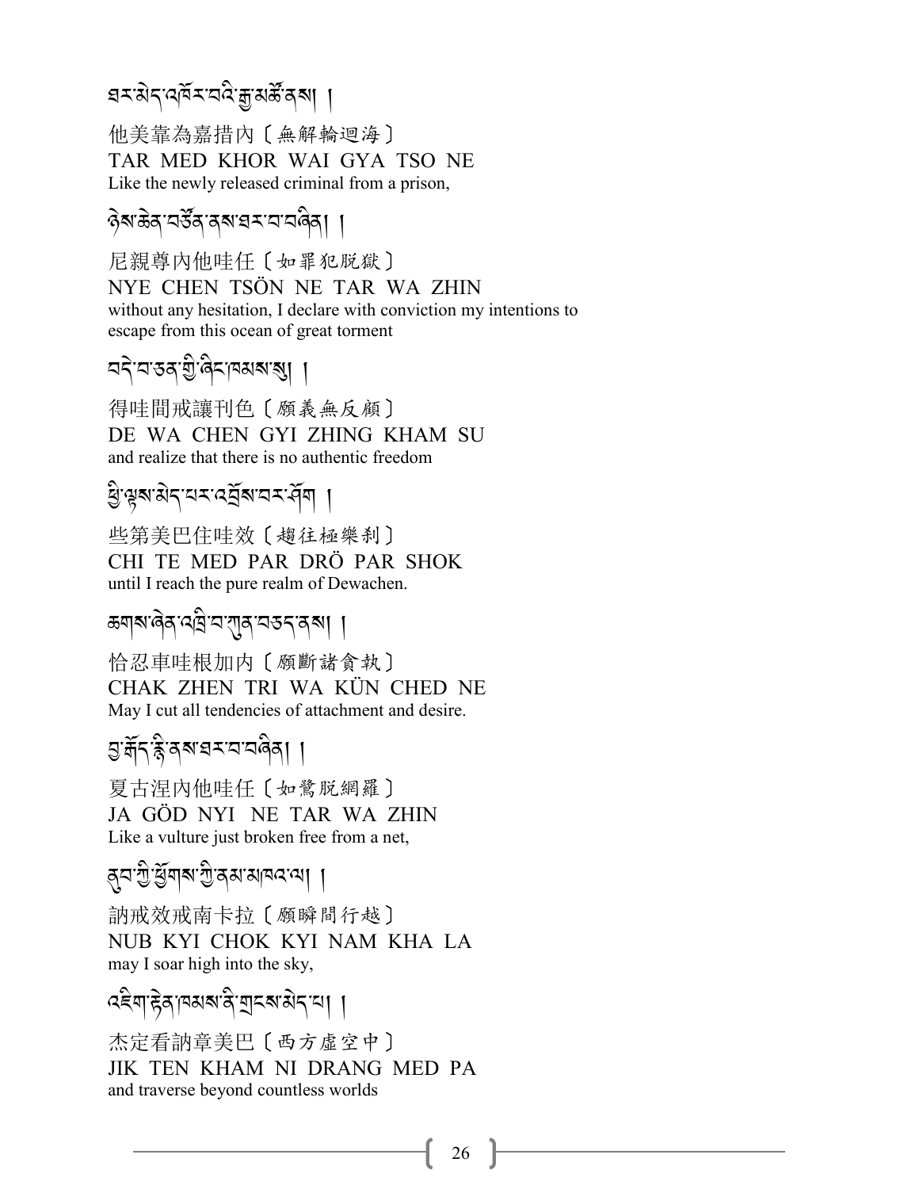ཐར་མེད་འཁོར་བའི་རྒྱ་མཚོ་ནས། །

他美靠為嘉措內〔無解輪迴海〕
TAR MED KHOR WAI GYA TSO NE
Like the newly released criminal from a prison,

ཉེས་ཅན་བཙོན་ནས་ཐར་བ་བཞིན། །

尼親尊內他哇任〔如罪犯脫獄〕
NYE CHEN TSÖN NE TAR WA ZHIN
without any hesitation, I declare with conviction my intentions to escape from this ocean of great torment

བདེ་བ་ཅན་གྱི་ཞིང་ཁམས་སུ། །

得哇間戒讓刊色〔願義無反顧〕
DE WA CHEN GYI ZHING KHAM SU
and realize that there is no authentic freedom

ཕྱི་ལྟས་མེད་པར་འགྲོས་པར་ཤོག །

些第美巴住哇效〔趨往極樂剎〕
CHI TE MED PAR DRÖ PAR SHOK
until I reach the pure realm of Dewachen.

ཆགས་ཞེན་འཁྲི་བ་ཀུན་བཅད་ནས། །

恰忍車哇根加內〔願斷諸貪執〕
CHAK ZHEN TRI WA KÜN CHED NE
May I cut all tendencies of attachment and desire.

བྱ་རྒོད་རྙི་ནས་ཐར་བ་བཞིན། །

夏古涅內他哇任〔如鷲脫網羅〕
JA GÖD NYI NE TAR WA ZHIN
Like a vulture just broken free from a net,

ནུབ་ཀྱི་ཕྱོགས་ཀྱི་ནམ་མཁའ་ལ། །

訥戒效戒南卡拉〔願瞬間行越〕
NUB KYI CHOK KYI NAM KHA LA
may I soar high into the sky,

འཇིག་རྟེན་ཁམས་ནི་གྲངས་མེད་པ། །

杰定看訥章美巴〔西方虛空中〕
JIK TEN KHAM NI DRANG MED PA
and traverse beyond countless worlds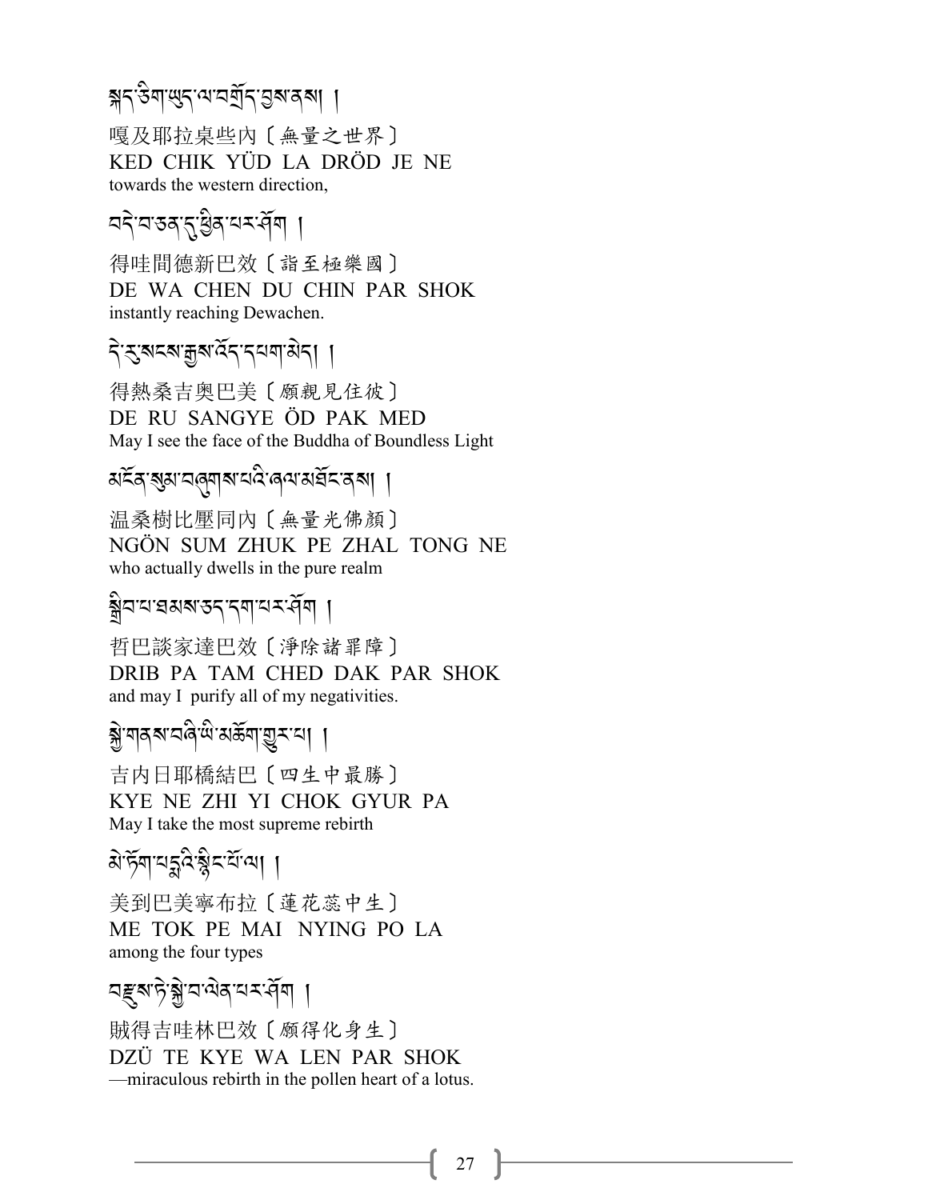སྐད་ཅིག་ཡུད་ལ་བགྲོད་བྱས་ནས། །

嘎及耶拉桌些內〔無量之世界〕
KED CHIK YÜD LA DRÖD JE NE
towards the western direction,

བདེ་བ་ཅན་དུ་ཕྱིན་པར་ཤོག །

得哇間德新巴效〔詣至極樂國〕
DE WA CHEN DU CHIN PAR SHOK
instantly reaching Dewachen.

དེ་རུ་སངས་རྒྱས་འོད་དཔག་མེད། །

得熱桑吉奧巴美〔願親見住彼〕
DE RU SANGYE ÖD PAK MED
May I see the face of the Buddha of Boundless Light

མངོན་སུམ་བཞུགས་པའི་ཞལ་མཐོང་ནས། །

温桑樹比壓同內〔無量光佛顏〕
NGÖN SUM ZHUK PE ZHAL TONG NE
who actually dwells in the pure realm

སྒྲིབ་པ་ཐམས་ཅད་དག་པར་ཤོག །

哲巴談家達巴效〔淨除諸罪障〕
DRIB PA TAM CHED DAK PAR SHOK
and may I purify all of my negativities.

སྐྱེ་གནས་བཞི་ཡི་མཆོག་གྱུར་པ། །

吉內日耶橋結巴〔四生中最勝〕
KYE NE ZHI YI CHOK GYUR PA
May I take the most supreme rebirth

མེ་ཏོག་པདྨའི་སྙིང་པོ་ལ། །

美到巴美寧布拉〔蓮花蕊中生〕
ME TOK PE MAI NYING PO LA
among the four types

བརྫུས་ཏེ་སྐྱེ་བ་ལེན་པར་ཤོག །

賊得吉哇林巴效〔願得化身生〕
DZÜ TE KYE WA LEN PAR SHOK
—miraculous rebirth in the pollen heart of a lotus.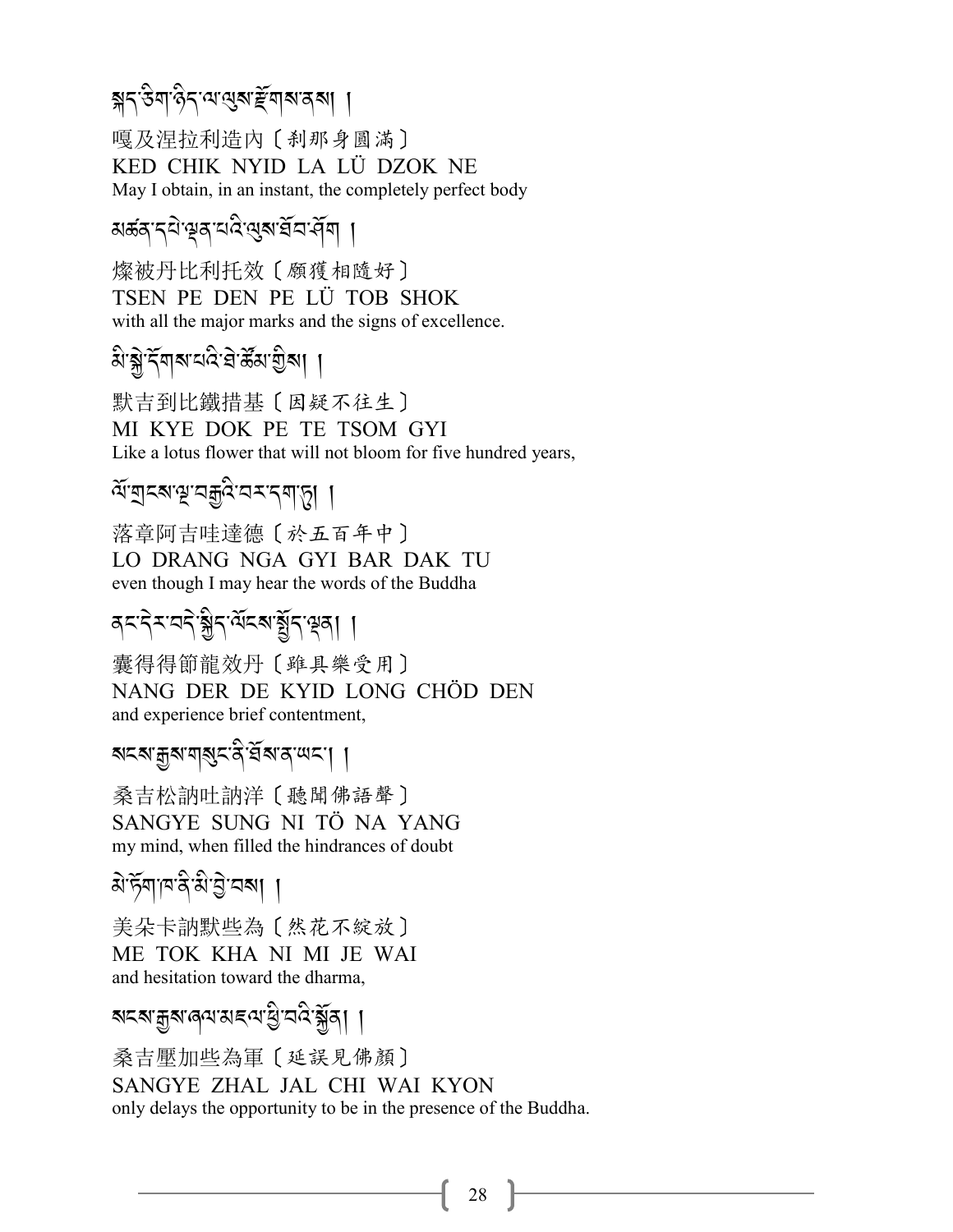སྐད་ཅིག་ཉིད་ལ་ལུས་རྫོགས་ནས། །

嘎及涅拉利造內〔剎那身圓滿〕
KED CHIK NYID LA LÜ DZOK NE
May I obtain, in an instant, the completely perfect body

མཚན་དཔེ་ལྡན་པའི་ལུས་ཐོབ་ཤོག །

燦被丹比利托效〔願獲相隨好〕
TSEN PE DEN PE LÜ TOB SHOK
with all the major marks and the signs of excellence.

མི་སྐྱེ་དོགས་པའི་ཐེ་ཚོམ་གྱིས། །

默吉到比鐵措基〔因疑不往生〕
MI KYE DOK PE TE TSOM GYI
Like a lotus flower that will not bloom for five hundred years,

ལོ་གྲངས་ལྔ་བརྒྱའི་བར་དག་ཏུ། །

落章阿吉哇達德〔於五百年中〕
LO DRANG NGA GYI BAR DAK TU
even though I may hear the words of the Buddha

ནང་དེར་བདེ་སྐྱིད་ལོངས་སྤྱོད་ལྡན། །

囊得得節龍效丹〔雖具樂受用〕
NANG DER DE KYID LONG CHÖD DEN
and experience brief contentment,

སངས་རྒྱས་གསུང་ནི་ཐོས་ན་ཡང་། །

桑吉松訥吐訥洋〔聽聞佛語聲〕
SANGYE SUNG NI TÖ NA YANG
my mind, when filled the hindrances of doubt

མེ་ཏོག་ཁ་ནི་མི་བྱེ་བས། །

美朵卡訥默些為〔然花不綻放〕
ME TOK KHA NI MI JE WAI
and hesitation toward the dharma,

སངས་རྒྱས་ཞལ་མཇལ་ཕྱི་བའི་སྐྱོན། །

桑吉壓加些為軍〔延誤見佛顏〕
SANGYE ZHAL JAL CHI WAI KYON
only delays the opportunity to be in the presence of the Buddha.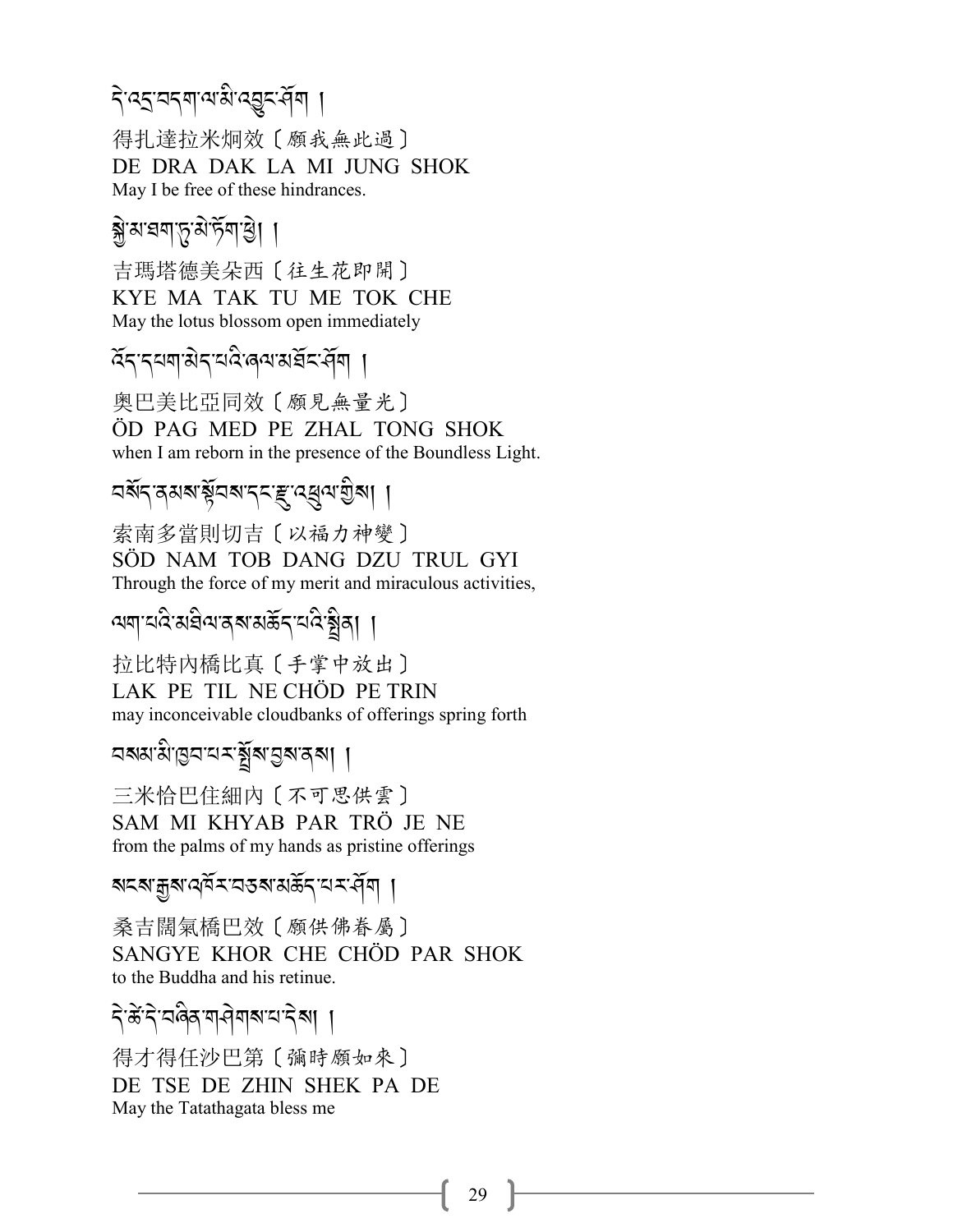དེ་འདྲ་བདག་ལ་མི་འབྱུང་ཤོག །

得扎達拉米炯效〔願我無此過〕
DE DRA DAK LA MI JUNG SHOK
May I be free of these hindrances.

སྐྱེ་མ་ཐག་ཏུ་མེ་ཏོག་ཕྱེ། །

吉瑪塔德美朵西〔往生花即開〕
KYE MA TAK TU ME TOK CHE
May the lotus blossom open immediately

འོད་དཔག་མེད་པའི་ཞལ་མཐོང་ཤོག །

奧巴美比亞同效〔願見無量光〕
ÖD PAG MED PE ZHAL TONG SHOK
when I am reborn in the presence of the Boundless Light.

བསོད་ནམས་སྟོབས་དང་རྫུ་འཕྲུལ་གྱིས། །

索南多當則切吉〔以福力神變〕
SÖD NAM TOB DANG DZU TRUL GYI
Through the force of my merit and miraculous activities,

ལག་པའི་མཐིལ་ནས་མཆོད་པའི་སྤྲིན། །

拉比特內橋比真〔手掌中放出〕
LAK PE TIL NE CHÖD PE TRIN
may inconceivable cloudbanks of offerings spring forth

བསམ་མི་ཁྱབ་པར་སྤྲོས་བྱས་ནས། །

三米恰巴住細內〔不可思供雲〕
SAM MI KHYAB PAR TRÖ JE NE
from the palms of my hands as pristine offerings

སངས་རྒྱས་འཁོར་བཅས་མཆོད་པར་ཤོག །

桑吉闊氣橋巴效〔願供佛眷屬〕
SANGYE KHOR CHE CHÖD PAR SHOK
to the Buddha and his retinue.

དེ་ཚེ་དེ་བཞིན་གཤེགས་པ་དེས། །

得才得任沙巴第〔彌時願如來〕
DE TSE DE ZHIN SHEK PA DE
May the Tatathagata bless me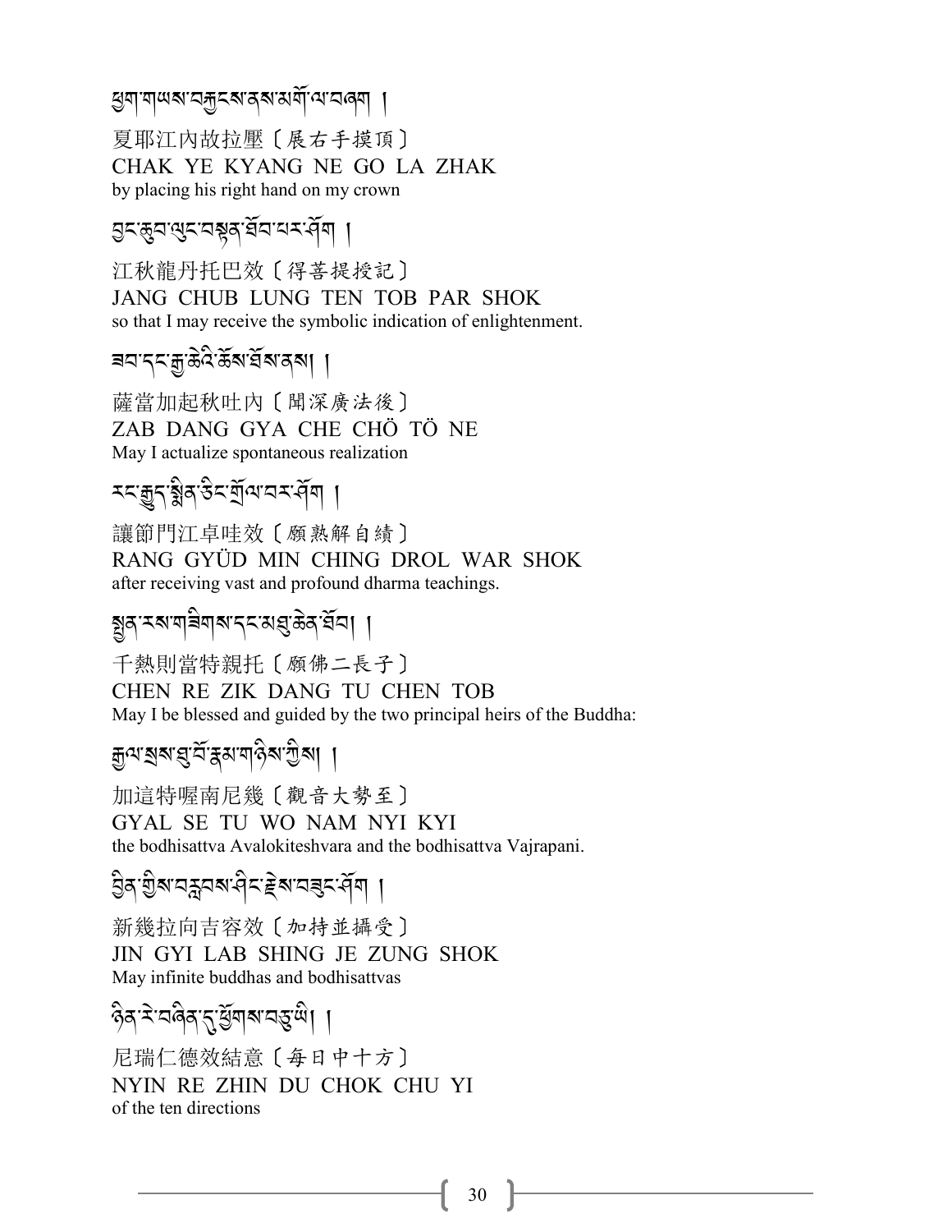ཕྱག་གཡས་བརྐྱངས་ནས་མགོ་ལ་བཞག །

夏耶江內故拉壓〔展右手摸頂〕
CHAK YE KYANG NE GO LA ZHAK
by placing his right hand on my crown

བྱང་ཆུབ་ལུང་བསྟན་ཐོབ་པར་ཤོག །

江秋龍丹托巴效〔得菩提授記〕
JANG CHUB LUNG TEN TOB PAR SHOK
so that I may receive the symbolic indication of enlightenment.

ཟབ་དང་རྒྱ་ཆེའི་ཆོས་ཐོས་ནས། །

薩當加起秋吐內〔聞深廣法後〕
ZAB DANG GYA CHE CHÖ TÖ NE
May I actualize spontaneous realization

རང་རྒྱུད་སྨིན་ཅིང་གྲོལ་བར་ཤོག །

讓節門江卓哇效〔願熟解自續〕
RANG GYÜD MIN CHING DROL WAR SHOK
after receiving vast and profound dharma teachings.

སྤྱན་རས་གཟིགས་དང་མཐུ་ཆེན་ཐོབ། །

千熱則當特親托〔願佛二長子〕
CHEN RE ZIK DANG TU CHEN TOB
May I be blessed and guided by the two principal heirs of the Buddha:

རྒྱལ་སྲས་ཐུ་བོ་རྣམ་གཉིས་ཀྱིས། །

加這特喔南尼幾〔觀音大勢至〕
GYAL SE TU WO NAM NYI KYI
the bodhisattva Avalokiteshvara and the bodhisattva Vajrapani.

བྱིན་གྱིས་བརླབས་ཤིང་རྗེས་བཟུང་ཤོག །

新幾拉向吉容效〔加持並攝受〕
JIN GYI LAB SHING JE ZUNG SHOK
May infinite buddhas and bodhisattvas

ཉིན་རེ་བཞིན་དུ་ཕྱོགས་བཅུ་ཡི། །

尼瑞仁德效結意〔每日中十方〕
NYIN RE ZHIN DU CHOK CHU YI
of the ten directions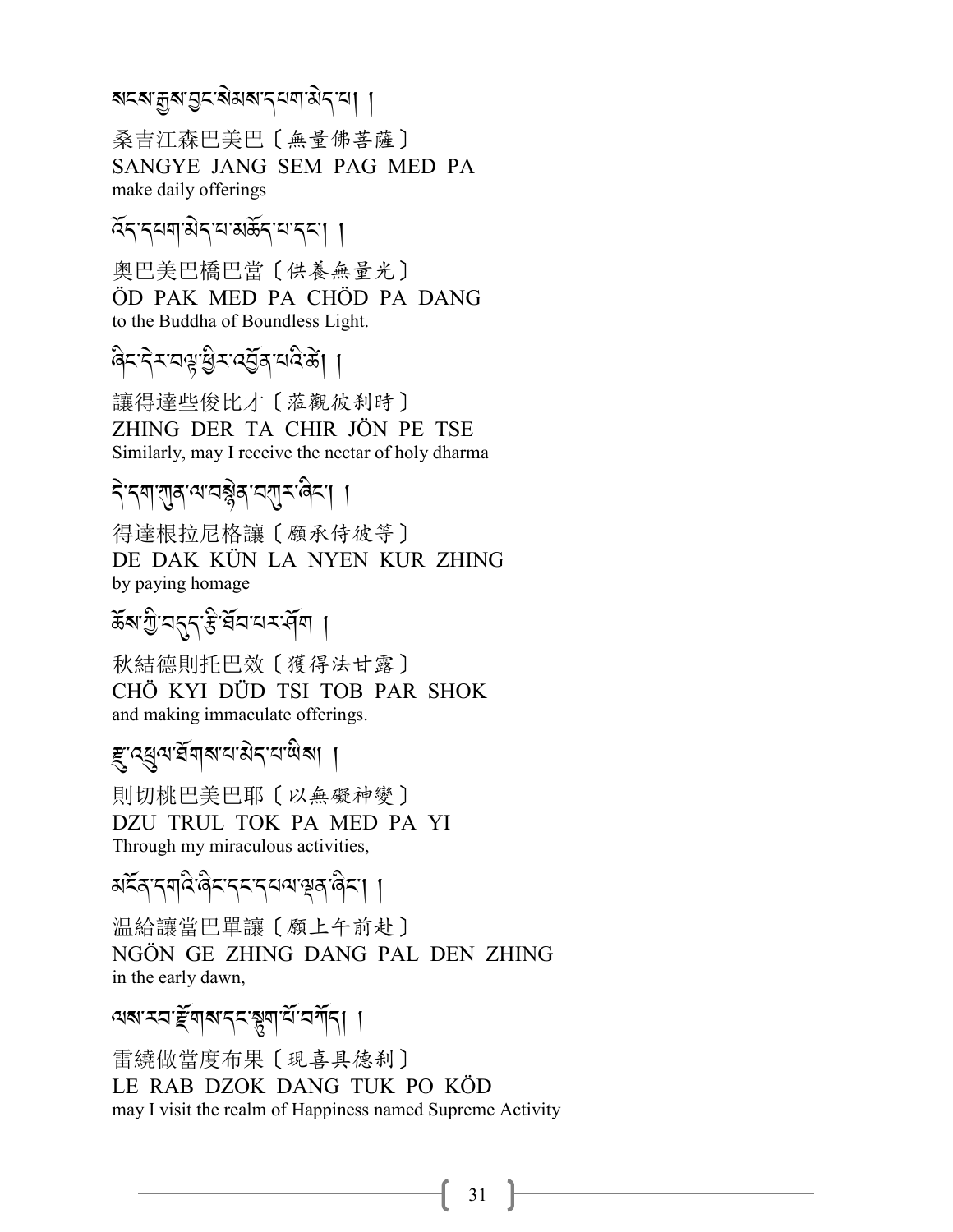སངས་རྒྱས་བྱང་སེམས་དཔག་མེད་པ། །

桑吉江森巴美巴〔無量佛菩薩〕
SANGYE JANG SEM PAG MED PA
make daily offerings

འོད་དཔག་མེད་པ་མཆོད་པ་དང་། །

奧巴美巴橋巴當〔供養無量光〕
ÖD PAK MED PA CHÖD PA DANG
to the Buddha of Boundless Light.

ཞིང་དེར་བལྟ་ཕྱིར་འགྲོན་པའི་ཚེ། །

讓得達些俊比才〔莅觀彼剎時〕
ZHING DER TA CHIR JÖN PE TSE
Similarly, may I receive the nectar of holy dharma

དེ་དག་ཀུན་ལ་བསྙེན་བཀུར་ཞིང་། །

得達根拉尼格讓〔願承侍彼等〕
DE DAK KÜN LA NYEN KUR ZHING
by paying homage

ཆོས་ཀྱི་བདུད་རྩི་ཐོབ་པར་ཤོག །

秋結德則托巴效〔獲得法甘露〕
CHÖ KYI DÜD TSI TOB PAR SHOK
and making immaculate offerings.

རྫུ་འཕྲུལ་ཐོགས་པ་མེད་པ་ཡིས། །

則切桃巴美巴耶〔以無礙神變〕
DZU TRUL TOK PA MED PA YI
Through my miraculous activities,

མངོན་དགའི་ཞིང་དང་དཔལ་ལྡན་ཞིང་། །

溫給讓當巴單讓〔願上午前赴〕
NGÖN GE ZHING DANG PAL DEN ZHING
in the early dawn,

ལས་རབ་རྫོགས་དང་སྟུག་པོ་བཀོད། །

雷繞做當度布果〔現喜具德剎〕
LE RAB DZOK DANG TUK PO KÖD
may I visit the realm of Happiness named Supreme Activity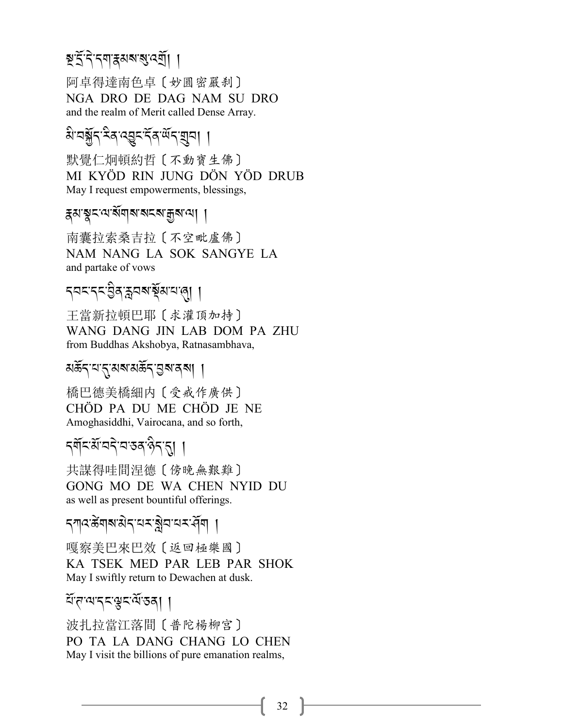སྔ་དྲོ་དེ་དག་རྣམས་སུ་འགྲོ། །

阿卓得達南色卓〔妙圓密嚴刹〕
NGA DRO DE DAG NAM SU DRO
and the realm of Merit called Dense Array.

མི་བསྐྱོད་རིན་འབྱུང་དོན་ཡོད་གྲུབ། །

默覺仁炯頓約哲〔不動寶生佛〕
MI KYÖD RIN JUNG DÖN YÖD DRUB
May I request empowerments, blessings,

རྣམ་སྣང་ལ་སོགས་སངས་རྒྱས་ལ། །

南囊拉索桑吉拉〔不空毗盧佛〕
NAM NANG LA SOK SANGYE LA
and partake of vows

དབང་དང་བྱིན་རླབས་སྡོམ་པ་ཞུ། །

王當新拉頓巴耶〔求灌頂加持〕
WANG DANG JIN LAB DOM PA ZHU
from Buddhas Akshobya, Ratnasambhava,

མཆོད་པ་དུ་མས་མཆོད་བྱས་ནས། །

橋巴德美橋細內〔受戒作廣供〕
CHÖD PA DU ME CHÖD JE NE
Amoghasiddhi, Vairocana, and so forth,

དགོང་མོ་བདེ་བ་ཅན་ཉིད་དུ། །

共謀得哇間涅德〔傍晚無艱難〕
GONG MO DE WA CHEN NYID DU
as well as present bountiful offerings.

དཀའ་ཚེགས་མེད་པར་སླེབ་པར་ཤོག །

嘎察美巴來巴效〔返回極樂國〕
KA TSEK MED PAR LEB PAR SHOK
May I swiftly return to Dewachen at dusk.

པོ་ཏ་ལ་དང་ལྕང་ལོ་ཅན། །

波扎拉當江落間〔普陀楊柳宮〕
PO TA LA DANG CHANG LO CHEN
May I visit the billions of pure emanation realms,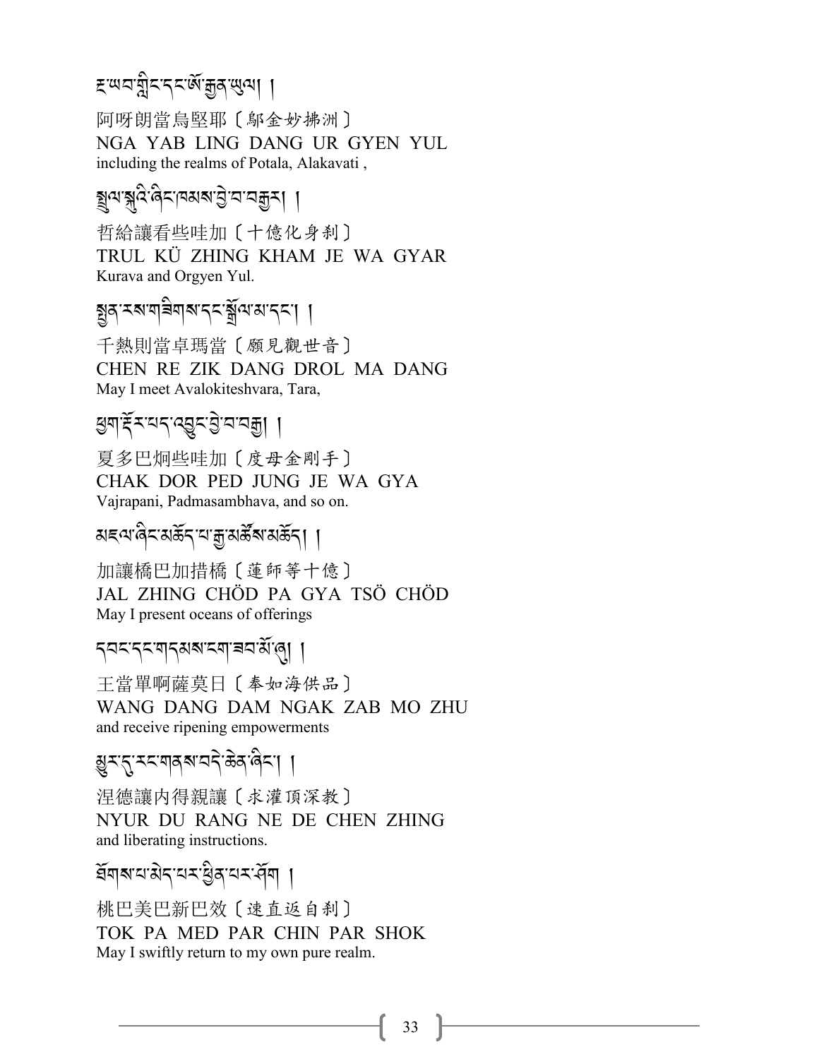རྔ་ཡབ་གླིང་དང་ཨོ་རྒྱན་ཡུལ། །

阿呀朗當烏堅耶〔鄔金妙拂洲〕

NGA YAB LING DANG UR GYEN YUL

including the realms of Potala, Alakavati ,

སྤྲུལ་སྐུའི་ཞིང་ཁམས་བྱེ་བ་བརྒྱར། །

哲給讓看些哇加〔十億化身刹〕

TRUL KÜ ZHING KHAM JE WA GYAR

Kurava and Orgyen Yul.

སྤྱན་རས་གཟིགས་དང་སྒྲོལ་མ་དང་། །

千熱則當卓瑪當〔願見觀世音〕

CHEN RE ZIK DANG DROL MA DANG

May I meet Avalokiteshvara, Tara,

ཕྱག་རྡོར་པད་འབྱུང་བྱེ་བ་བརྒྱ། །

夏多巴炯些哇加〔度母金剛手〕

CHAK DOR PED JUNG JE WA GYA

Vajrapani, Padmasambhava, and so on.

མཇལ་ཞིང་མཆོད་པ་རྒྱ་མཚོས་མཆོད། །

加讓橋巴加措橋〔蓮師等十億〕

JAL ZHING CHÖD PA GYA TSÖ CHÖD

May I present oceans of offerings

དབང་དང་གདམས་ངག་ཟབ་མོ་ཞུ། །

王當單啊薩莫日〔奉如海供品〕

WANG DANG DAM NGAK ZAB MO ZHU

and receive ripening empowerments

མྱུར་དུ་རང་གནས་བདེ་ཆེན་ཞིང་། །

涅德讓內得親讓〔求灌頂深教〕

NYUR DU RANG NE DE CHEN ZHING

and liberating instructions.

ཐོགས་པ་མེད་པར་ཕྱིན་པར་ཤོག །

桃巴美巴新巴效〔速直返自刹〕

TOK PA MED PAR CHIN PAR SHOK

May I swiftly return to my own pure realm.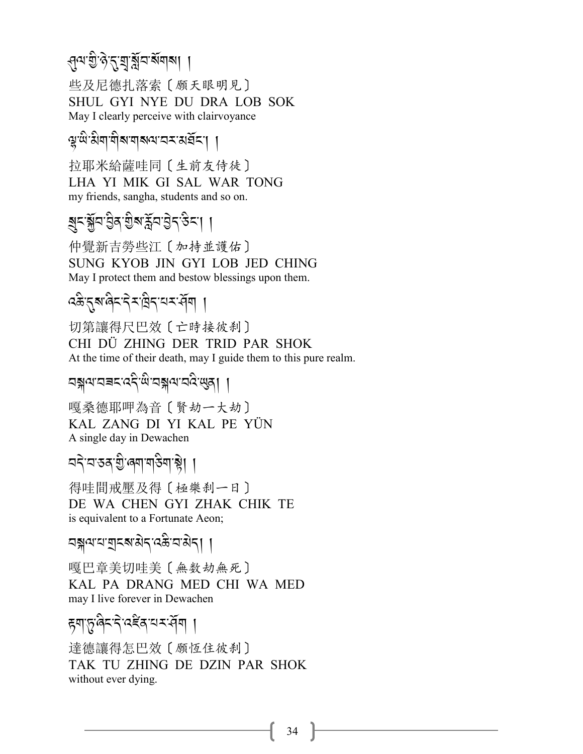ཤུལ་གྱི་ཉེ་དུ་གྲྭ་སློབ་སོགས། །

些及尼德扎落索〔願天眼明見〕
SHUL GYI NYE DU DRA LOB SOK
May I clearly perceive with clairvoyance

ལྷ་ཡི་མིག་གིས་གསལ་བར་མཐོང་། །

拉耶米給薩哇同〔生前友侍徒〕
LHA YI MIK GI SAL WAR TONG
my friends, sangha, students and so on.

སྲུང་སྐྱོབ་བྱིན་གྱིས་རློབ་བྱེད་ཅིང་། །

仲覺新吉勞些江〔加持並護佑〕
SUNG KYOB JIN GYI LOB JED CHING
May I protect them and bestow blessings upon them.

འཆི་དུས་ཞིང་དེར་ཁྲིད་པར་ཤོག །

切第讓得尺巴效〔亡時接彼刹〕
CHI DÜ ZHING DER TRID PAR SHOK
At the time of their death, may I guide them to this pure realm.

བསྐལ་བཟང་འདི་ཡི་བསྐལ་པའི་ཡུན། །

嘎桑德耶呷為音〔賢劫一大劫〕
KAL ZANG DI YI KAL PE YÜN
A single day in Dewachen

བདེ་བ་ཅན་གྱི་ཞག་གཅིག་སྟེ། །

得哇間戒壓及得〔極樂刹一日〕
DE WA CHEN GYI ZHAK CHIK TE
is equivalent to a Fortunate Aeon;

བསྐལ་པ་གྲངས་མེད་འཆི་བ་མེད། །

嘎巴章美切哇美〔無数劫無死〕
KAL PA DRANG MED CHI WA MED
may I live forever in Dewachen

རྟག་ཏུ་ཞིང་དེ་འཛིན་པར་ཤོག །

達德讓得怎巴效〔願恆住彼刹〕
TAK TU ZHING DE DZIN PAR SHOK
without ever dying.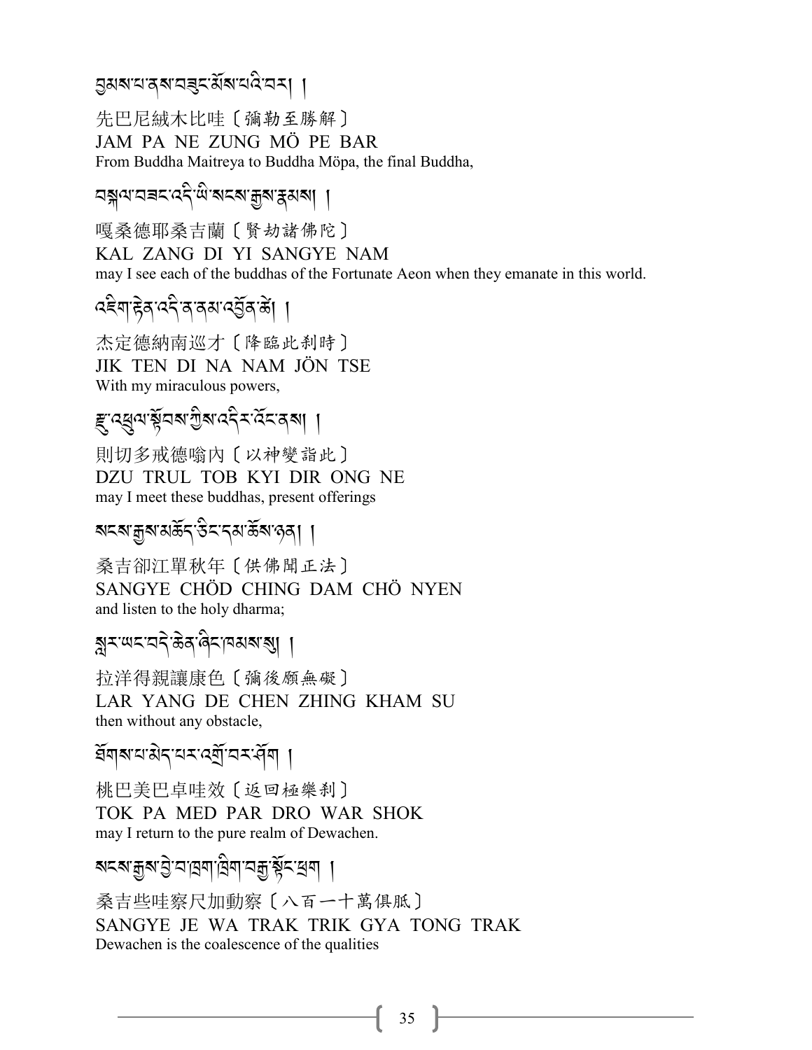བྱམས་པ་ནས་བཟུང་མོས་པའི་བར། །

先巴尼絨木比哇〔彌勒至勝解〕
JAM PA NE ZUNG MÖ PE BAR
From Buddha Maitreya to Buddha Möpa, the final Buddha,

བསྐལ་བཟང་འདི་ཡི་སངས་རྒྱས་རྣམས། །

嘎桑德耶桑吉蘭〔賢劫諸佛陀〕
KAL ZANG DI YI SANGYE NAM
may I see each of the buddhas of the Fortunate Aeon when they emanate in this world.

འཇིག་རྟེན་འདི་ན་ནམ་འབྱོན་ཚེ། །

杰定德納南巡才〔降臨此剎時〕
JIK TEN DI NA NAM JÖN TSE
With my miraculous powers,

རྫུ་འཕྲུལ་སྟོབས་ཀྱིས་འདིར་འོང་ནས། །

則切多戒德嗡內〔以神變詣此〕
DZU TRUL TOB KYI DIR ONG NE
may I meet these buddhas, present offerings

སངས་རྒྱས་མཆོད་ཅིང་དམ་ཆོས་ཉན། །

桑吉卻江單秋年〔供佛聞正法〕
SANGYE CHÖD CHING DAM CHÖ NYEN
and listen to the holy dharma;

སླར་ཡང་བདེ་ཆེན་ཞིང་ཁམས་སུ། །

拉洋得親讓康色〔彌後願無礙〕
LAR YANG DE CHEN ZHING KHAM SU
then without any obstacle,

ཐོགས་པ་མེད་པར་འགྲོ་བར་ཤོག །

桃巴美巴卓哇效〔返回極樂剎〕
TOK PA MED PAR DRO WAR SHOK
may I return to the pure realm of Dewachen.

སངས་རྒྱས་བྱེ་བ་ཁྲག་ཁྲིག་བརྒྱ་སྟོང་ཕྲག །

桑吉些哇察尺加動察〔八百一十萬俱胝〕
SANGYE JE WA TRAK TRIK GYA TONG TRAK
Dewachen is the coalescence of the qualities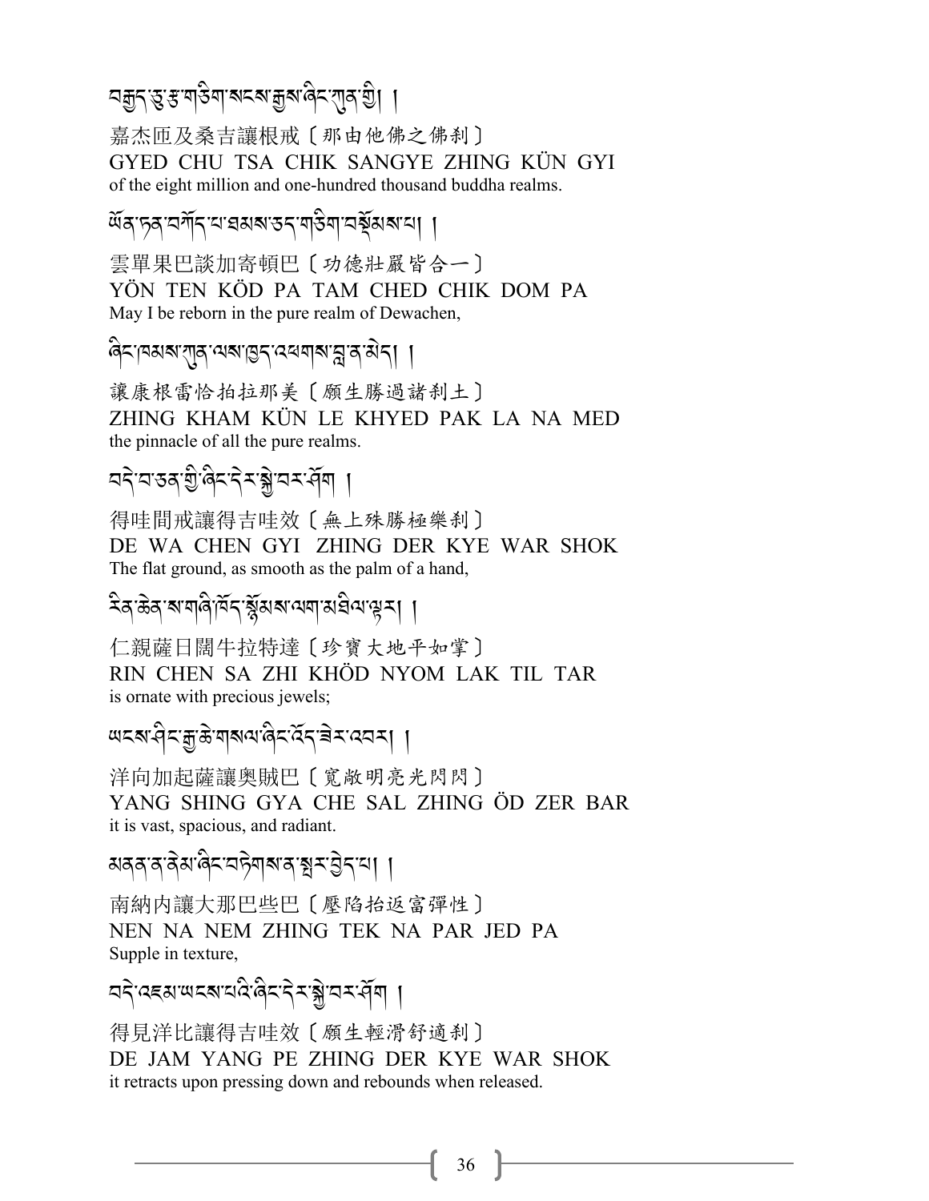བརྒྱད་ཅུ་རྩ་གཅིག་སངས་རྒྱས་ཞིང་ཀུན་གྱི། །

嘉杰匝及桑吉讓根戒〔那由他佛之佛剎〕
GYED CHU TSA CHIK SANGYE ZHING KÜN GYI
of the eight million and one-hundred thousand buddha realms.

ཡོན་ཏན་བཀོད་པ་ཐམས་ཅད་གཅིག་བསྡོམས་པ། །

雲單果巴談加寄頓巴〔功德莊嚴皆合一〕
YÖN TEN KÖD PA TAM CHED CHIK DOM PA
May I be reborn in the pure realm of Dewachen,

ཞིང་ཁམས་ཀུན་ལས་ཁྱད་འཕགས་བླ་ན་མེད། །

讓康根雷恰拍拉那美〔願生勝過諸剎土〕
ZHING KHAM KÜN LE KHYED PAK LA NA MED
the pinnacle of all the pure realms.

བདེ་བ་ཅན་གྱི་ཞིང་དེར་སྐྱེ་བར་ཤོག །

得哇間戒讓得吉哇效〔無上殊勝極樂剎〕
DE WA CHEN GYI ZHING DER KYE WAR SHOK
The flat ground, as smooth as the palm of a hand,

རིན་ཆེན་ས་གཞི་ཁོད་སྙོམས་ལག་མཐིལ་ལྟར། །

仁親薩日闊牛拉特達〔珍寶大地平如掌〕
RIN CHEN SA ZHI KHÖD NYOM LAK TIL TAR
is ornate with precious jewels;

ཡངས་ཤིང་རྒྱ་ཆེ་གསལ་ཞིང་འོད་ཟེར་འབར། །

洋向加起薩讓奧賊巴〔寬敞明亮光閃閃〕
YANG SHING GYA CHE SAL ZHING ÖD ZER BAR
it is vast, spacious, and radiant.

མནན་ན་ནེམ་ཞིང་བཏེགས་ན་སྤར་བྱེད་པ། །

南納內讓大那巴些巴〔壓陷抬返富彈性〕
NEN NA NEM ZHING TEK NA PAR JED PA
Supple in texture,

བདེ་འཇམ་ཡངས་པའི་ཞིང་དེར་སྐྱེ་བར་ཤོག །

得見洋比讓得吉哇效〔願生輕滑舒適剎〕
DE JAM YANG PE ZHING DER KYE WAR SHOK
it retracts upon pressing down and rebounds when released.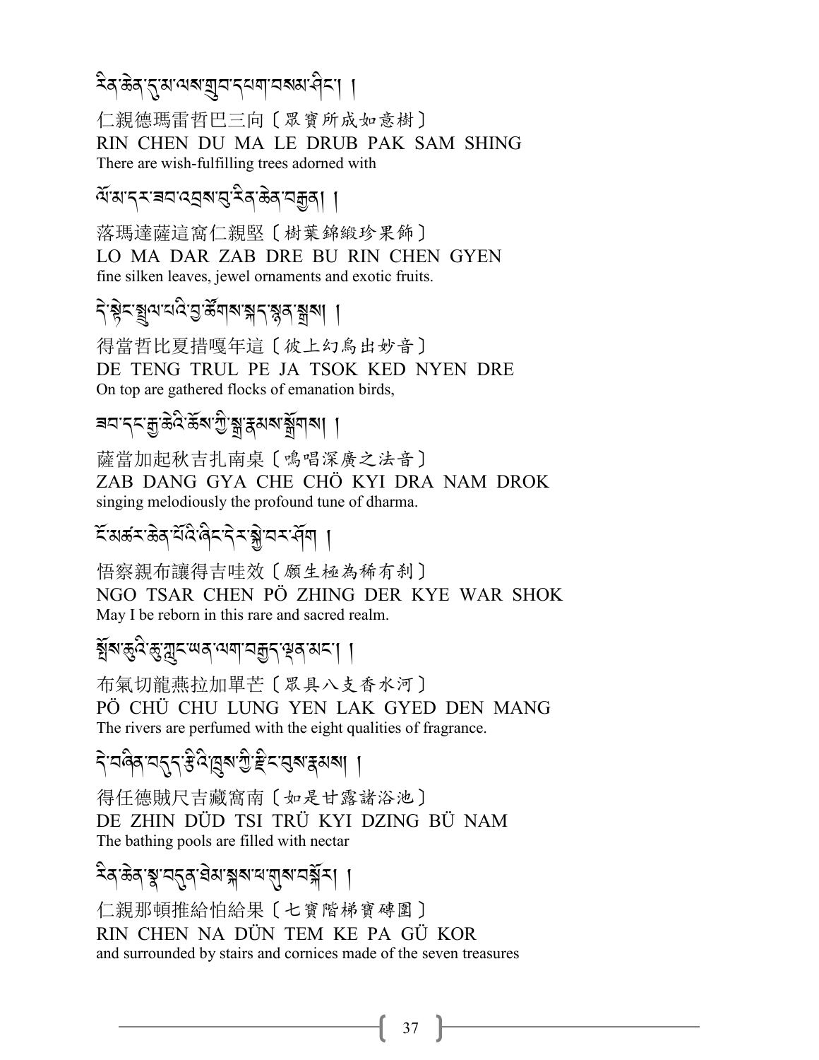རིན་ཆེན་དུ་མ་ལས་གྲུབ་དཔག་བསམ་ཤིང་། །

仁親德瑪雷哲巴三向〔眾寶所成如意樹〕
RIN CHEN DU MA LE DRUB PAK SAM SHING
There are wish-fulfilling trees adorned with

ལོ་མ་དར་ཟབ་འབྲས་བུ་རིན་ཆེན་བརྒྱན། །

落瑪達薩這窩仁親堅〔樹葉錦緞珍果飾〕
LO MA DAR ZAB DRE BU RIN CHEN GYEN
fine silken leaves, jewel ornaments and exotic fruits.

དེ་སྟེང་སྤྲུལ་པའི་བྱ་ཚོགས་སྐད་སྙན་སྒྲོགས། །

得當哲比夏措嘎年這〔彼上幻鳥出妙音〕
DE TENG TRUL PE JA TSOK KED NYEN DRE
On top are gathered flocks of emanation birds,

ཟབ་དང་རྒྱ་ཆེའི་ཆོས་ཀྱི་སྒྲ་རྣམས་སྒྲོགས། །

薩當加起秋吉扎南桌〔鳴唱深廣之法音〕
ZAB DANG GYA CHE CHÖ KYI DRA NAM DROK
singing melodiously the profound tune of dharma.

ངོ་མཚར་ཆེན་པོའི་ཞིང་དེར་སྐྱེ་བར་ཤོག །

悟察親布讓得吉哇效〔願生極為稀有剎〕
NGO TSAR CHEN PÖ ZHING DER KYE WAR SHOK
May I be reborn in this rare and sacred realm.

སྤོས་ཆུའི་ཆུ་ཀླུང་ཡན་ལག་བརྒྱད་ལྡན་མང་། །

布氣切龍燕拉加單芒〔眾具八支香水河〕
PÖ CHÜ CHU LUNG YEN LAK GYED DEN MANG
The rivers are perfumed with the eight qualities of fragrance.

དེ་བཞིན་བདུད་རྩིའི་ཁྲུས་ཀྱི་རྫིང་བུས་རྣམས། །

得任德賊尺吉藏窩南〔如是甘露諸浴池〕
DE ZHIN DÜD TSI TRÜ KYI DZING BÜ NAM
The bathing pools are filled with nectar

རིན་ཆེན་སྣ་བདུན་ཐེམ་སྐས་པ་གུས་བསྐོར། །

仁親那頓推給怕給果〔七寶階梯寶磚圍〕
RIN CHEN NA DÜN TEM KE PA GÜ KOR
and surrounded by stairs and cornices made of the seven treasures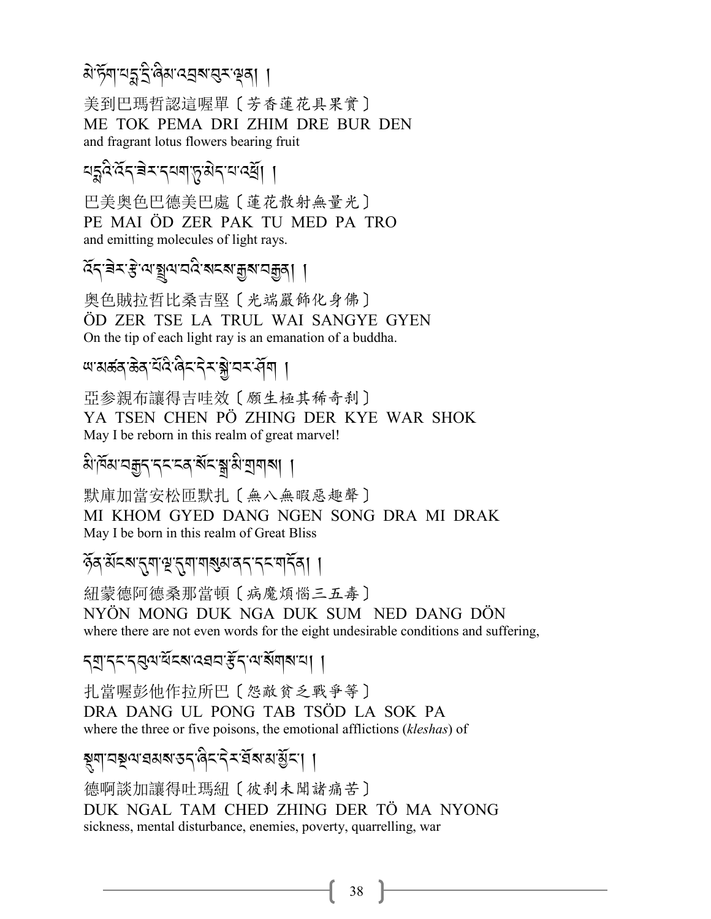མེ་ཏོག་པདྨ་དྲི་ཞིམ་འབྲས་བུར་ལྡན། །

美到巴瑪哲認這喔單〔芳香蓮花具果實〕
ME TOK PEMA DRI ZHIM DRE BUR DEN
and fragrant lotus flowers bearing fruit

པདྨའི་འོད་ཟེར་དཔག་ཏུ་མེད་པ་འཕྲོ། །

巴美奧色巴德美巴處〔蓮花散射無量光〕
PE MAI ÖD ZER PAK TU MED PA TRO
and emitting molecules of light rays.

འོད་ཟེར་རྩེ་ལ་སྤྲུལ་པའི་སངས་རྒྱས་བརྒྱན། །

奧色賊拉哲比桑吉堅〔光端嚴飾化身佛〕
ÖD ZER TSE LA TRUL WAI SANGYE GYEN
On the tip of each light ray is an emanation of a buddha.

ཡ་མཚན་ཆེན་པོའི་ཞིང་དེར་སྐྱེ་བར་ཤོག །

亞參親布讓得吉哇效〔願生極其稀奇剎〕
YA TSEN CHEN PÖ ZHING DER KYE WAR SHOK
May I be reborn in this realm of great marvel!

མི་ཁོམ་བརྒྱད་དང་ངན་སོང་སྒྲ་མི་གྲགས། །

默庫加當安松匝默扎〔無八無暇惡趣聲〕
MI KHOM GYED DANG NGEN SONG DRA MI DRAK
May I be born in this realm of Great Bliss

ཉོན་མོངས་དུག་ལྔ་དུག་གསུམ་ནད་དང་གདོན། །

紐蒙德阿德桑那當頓〔病魔煩惱三五毒〕
NYÖN MONG DUK NGA DUK SUM NED DANG DÖN
where there are not even words for the eight undesirable conditions and suffering,

དགྲ་དང་དབུལ་ཕོངས་འཐབ་རྩོད་ལ་སོགས་པ། །

扎當喔彭他作拉所巴〔怨敵貧乏戰爭等〕
DRA DANG UL PONG TAB TSÖD LA SOK PA
where the three or five poisons, the emotional afflictions (*kleshas*) of

སྡུག་བསྔལ་ཐམས་ཅད་ཞིང་དེར་ཐོས་མ་མྱོང་། །

德啊談加讓得吐瑪紐〔彼剎未聞諸痛苦〕
DUK NGAL TAM CHED ZHING DER TÖ MA NYONG
sickness, mental disturbance, enemies, poverty, quarrelling, war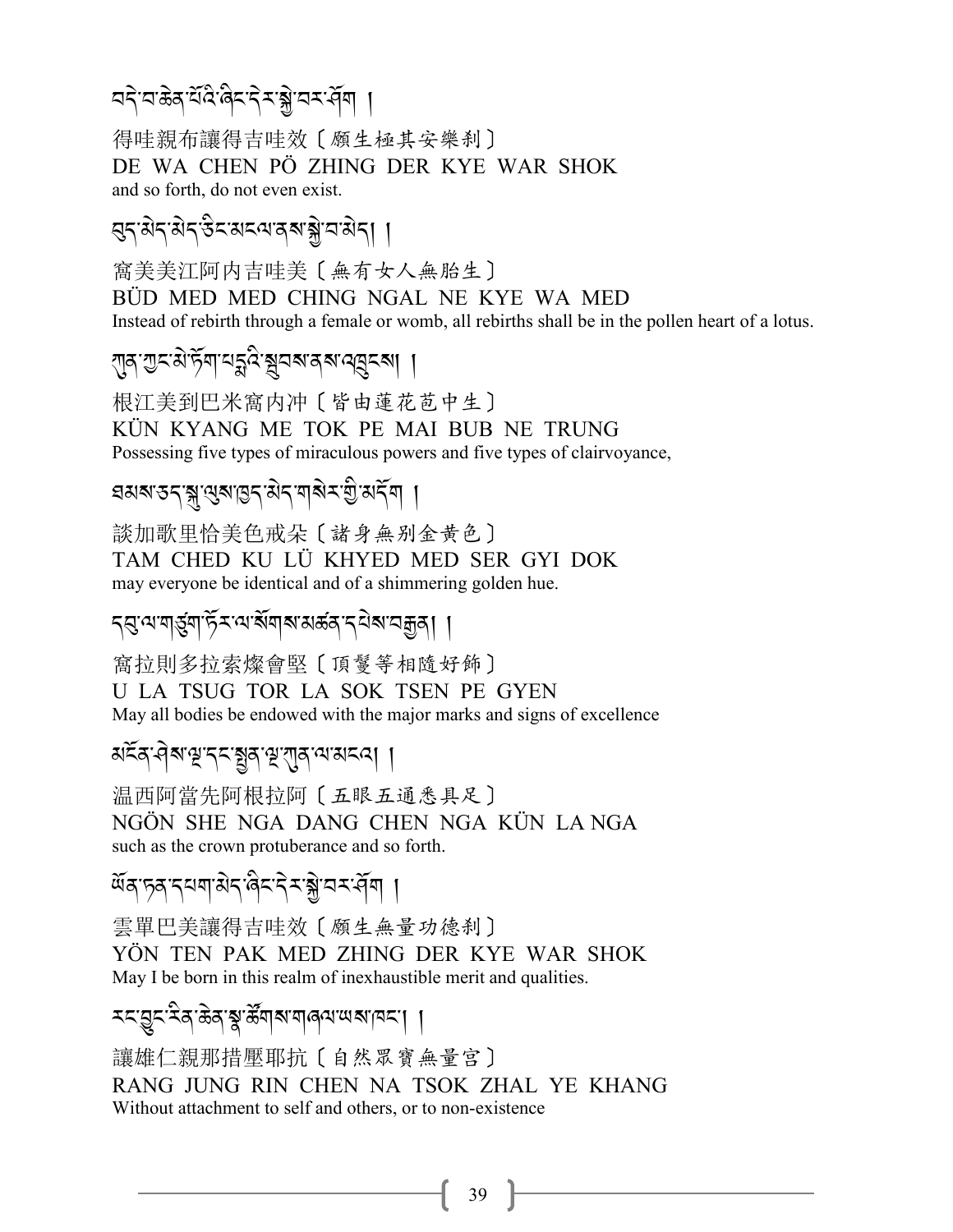བདེ་བ་ཆེན་པོའི་ཞིང་དེར་སྐྱེ་བར་ཤོག །

得哇親布讓得吉哇效〔願生極其安樂刹〕
DE WA CHEN PÖ ZHING DER KYE WAR SHOK
and so forth, do not even exist.

བུད་མེད་མེད་ཅིང་མངལ་ནས་སྐྱེ་བ་མེད། །

窩美美江阿内吉哇美〔無有女人無胎生〕
BÜD MED MED CHING NGAL NE KYE WA MED
Instead of rebirth through a female or womb, all rebirths shall be in the pollen heart of a lotus.

ཀུན་ཀྱང་མེ་ཏོག་པདྨའི་སྦུབས་ནས་འབྲུངས། །

根江美到巴米窩内沖〔皆由蓮花苞中生〕
KÜN KYANG ME TOK PE MAI BUB NE TRUNG
Possessing five types of miraculous powers and five types of clairvoyance,

ཐམས་ཅད་སྐུ་ལུས་ཁྱད་མེད་གསེར་གྱི་མདོག །

談加歌里恰美色戒朵〔諸身無別金黄色〕
TAM CHED KU LÜ KHYED MED SER GYI DOK
may everyone be identical and of a shimmering golden hue.

དབུ་ལ་གཙུག་ཏོར་ལ་སོགས་མཚན་དཔེས་བརྒྱན། །

窩拉則多拉索燦會堅〔頂髻等相隨好飾〕
U LA TSUG TOR LA SOK TSEN PE GYEN
May all bodies be endowed with the major marks and signs of excellence

མངོན་ཤེས་ལྔ་དང་སྤྱན་ལྔ་ཀུན་ལ་མངའ། །

温西阿當先阿根拉阿〔五眼五通悉具足〕
NGÖN SHE NGA DANG CHEN NGA KÜN LA NGA
such as the crown protuberance and so forth.

ཡོན་ཏན་དཔག་མེད་ཞིང་དེར་སྐྱེ་བར་ཤོག །

雲單巴美讓得吉哇效〔願生無量功德刹〕
YÖN TEN PAK MED ZHING DER KYE WAR SHOK
May I be born in this realm of inexhaustible merit and qualities.

རང་བྱུང་རིན་ཆེན་སྣ་ཚོགས་གཞལ་ཡས་ཁང་། །

讓雄仁親那措壓耶抗〔自然眾寶無量宫〕
RANG JUNG RIN CHEN NA TSOK ZHAL YE KHANG
Without attachment to self and others, or to non-existence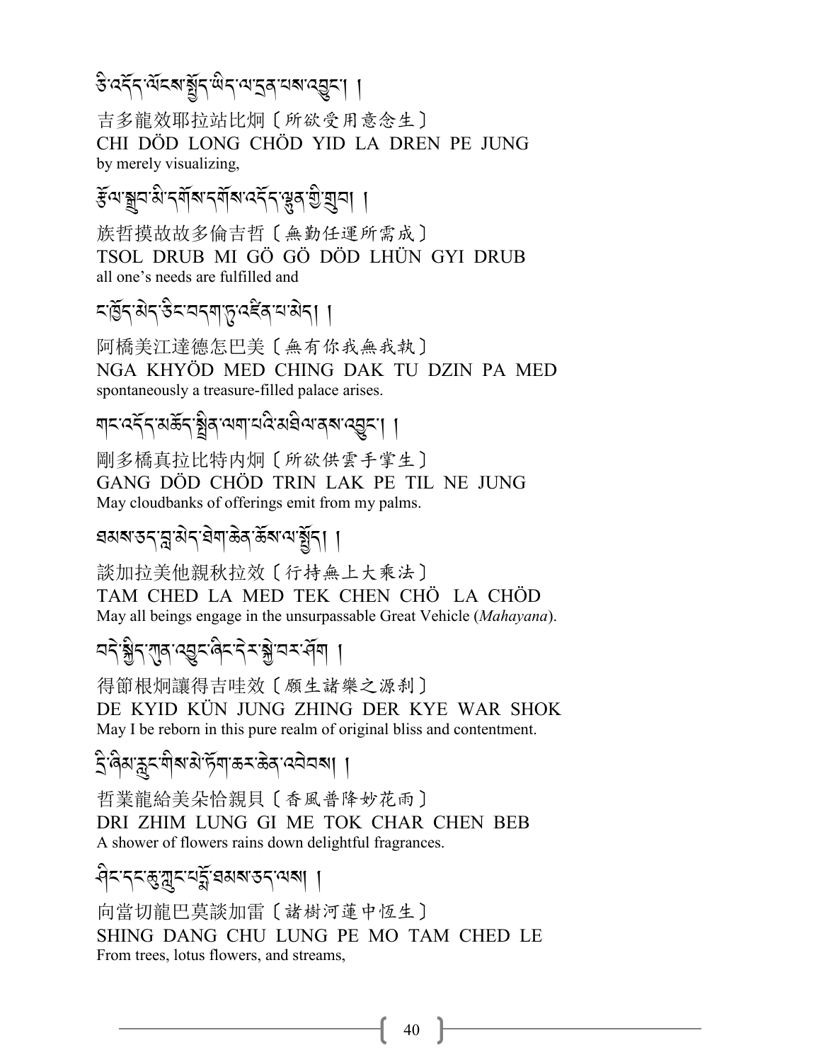ཅི་འདོད་ལོངས་སྤྱོད་ཡིད་ལ་དྲན་པས་འབྱུང་། །

吉多龍效耶拉站比炯〔所欲受用意念生〕

CHI DÖD LONG CHÖD YID LA DREN PE JUNG

by merely visualizing,

རྩོལ་སྒྲུབ་མི་དགོས་དགོས་འདོད་ལྷུན་གྱི་གྲུབ། །

族哲摸故故多倫吉哲〔無勤任運所需成〕

TSOL DRUB MI GÖ GÖ DÖD LHÜN GYI DRUB

all one's needs are fulfilled and

ང་ཁྱོད་མེད་ཅིང་བདག་ཏུ་འཛིན་པ་མེད། །

阿橋美江達德怎巴美〔無有你我無我執〕

NGA KHYÖD MED CHING DAK TU DZIN PA MED

spontaneously a treasure-filled palace arises.

གང་འདོད་མཆོད་སྤྲིན་ལག་པའི་མཐིལ་ནས་འབྱུང་། །

剛多橋真拉比特内炯〔所欲供雲手掌生〕

GANG DÖD CHÖD TRIN LAK PE TIL NE JUNG

May cloudbanks of offerings emit from my palms.

ཐམས་ཅད་བླ་མེད་ཐེག་ཆེན་ཆོས་ལ་སྤྱོད། །

談加拉美他親秋拉效〔行持無上大乘法〕

TAM CHED LA MED TEK CHEN CHÖ LA CHÖD

May all beings engage in the unsurpassable Great Vehicle (*Mahayana*).

བདེ་སྐྱིད་ཀུན་འབྱུང་ཞིང་དེར་སྐྱེ་བར་ཤོག །

得節根炯讓得吉哇效〔願生諸樂之源刹〕

DE KYID KÜN JUNG ZHING DER KYE WAR SHOK

May I be reborn in this pure realm of original bliss and contentment.

དྲི་ཞིམ་རླུང་གིས་མེ་ཏོག་ཆར་ཆེན་འབེབས། །

哲業龍給美朵恰親貝〔香風普降妙花雨〕

DRI ZHIM LUNG GI ME TOK CHAR CHEN BEB

A shower of flowers rains down delightful fragrances.

ཤིང་དང་ཆུ་ཀླུང་པདྨོ་ཐམས་ཅད་ལས། །

向當切龍巴莫談加雷〔諸樹河蓮中恆生〕

SHING DANG CHU LUNG PE MO TAM CHED LE

From trees, lotus flowers, and streams,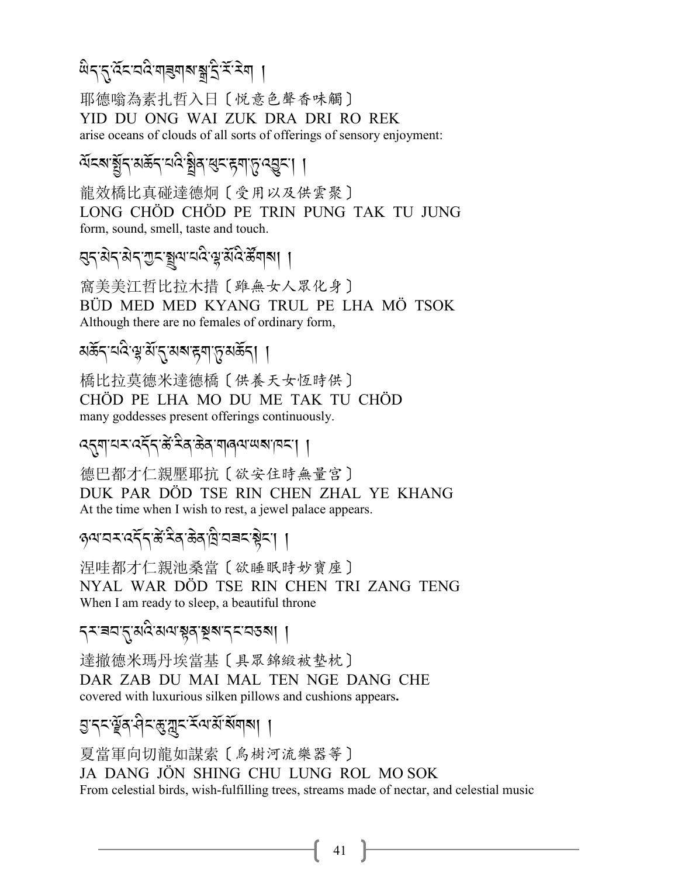ཡིད་དུ་འོང་བའི་གཟུགས་སྒྲ་དྲི་རོ་རེག །

耶德嗡為素扎哲入日〔悅意色聲香味觸〕
YID DU ONG WAI ZUK DRA DRI RO REK
arise oceans of clouds of all sorts of offerings of sensory enjoyment:

ལོངས་སྤྱོད་མཆོད་པའི་སྤྲིན་ཕུང་རྟག་ཏུ་འབྱུང་། །

龍效橋比真碰達德炯〔受用以及供雲聚〕
LONG CHÖD CHÖD PE TRIN PUNG TAK TU JUNG
form, sound, smell, taste and touch.

བུད་མེད་མེད་ཀྱང་སྤྲུལ་པའི་ལྷ་མོའི་ཚོགས། །

窩美美江哲比拉木措〔雖無女人眾化身〕
BÜD MED MED KYANG TRUL PE LHA MÖ TSOK
Although there are no females of ordinary form,

མཆོད་པའི་ལྷ་མོ་དུ་མས་རྟག་ཏུ་མཆོད། །

橋比拉莫德米達德橋〔供養天女恆時供〕
CHÖD PE LHA MO DU ME TAK TU CHÖD
many goddesses present offerings continuously.

འདུག་པར་འདོད་ཚེ་རིན་ཆེན་གཞལ་ཡས་ཁང་། །

德巴都才仁親壓耶抗〔欲安住時無量宮〕
DUK PAR DÖD TSE RIN CHEN ZHAL YE KHANG
At the time when I wish to rest, a jewel palace appears.

ཉལ་བར་འདོད་ཚེ་རིན་ཆེན་ཁྲི་བཟང་སྟེང་། །

涅哇都才仁親池桑當〔欲睡眠時妙寶座〕
NYAL WAR DÖD TSE RIN CHEN TRI ZANG TENG
When I am ready to sleep, a beautiful throne

དར་ཟབ་དུ་མའི་མལ་སྟན་སྔས་དང་བཅས། །

達撤德米瑪丹埃當基〔具眾錦緞被墊枕〕
DAR ZAB DU MAI MAL TEN NGE DANG CHE
covered with luxurious silken pillows and cushions appears**.**

བྱ་དང་ལྗོན་ཤིང་ཆུ་ཀླུང་རོལ་མོ་སོགས། །

夏當軍向切龍如謀索〔鳥樹河流樂器等〕
JA DANG JÖN SHING CHU LUNG ROL MO SOK
From celestial birds, wish-fulfilling trees, streams made of nectar, and celestial music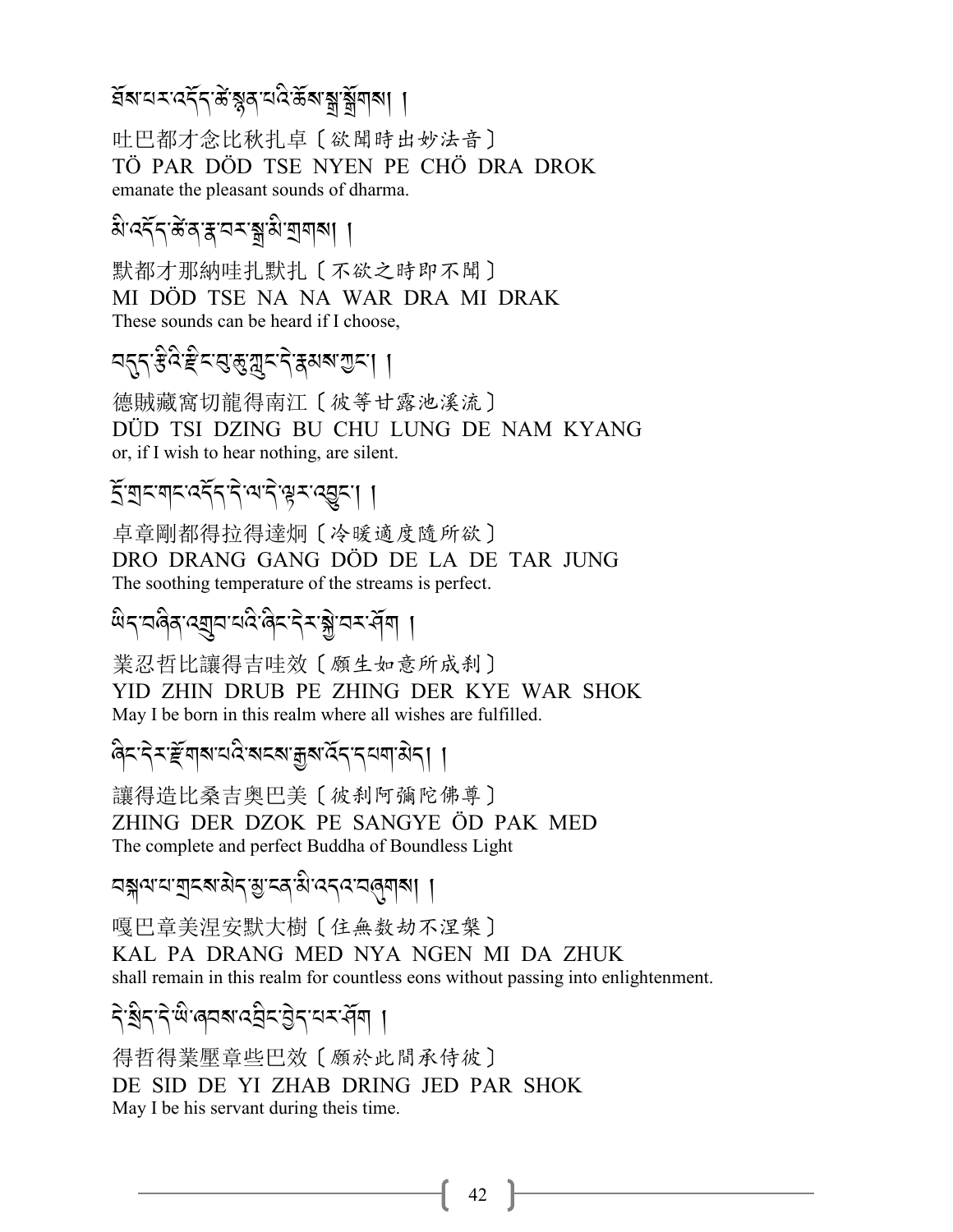ཐོས་པར་འདོད་ཚེ་སྙན་པའི་ཆོས་སྒྲ་སྒྲོགས། །

吐巴都才念比秋扎卓〔欲聞時出妙法音〕
TÖ PAR DÖD TSE NYEN PE CHÖ DRA DROK
emanate the pleasant sounds of dharma.

མི་འདོད་ཚེ་ན་རྣ་བར་སྒྲ་མི་གྲགས། །

默都才那納哇扎默扎〔不欲之時即不聞〕
MI DÖD TSE NA NA WAR DRA MI DRAK
These sounds can be heard if I choose,

བདུད་རྩིའི་རྫིང་བུ་ཆུ་ཀླུང་དེ་རྣམས་ཀྱང་། །

德賊藏窩切龍得南江〔彼等甘露池溪流〕
DÜD TSI DZING BU CHU LUNG DE NAM KYANG
or, if I wish to hear nothing, are silent.

དྲོ་གྲང་གང་འདོད་དེ་ལ་དེ་ལྟར་འབྱུང་། །

卓章剛都得拉得達炯〔冷暖適度隨所欲〕
DRO DRANG GANG DÖD DE LA DE TAR JUNG
The soothing temperature of the streams is perfect.

ཡིད་བཞིན་འགྲུབ་པའི་ཞིང་དེར་སྐྱེ་བར་ཤོག །

業忍哲比讓得吉哇效〔願生如意所成刹〕
YID ZHIN DRUB PE ZHING DER KYE WAR SHOK
May I be born in this realm where all wishes are fulfilled.

ཞིང་དེར་རྫོགས་པའི་སངས་རྒྱས་འོད་དཔག་མེད། །

讓得造比桑吉奧巴美〔彼刹阿彌陀佛尊〕
ZHING DER DZOK PE SANGYE ÖD PAK MED
The complete and perfect Buddha of Boundless Light

བསྐལ་པ་གྲངས་མེད་མྱ་ངན་མི་འདའ་བཞུགས། །

嘎巴章美涅安默大樹〔住無数劫不涅槃〕
KAL PA DRANG MED NYA NGEN MI DA ZHUK
shall remain in this realm for countless eons without passing into enlightenment.

དེ་སྲིད་དེ་ཡི་ཞབས་འབྲིང་བྱེད་པར་ཤོག །

得哲得業壓章些巴效〔願於此間承侍彼〕
DE SID DE YI ZHAB DRING JED PAR SHOK
May I be his servant during theis time.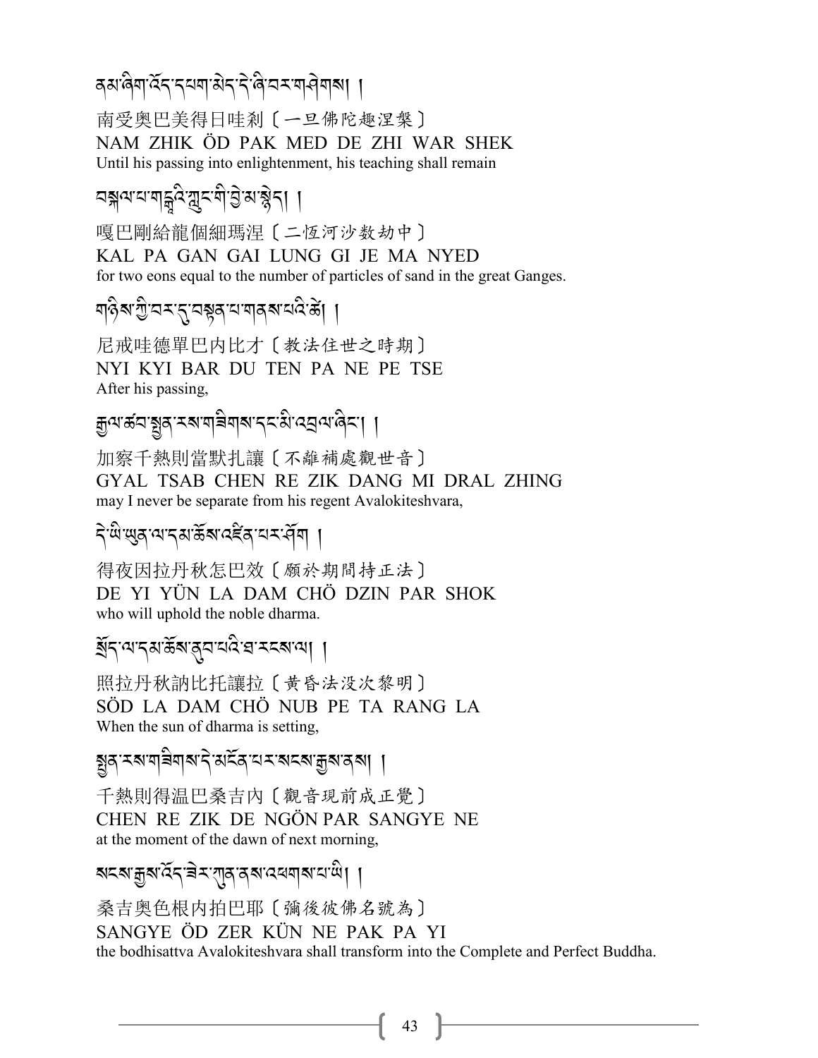ནམ་ཞིག་འོད་དཔག་མེད་དེ་ཞི་བར་གཤེགས། །

南受奧巴美得日哇剎〔一旦佛陀趣涅槃〕
NAM ZHIK ÖD PAK MED DE ZHI WAR SHEK
Until his passing into enlightenment, his teaching shall remain

བསྐལ་པ་གངྒཱའི་ཀླུང་གི་བྱེ་མ་སྙེད། །

嘎巴剛給龍個細瑪涅〔二恆河沙数劫中〕
KAL PA GAN GAI LUNG GI JE MA NYED
for two eons equal to the number of particles of sand in the great Ganges.

གཉིས་ཀྱི་བར་དུ་བསྟན་པ་གནས་པའི་ཚེ། །

尼戒哇德單巴內比才〔教法住世之時期〕
NYI KYI BAR DU TEN PA NE PE TSE
After his passing,

རྒྱལ་ཚབ་སྤྱན་རས་གཟིགས་དང་མི་འབྲལ་ཞིང་། །

加察千熱則當默扎讓〔不離補處觀世音〕
GYAL TSAB CHEN RE ZIK DANG MI DRAL ZHING
may I never be separate from his regent Avalokiteshvara,

དེ་ཡི་ཡུན་ལ་དམ་ཆོས་འཛིན་པར་ཤོག །

得夜因拉丹秋怎巴效〔願於期間持正法〕
DE YI YÜN LA DAM CHÖ DZIN PAR SHOK
who will uphold the noble dharma.

སྲོད་ལ་དམ་ཆོས་ནུབ་པའི་ཐ་རངས་ལ། །

照拉丹秋訥比托讓拉〔黃昏法没次黎明〕
SÖD LA DAM CHÖ NUB PE TA RANG LA
When the sun of dharma is setting,

སྤྱན་རས་གཟིགས་དེ་མངོན་པར་སངས་རྒྱས་ནས། །

千熱則得溫巴桑吉內〔觀音現前成正覺〕
CHEN RE ZIK DE NGÖN PAR SANGYE NE
at the moment of the dawn of next morning,

སངས་རྒྱས་འོད་ཟེར་ཀུན་ནས་འཕགས་པ་ཡི། །

桑吉奧色根內拍巴耶〔彌後彼佛名號為〕
SANGYE ÖD ZER KÜN NE PAK PA YI
the bodhisattva Avalokiteshvara shall transform into the Complete and Perfect Buddha.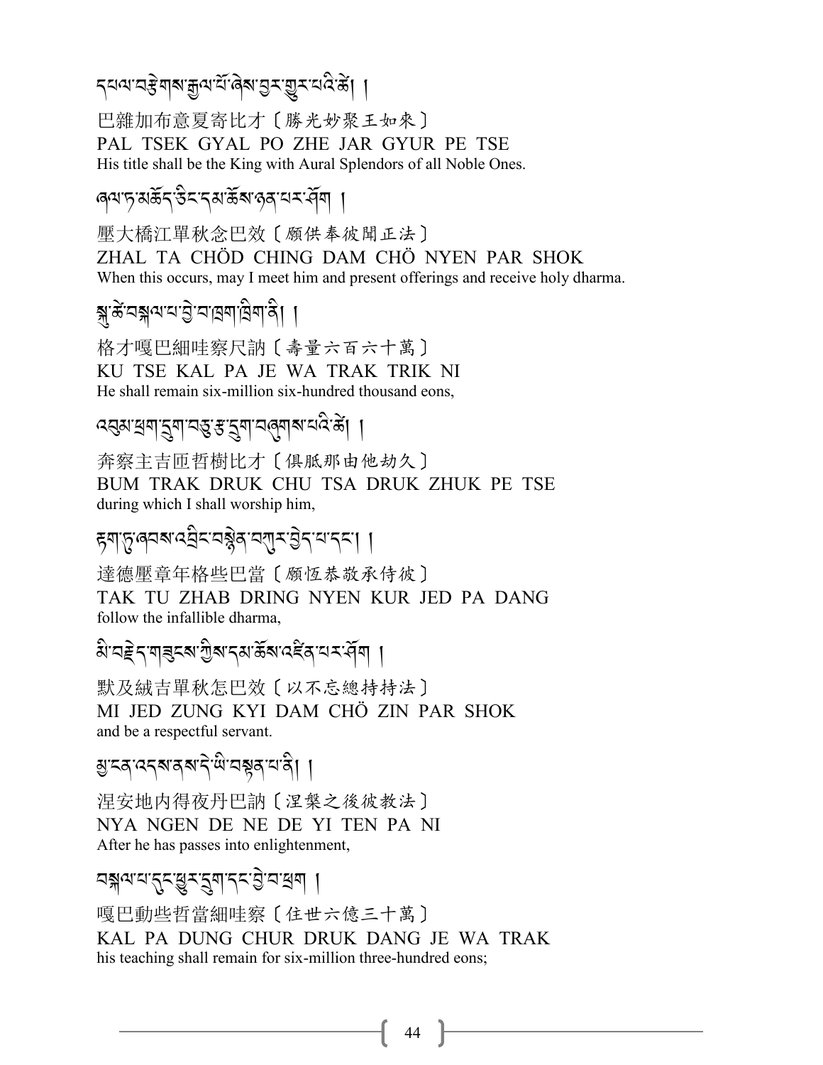དཔལ་བརྩེགས་རྒྱལ་པོ་ཞེས་བྱར་གྱུར་པའི་ཚེ། །

巴雜加布意夏寄比才〔勝光妙聚王如來〕

PAL TSEK GYAL PO ZHE JAR GYUR PE TSE

His title shall be the King with Aural Splendors of all Noble Ones.

ཞལ་ཏ་མཆོད་ཅིང་དམ་ཆོས་ཉན་པར་ཤོག །

壓大橋江單秋念巴效〔願供奉彼聞正法〕

ZHAL TA CHÖD CHING DAM CHÖ NYEN PAR SHOK

When this occurs, may I meet him and present offerings and receive holy dharma.

སྐུ་ཚེ་བསྐལ་པ་བྱེ་བ་ཁྲག་ཁྲིག་ནི། །

格才嘎巴細哇察尺訥〔壽量六百六十萬〕

KU TSE KAL PA JE WA TRAK TRIK NI

He shall remain six-million six-hundred thousand eons,

འབུམ་ཕྲག་དྲུག་བཅུ་རྩ་དྲུག་བཞུགས་པའི་ཚེ། །

奔察主吉匝哲樹比才〔俱胝那由他劫久〕

BUM TRAK DRUK CHU TSA DRUK ZHUK PE TSE

during which I shall worship him,

རྟག་ཏུ་ཞབས་འབྲིང་བསྙེན་བཀུར་བྱེད་པ་དང་། །

達德壓章年格些巴當〔願恆恭敬承侍彼〕

TAK TU ZHAB DRING NYEN KUR JED PA DANG

follow the infallible dharma,

མི་བརྗེད་གཟུངས་ཀྱིས་དམ་ཆོས་འཛིན་པར་ཤོག །

默及絨吉單秋怎巴效〔以不忘總持持法〕

MI JED ZUNG KYI DAM CHÖ ZIN PAR SHOK

and be a respectful servant.

མྱ་ངན་འདས་ནས་དེ་ཡི་བསྟན་པ་ནི། །

涅安地內得夜丹巴訥〔涅槃之後彼教法〕

NYA NGEN DE NE DE YI TEN PA NI

After he has passes into enlightenment,

བསྐལ་པ་དུང་ཕྱུར་དྲུག་དང་བྱེ་བ་ཕྲག །

嘎巴動些哲當細哇察〔住世六億三十萬〕

KAL PA DUNG CHUR DRUK DANG JE WA TRAK

his teaching shall remain for six-million three-hundred eons;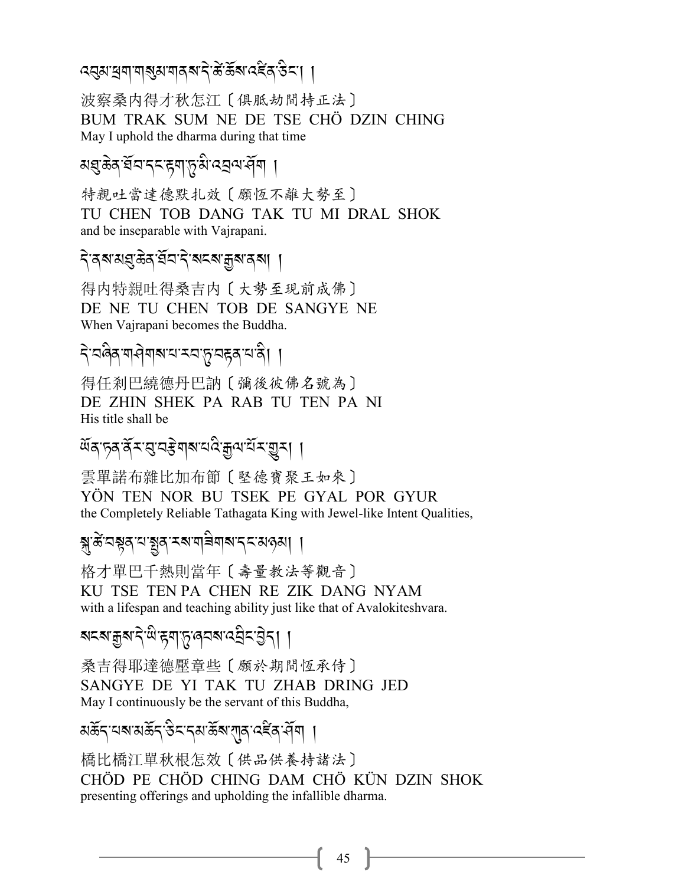འབུམ་ཕྲག་གསུམ་གནས་དེ་ཚེ་ཆོས་འཛིན་ཅིང་། །

波察桑內得才秋怎江〔俱胝劫間持正法〕
BUM TRAK SUM NE DE TSE CHÖ DZIN CHING
May I uphold the dharma during that time

མཐུ་ཆེན་ཐོབ་དང་རྟག་ཏུ་མི་འབྲལ་ཤོག །

特親吐當達德默扎效〔願恆不離大勢至〕
TU CHEN TOB DANG TAK TU MI DRAL SHOK
and be inseparable with Vajrapani.

དེ་ནས་མཐུ་ཆེན་ཐོབ་དེ་སངས་རྒྱས་ནས། །

得內特親吐得桑吉內〔大勢至現前成佛〕
DE NE TU CHEN TOB DE SANGYE NE
When Vajrapani becomes the Buddha.

དེ་བཞིན་གཤེགས་པ་རབ་ཏུ་བརྟན་པ་ནི། །

得任剎巴繞德丹巴訥〔彌後彼佛名號為〕
DE ZHIN SHEK PA RAB TU TEN PA NI
His title shall be

ཡོན་ཏན་ནོར་བུ་བརྩེགས་པའི་རྒྱལ་པོར་གྱུར། །

雲單諾布雜比加布節〔堅德寶聚王如來〕
YÖN TEN NOR BU TSEK PE GYAL POR GYUR
the Completely Reliable Tathagata King with Jewel-like Intent Qualities,

སྐུ་ཚེ་བསྟན་པ་སྤྱན་རས་གཟིགས་དང་མཉམ། །

格才單巴千熱則當年〔壽量教法等觀音〕
KU TSE TEN PA CHEN RE ZIK DANG NYAM
with a lifespan and teaching ability just like that of Avalokiteshvara.

སངས་རྒྱས་དེ་ཡི་རྟག་ཏུ་ཞབས་འབྲིང་བྱེད། །

桑吉得耶達德壓章些〔願於期間恆承侍〕
SANGYE DE YI TAK TU ZHAB DRING JED
May I continuously be the servant of this Buddha,

མཆོད་པས་མཆོད་ཅིང་དམ་ཆོས་ཀུན་འཛིན་ཤོག །

橋比橋江單秋根怎效〔供品供養持諸法〕
CHÖD PE CHÖD CHING DAM CHÖ KÜN DZIN SHOK
presenting offerings and upholding the infallible dharma.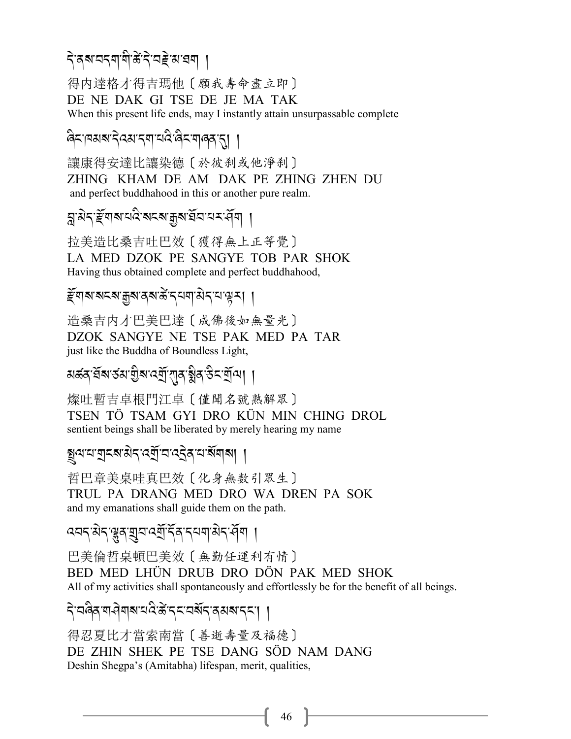དེ་ནས་བདག་གི་ཚེ་དེ་བརྗེ་མ་ཐག །

得內達格才得吉瑪他〔願我壽命盡立即〕
DE NE DAK GI TSE DE JE MA TAK
When this present life ends, may I instantly attain unsurpassable complete

ཞིང་ཁམས་དེའམ་དག་པའི་ཞིང་གཞན་དུ། །

讓康得安達比讓染德〔於彼刹或他淨刹〕
ZHING KHAM DE AM DAK PE ZHING ZHEN DU
and perfect buddhahood in this or another pure realm.

བླ་མེད་རྫོགས་པའི་སངས་རྒྱས་ཐོབ་པར་ཤོག །

拉美造比桑吉吐巴效〔獲得無上正等覺〕
LA MED DZOK PE SANGYE TOB PAR SHOK
Having thus obtained complete and perfect buddhahood,

རྫོགས་སངས་རྒྱས་ནས་ཚེ་དཔག་མེད་པ་ལྟར། །

造桑吉內才巴美巴達〔成佛後如無量光〕
DZOK SANGYE NE TSE PAK MED PA TAR
just like the Buddha of Boundless Light,

མཚན་ཐོས་ཙམ་གྱིས་འགྲོ་ཀུན་སྨིན་ཅིང་གྲོལ། །

燦吐暫吉卓根門江卓〔僅聞名號熟解眾〕
TSEN TÖ TSAM GYI DRO KÜN MIN CHING DROL
sentient beings shall be liberated by merely hearing my name

སྤྲུལ་པ་གྲངས་མེད་འགྲོ་བ་འདྲེན་པ་སོགས། །

哲巴章美桌哇真巴效〔化身無数引眾生〕
TRUL PA DRANG MED DRO WA DREN PA SOK
and my emanations shall guide them on the path.

འབད་མེད་ལྷུན་གྲུབ་འགྲོ་དོན་དཔག་མེད་ཤོག །

巴美倫哲桌頓巴美效〔無勤任運利有情〕
BED MED LHÜN DRUB DRO DÖN PAK MED SHOK
All of my activities shall spontaneously and effortlessly be for the benefit of all beings.

དེ་བཞིན་གཤེགས་པའི་ཚེ་དང་བསོད་ནམས་དང་། །

得忍夏比才當索南當〔善逝壽量及福德〕
DE ZHIN SHEK PE TSE DANG SÖD NAM DANG
Deshin Shegpa's (Amitabha) lifespan, merit, qualities,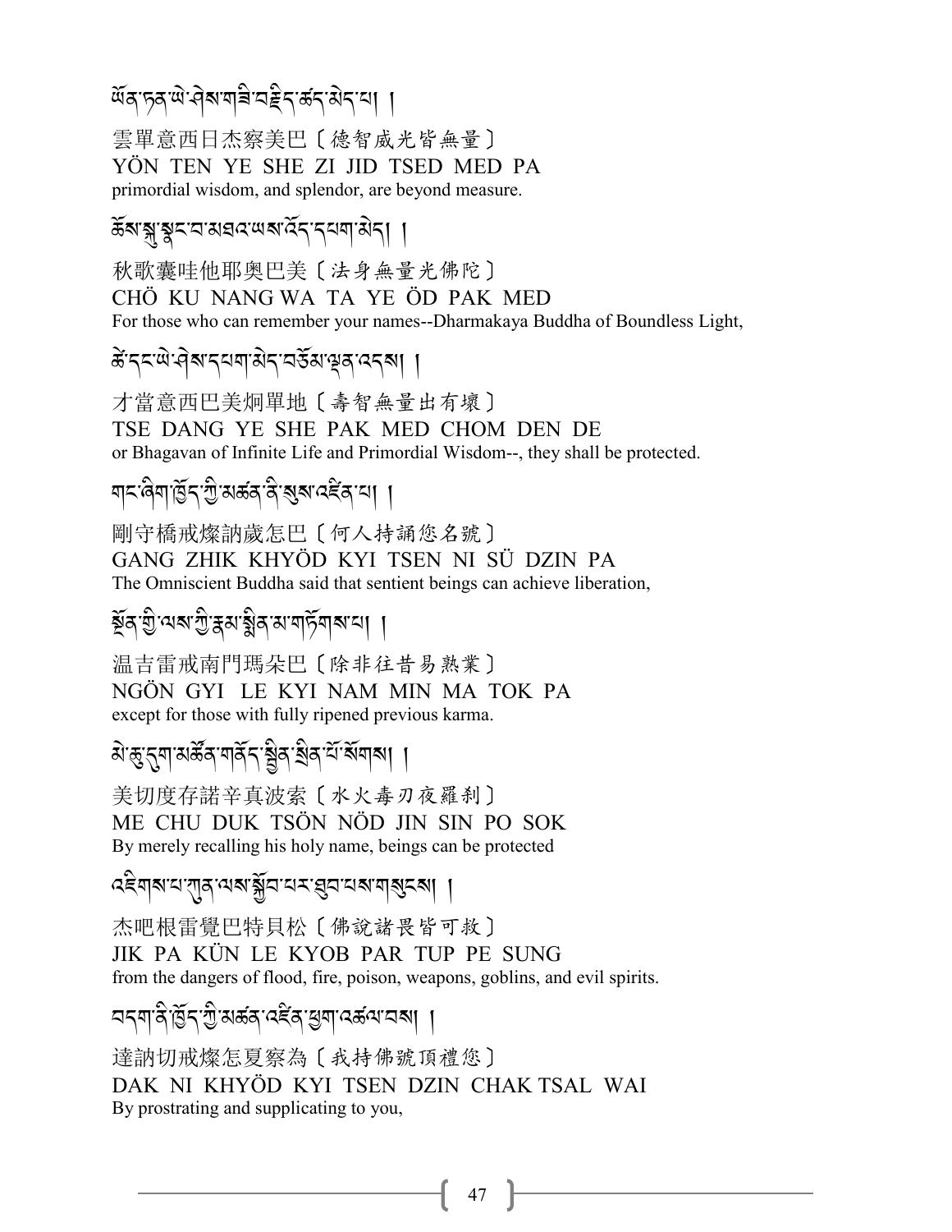ཡོན་ཏན་ཡེ་ཤེས་གཟི་བརྗིད་ཚད་མེད་པ། །

雲單意西日杰察美巴〔德智威光皆無量〕
YÖN TEN YE SHE ZI JID TSED MED PA
primordial wisdom, and splendor, are beyond measure.

ཆོས་སྐུ་སྣང་བ་མཐའ་ཡས་འོད་དཔག་མེད། །

秋歌囊哇他耶奧巴美〔法身無量光佛陀〕
CHÖ KU NANG WA TA YE ÖD PAK MED
For those who can remember your names--Dharmakaya Buddha of Boundless Light,

ཚེ་དང་ཡེ་ཤེས་དཔག་མེད་བཅོམ་ལྡན་འདས། །

才當意西巴美烱單地〔壽智無量出有壞〕
TSE DANG YE SHE PAK MED CHOM DEN DE
or Bhagavan of Infinite Life and Primordial Wisdom--, they shall be protected.

གང་ཞིག་ཁྱོད་ཀྱི་མཚན་ནི་སུས་འཛིན་པ། །

剛守橋戒燦訥歲怎巴〔何人持誦您名號〕
GANG ZHIK KHYÖD KYI TSEN NI SÜ DZIN PA
The Omniscient Buddha said that sentient beings can achieve liberation,

སྔོན་གྱི་ལས་ཀྱི་རྣམ་སྨིན་མ་གཏོགས་པ། །

温吉雷戒南門瑪朵巴〔除非往昔易熟業〕
NGÖN GYI LE KYI NAM MIN MA TOK PA
except for those with fully ripened previous karma.

མེ་ཆུ་དུག་མཚོན་གནོད་སྦྱིན་སྲིན་པོ་སོགས། །

美切度存諾辛真波索〔水火毒刀夜羅刹〕
ME CHU DUK TSÖN NÖD JIN SIN PO SOK
By merely recalling his holy name, beings can be protected

འཇིགས་པ་ཀུན་ལས་སྐྱོབ་པར་ཐུབ་པས་གསུངས། །

杰吧根雷覺巴特貝松〔佛說諸畏皆可救〕
JIK PA KÜN LE KYOB PAR TUP PE SUNG
from the dangers of flood, fire, poison, weapons, goblins, and evil spirits.

བདག་ནི་ཁྱོད་ཀྱི་མཚན་འཛིན་ཕྱག་འཚལ་བས། །

達訥切戒燦怎夏察為〔我持佛號頂禮您〕
DAK NI KHYÖD KYI TSEN DZIN CHAK TSAL WAI
By prostrating and supplicating to you,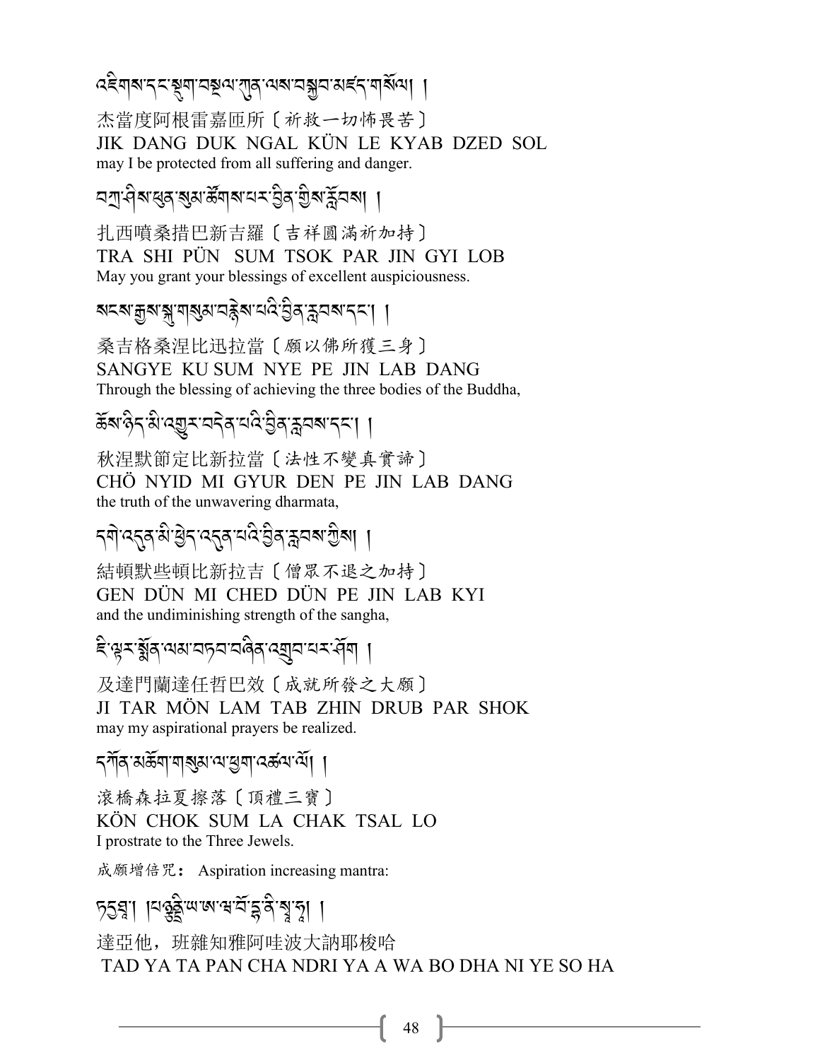འཇིགས་དང་སྡུག་བསྔལ་ཀུན་ལས་བསྐྱབ་མཛད་གསོལ། །

杰當度阿根雷嘉匝所〔祈救一切怖畏苦〕
JIK DANG DUK NGAL KÜN LE KYAB DZED SOL
may I be protected from all suffering and danger.

བཀྲ་ཤིས་ཕུན་སུམ་ཚོགས་པར་བྱིན་གྱིས་རློབས། །

扎西噴桑措巴新吉羅〔吉祥圓滿祈加持〕
TRA SHI PÜN SUM TSOK PAR JIN GYI LOB
May you grant your blessings of excellent auspiciousness.

སངས་རྒྱས་སྐུ་གསུམ་བརྙེས་པའི་བྱིན་རླབས་དང་། །

桑吉格桑涅比迅拉當〔願以佛所獲三身〕
SANGYE KU SUM NYE PE JIN LAB DANG
Through the blessing of achieving the three bodies of the Buddha,

ཆོས་ཉིད་མི་འགྱུར་བདེན་པའི་བྱིན་རླབས་དང་། །

秋涅默節定比新拉當〔法性不變真實諦〕
CHÖ NYID MI GYUR DEN PE JIN LAB DANG
the truth of the unwavering dharmata,

དགེ་འདུན་མི་ཕྱེད་འདུན་པའི་བྱིན་རླབས་ཀྱིས། །

結頓默些頓比新拉吉〔僧眾不退之加持〕
GEN DÜN MI CHED DÜN PE JIN LAB KYI
and the undiminishing strength of the sangha,

ཇི་ལྟར་སྨོན་ལམ་བཏབ་བཞིན་འགྲུབ་པར་ཤོག །

及達門蘭達任哲巴效〔成就所發之大願〕
JI TAR MÖN LAM TAB ZHIN DRUB PAR SHOK
may my aspirational prayers be realized.

དཀོན་མཆོག་གསུམ་ལ་ཕྱག་འཚལ་ལོ། །

滾橋森拉夏擦落〔頂禮三寶〕
KÖN CHOK SUM LA CHAK TSAL LO
I prostrate to the Three Jewels.

成願增倍咒： Aspiration increasing mantra:

ཏདྱཐཱ། །པཉྩནྡྲི་ཡ་ཨ་ཝ་བོ་དྷ་ནི་སྭཱ་ཧཱ། །

達亞他，班雜知雅阿哇波大訥耶梭哈
TAD YA TA PAN CHA NDRI YA A WA BO DHA NI YE SO HA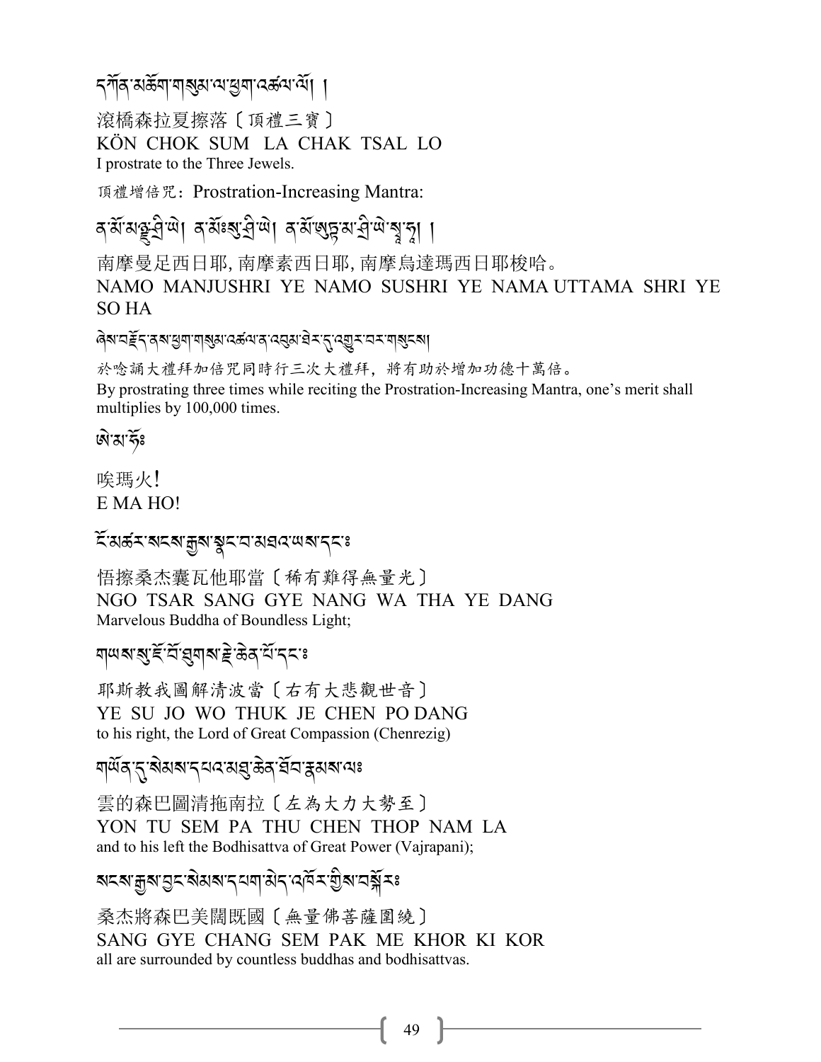དཀོན་མཆོག་གསུམ་ལ་ཕྱག་འཚལ་ལོ། །

滾橋森拉夏擦落〔頂禮三寶〕
KÖN CHOK SUM LA CHAK TSAL LO
I prostrate to the Three Jewels.

頂禮增倍咒：Prostration-Increasing Mantra:

ན་མོ་མཉྫུ་ཤྲཱི་ཡེ། ན་མོཿསུ་ཤྲཱི་ཡེ། ན་མོ་ཨུཏྟ་མ་ཤྲཱི་ཡེ་སྭཱ་ཧཱ། །

南摩曼足西日耶, 南摩素西日耶, 南摩烏達瑪西日耶梭哈。
NAMO MANJUSHRI YE NAMO SUSHRI YE NAMA UTTAMA SHRI YE SO HA

ཞེས་བརྗོད་ནས་ཕྱག་གསུམ་འཚལ་ན་འབུམ་ཐེར་དུ་འགྱུར་བར་གསུངས།

於唸誦大禮拜加倍咒同時行三次大禮拜，將有助於增加功德十萬倍。
By prostrating three times while reciting the Prostration-Increasing Mantra, one's merit shall multiplies by 100,000 times.

ཨེ་མ་ཧོཿ

唉瑪火!
E MA HO!

ངོ་མཚར་སངས་རྒྱས་སྣང་བ་མཐའ་ཡས་དང༌ཿ

悟擦桑杰囊瓦他耶當〔稀有難得無量光〕
NGO TSAR SANG GYE NANG WA THA YE DANG
Marvelous Buddha of Boundless Light;

གཡས་སུ་ཇོ་བོ་ཐུགས་རྗེ་ཆེན་པོ་དང༌ཿ

耶斯教我圖解清波當〔右有大悲觀世音〕
YE SU JO WO THUK JE CHEN PO DANG
to his right, the Lord of Great Compassion (Chenrezig)

གཡོན་དུ་སེམས་དཔའ་མཐུ་ཆེན་ཐོབ་རྣམས་ལཿ

雲的森巴圖清拖南拉〔左為大力大勢至〕
YON TU SEM PA THU CHEN THOP NAM LA
and to his left the Bodhisattva of Great Power (Vajrapani);

སངས་རྒྱས་བྱང་སེམས་དཔག་མེད་འཁོར་གྱིས་བསྐོརཿ

桑杰將森巴美闊既國〔無量佛菩薩圍繞〕
SANG GYE CHANG SEM PAK ME KHOR KI KOR
all are surrounded by countless buddhas and bodhisattvas.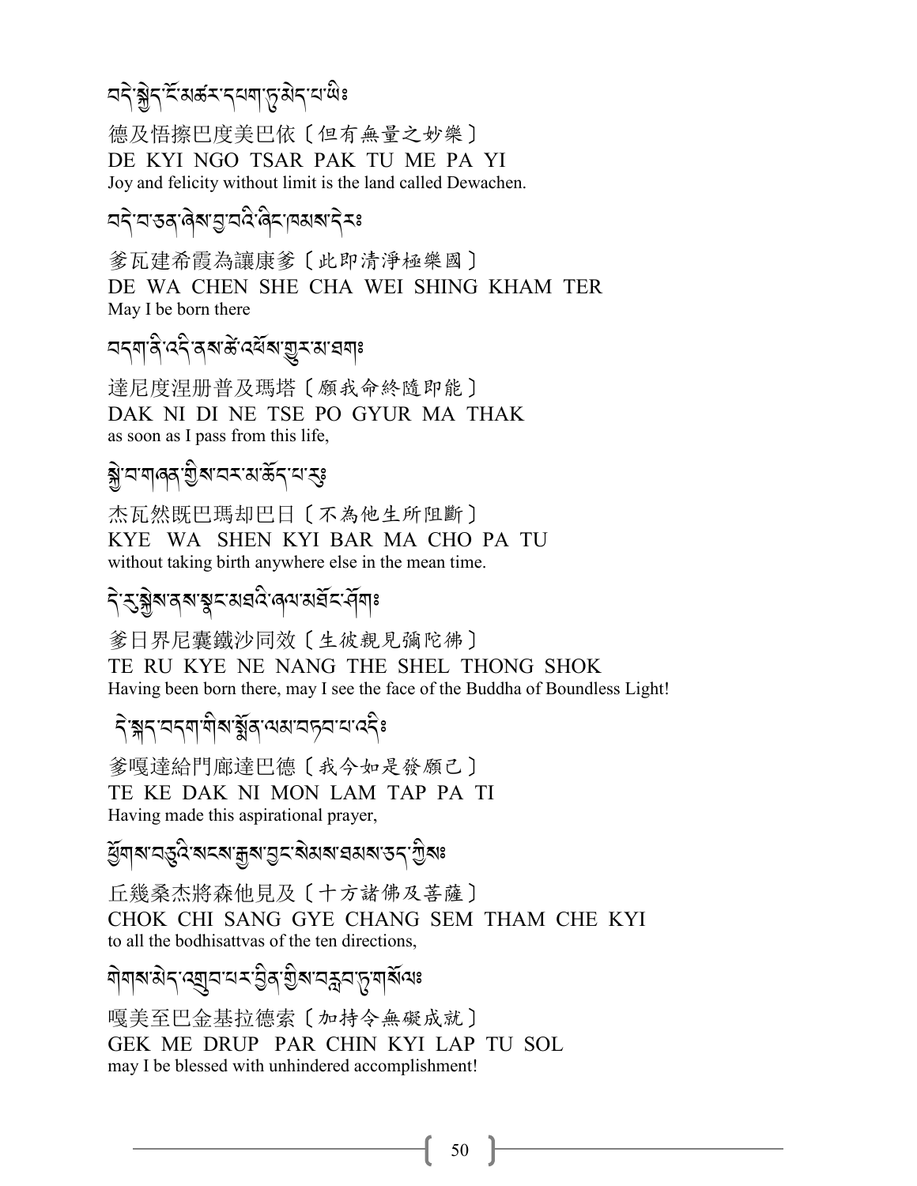བདེ་སྐྱིད་ངོ་མཚར་དཔག་ཏུ་མེད་པ་ཡི༔

德及悟擦巴度美巴依〔但有無量之妙樂〕
DE KYI NGO TSAR PAK TU ME PA YI
Joy and felicity without limit is the land called Dewachen.

བདེ་བ་ཅན་ཞེས་བྱ་བའི་ཞིང་ཁམས་དེར༔

爹瓦建希霞為讓康爹〔此即清淨極樂國〕
DE WA CHEN SHE CHA WEI SHING KHAM TER
May I be born there

བདག་ནི་འདི་ནས་ཚེ་འཕོས་གྱུར་མ་ཐག༔

達尼度涅册普及瑪塔〔願我命終隨即能〕
DAK NI DI NE TSE PO GYUR MA THAK
as soon as I pass from this life,

སྐྱེ་བ་གཞན་གྱིས་བར་མ་ཆོད་པ་རུ༔

杰瓦然既巴瑪却巴日〔不為他生所阻斷〕
KYE WA SHEN KYI BAR MA CHO PA TU
without taking birth anywhere else in the mean time.

དེ་རུ་སྐྱེས་ནས་སྣང་མཐའི་ཞལ་མཐོང་ཤོག༔

爹日界尼囊鐵沙同效〔生彼親見彌陀佛〕
TE RU KYE NE NANG THE SHEL THONG SHOK
Having been born there, may I see the face of the Buddha of Boundless Light!

དེ་སྐད་བདག་གིས་སྨོན་ལམ་བཏབ་པ་འདི༔

爹嘎達給門廊達巴德〔我今如是發願已〕
TE KE DAK NI MON LAM TAP PA TI
Having made this aspirational prayer,

ཕྱོགས་བཅུའི་སངས་རྒྱས་བྱང་སེམས་ཐམས་ཅད་ཀྱིས༔

丘幾桑杰將森他見及〔十方諸佛及菩薩〕
CHOK CHI SANG GYE CHANG SEM THAM CHE KYI
to all the bodhisattvas of the ten directions,

གེགས་མེད་འགྲུབ་པར་བྱིན་གྱིས་བརླབ་ཏུ་གསོལ༔

嘎美至巴金基拉德索〔加持令無礙成就〕
GEK ME DRUP PAR CHIN KYI LAP TU SOL
may I be blessed with unhindered accomplishment!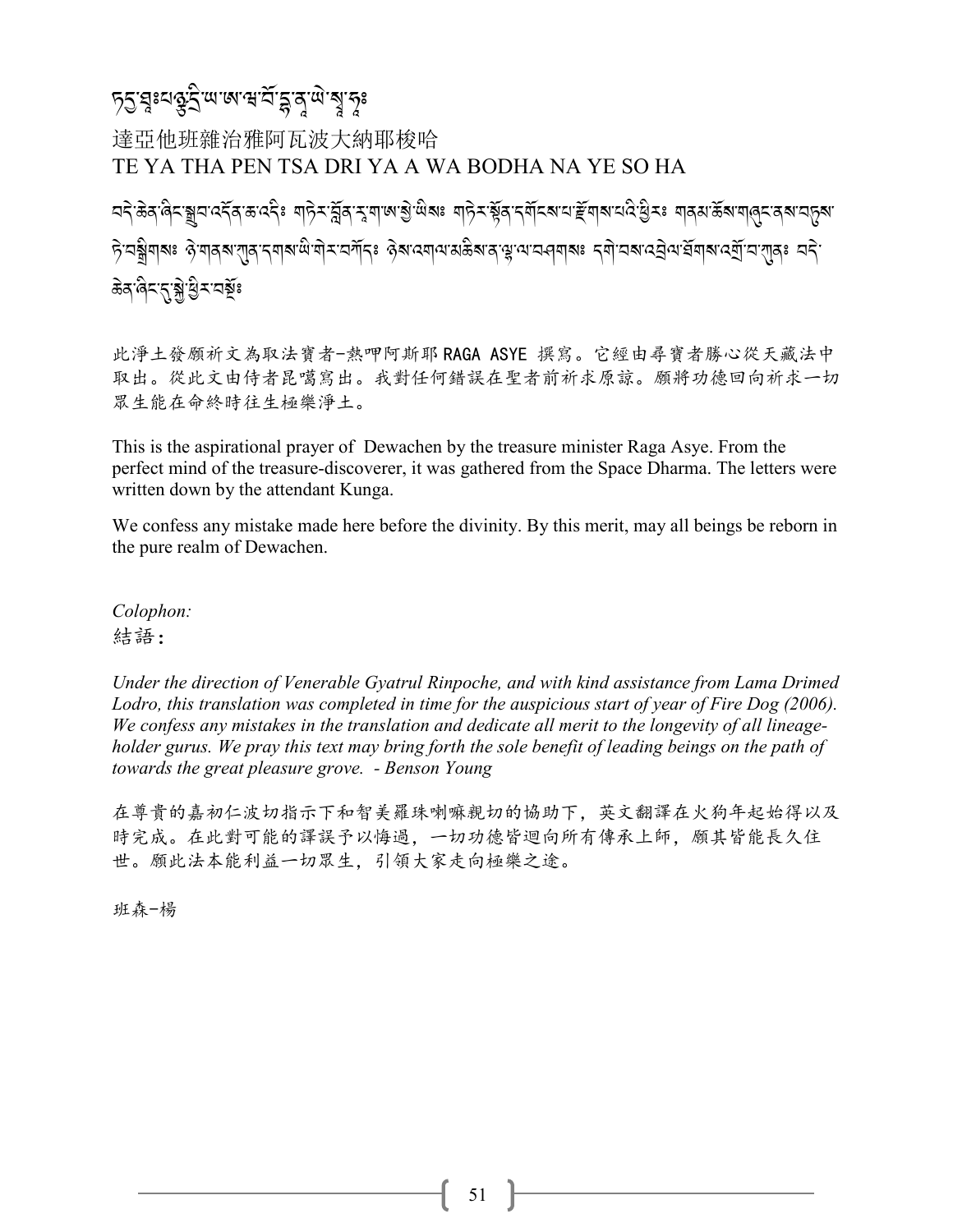ཏདྱ་ཐཱ། པཉྩ་དྲི་ཡ་ཨ་ཝ་བོ་དྷ་ནཱ་ཡེ་སྭཱ་ཧཱ།

達亞他班雜治雅阿瓦波大納耶梭哈

TE YA THA PEN TSA DRI YA A WA BODHA NA YE SO HA

བདེ་ཆེན་ཞིང་སྨོན་འདོན་ཆ་འདི། གཏེར་བློན་ར་ག་ཨ་སྱེ་ཡིས། གཏེར་སྟོན་དགོངས་པ་རྫོགས་པའི་ཕྱིར། གནམ་ཆོས་གཞུང་ནས་བཏུས་ཏེ་བསྒྲིགས། ཉེ་གནས་ཀུན་དགས་ཡི་གེར་བཀོད། ཉེས་འགལ་མཆིས་ན་ལྷ་ལ་བཤགས། དགེ་བས་འབྲེལ་ཐོགས་འགྲོ་བ་ཀུན། བདེ་ཆེན་ཞིང་དུ་སྐྱེ་ཕྱིར་བསྔོ།

此淨土發願祈文為取法寶者-熱呷阿斯耶 RAGA ASYE 撰寫。它經由尋寶者勝心從天藏法中取出。從此文由侍者昆噶寫出。我對任何錯誤在聖者前祈求原諒。願將功德回向祈求一切眾生能在命終時往生極樂淨土。

This is the aspirational prayer of Dewachen by the treasure minister Raga Asye. From the perfect mind of the treasure-discoverer, it was gathered from the Space Dharma. The letters were written down by the attendant Kunga.

We confess any mistake made here before the divinity. By this merit, may all beings be reborn in the pure realm of Dewachen.

*Colophon:*
結語：

*Under the direction of Venerable Gyatrul Rinpoche, and with kind assistance from Lama Drimed Lodro, this translation was completed in time for the auspicious start of year of Fire Dog (2006). We confess any mistakes in the translation and dedicate all merit to the longevity of all lineage-holder gurus. We pray this text may bring forth the sole benefit of leading beings on the path of towards the great pleasure grove. - Benson Young*

在尊貴的嘉初仁波切指示下和智美羅珠喇嘛親切的協助下，英文翻譯在火狗年起始得以及時完成。在此對可能的譯誤予以悔過，一切功德皆迴向所有傳承上師，願其皆能長久住世。願此法本能利益一切眾生，引領大家走向極樂之途。

班森-楊